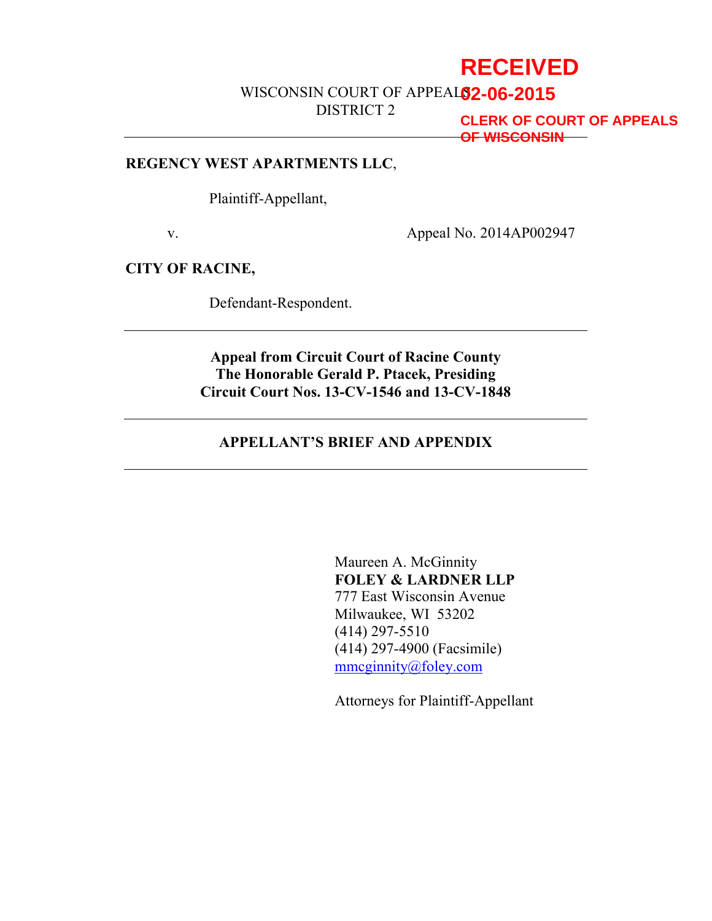**RECEIVED**

**02-06-2015**

**CLERK OF COURT OF APPEALS OF WISCONSIN**

WISCONSIN COURT OF APPEALS
DISTRICT 2

---

**REGENCY WEST APARTMENTS LLC**,

Plaintiff-Appellant,

v. Appeal No. 2014AP002947

**CITY OF RACINE,**

Defendant-Respondent.

---

**Appeal from Circuit Court of Racine County**
**The Honorable Gerald P. Ptacek, Presiding**
**Circuit Court Nos. 13-CV-1546 and 13-CV-1848**

---

**APPELLANT'S BRIEF AND APPENDIX**

---

Maureen A. McGinnity
**FOLEY & LARDNER LLP**
777 East Wisconsin Avenue
Milwaukee, WI 53202
(414) 297-5510
(414) 297-4900 (Facsimile)
mmcginnity@foley.com

Attorneys for Plaintiff-Appellant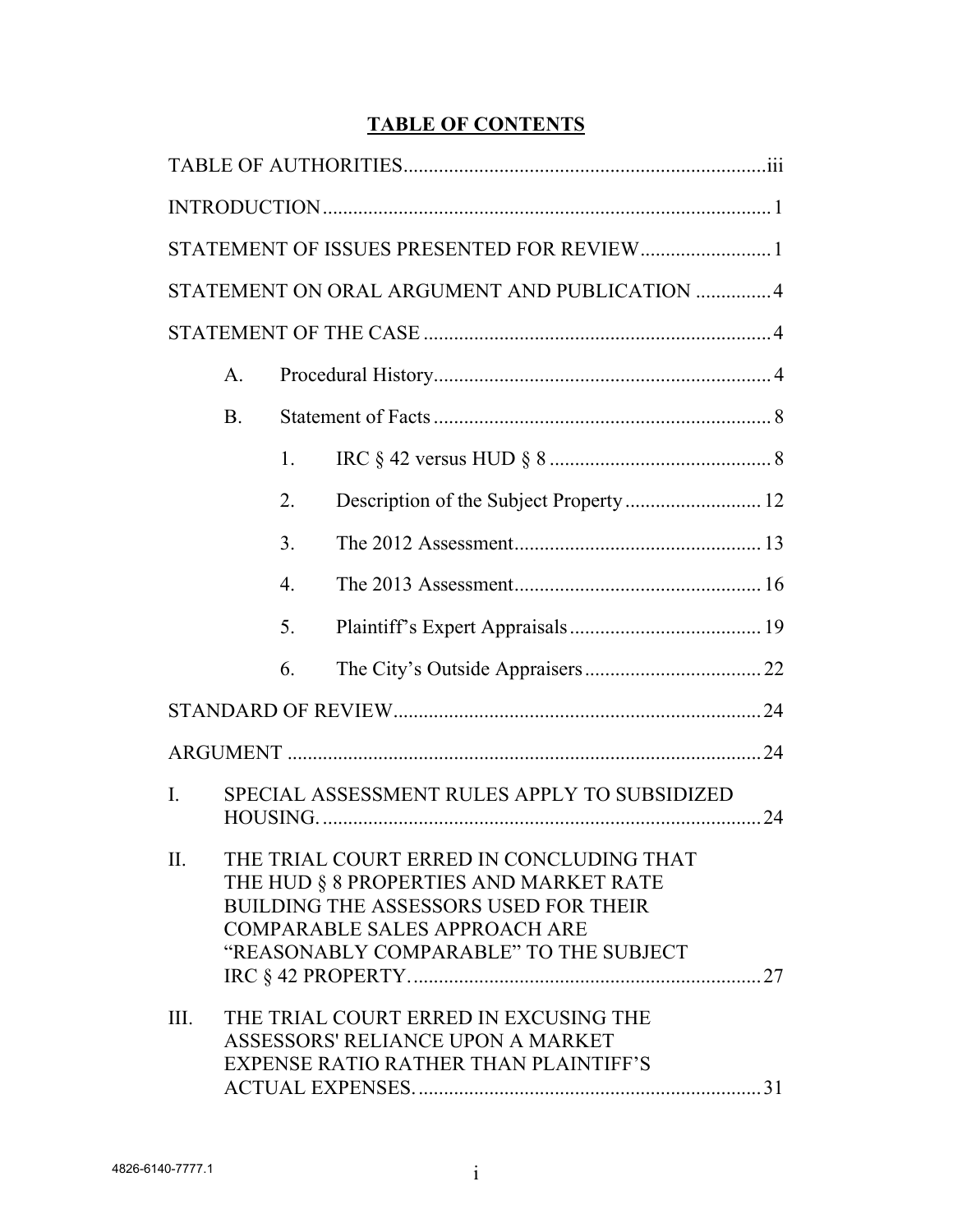# TABLE OF CONTENTS

TABLE OF AUTHORITIES ........................................................................ iii

INTRODUCTION ........................................................................ 1

STATEMENT OF ISSUES PRESENTED FOR REVIEW ........................ 1

STATEMENT ON ORAL ARGUMENT AND PUBLICATION ............... 4

STATEMENT OF THE CASE ........................................................ 4

- A. Procedural History ........................................................ 4
- B. Statement of Facts ........................................................ 8
  1. IRC § 42 versus HUD § 8 ........................................ 8
  2. Description of the Subject Property ........................ 12
  3. The 2012 Assessment ............................................ 13
  4. The 2013 Assessment ............................................ 16
  5. Plaintiff's Expert Appraisals .................................. 19
  6. The City's Outside Appraisers ................................ 22

STANDARD OF REVIEW ........................................................ 24

ARGUMENT ........................................................................ 24

I. SPECIAL ASSESSMENT RULES APPLY TO SUBSIDIZED HOUSING. ........................................................................ 24

II. THE TRIAL COURT ERRED IN CONCLUDING THAT THE HUD § 8 PROPERTIES AND MARKET RATE BUILDING THE ASSESSORS USED FOR THEIR COMPARABLE SALES APPROACH ARE "REASONABLY COMPARABLE" TO THE SUBJECT IRC § 42 PROPERTY. ........................................................ 27

III. THE TRIAL COURT ERRED IN EXCUSING THE ASSESSORS' RELIANCE UPON A MARKET EXPENSE RATIO RATHER THAN PLAINTIFF'S ACTUAL EXPENSES. ........................................................ 31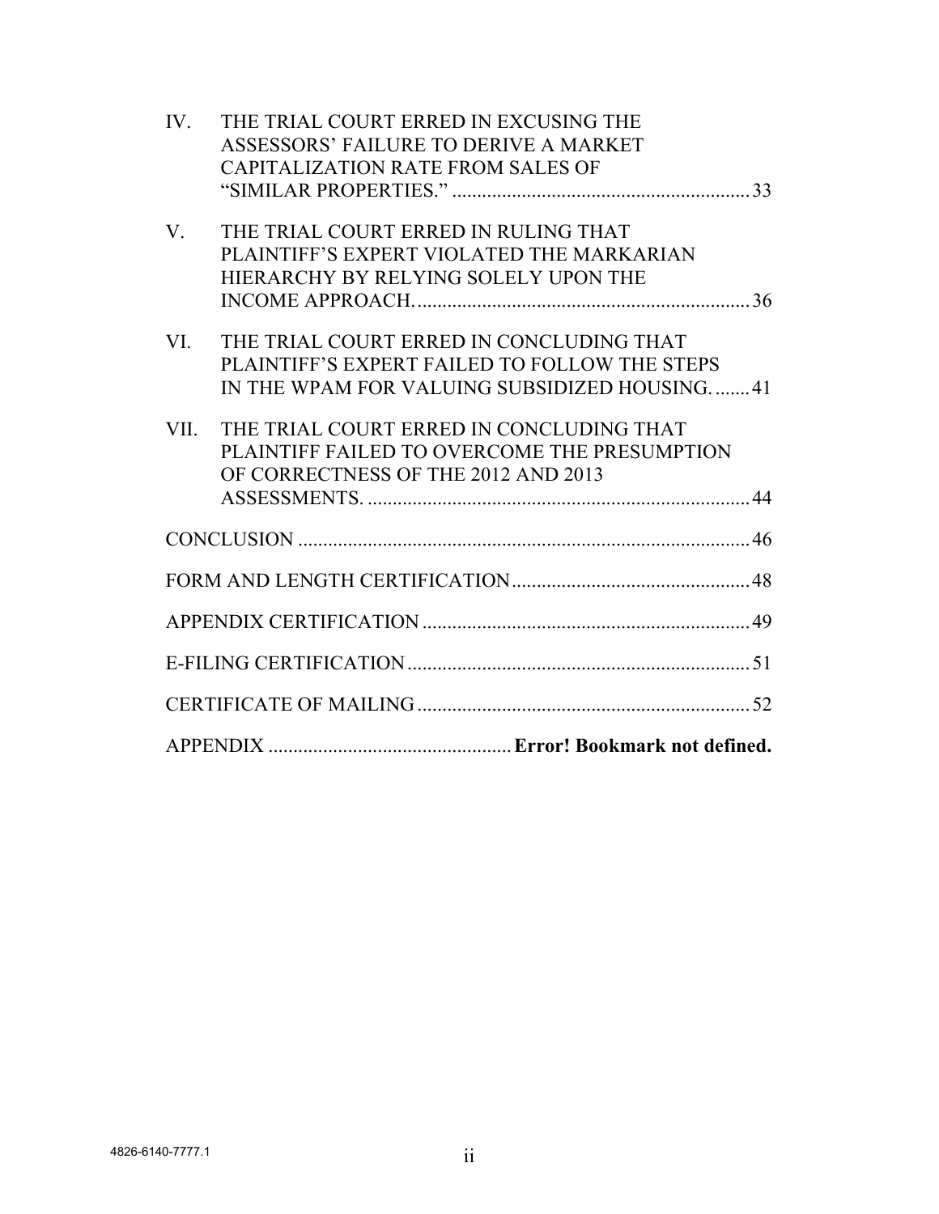IV. THE TRIAL COURT ERRED IN EXCUSING THE ASSESSORS' FAILURE TO DERIVE A MARKET CAPITALIZATION RATE FROM SALES OF "SIMILAR PROPERTIES." ........................................................... 33

V. THE TRIAL COURT ERRED IN RULING THAT PLAINTIFF'S EXPERT VIOLATED THE MARKARIAN HIERARCHY BY RELYING SOLELY UPON THE INCOME APPROACH. ................................................................... 36

VI. THE TRIAL COURT ERRED IN CONCLUDING THAT PLAINTIFF'S EXPERT FAILED TO FOLLOW THE STEPS IN THE WPAM FOR VALUING SUBSIDIZED HOUSING. ....... 41

VII. THE TRIAL COURT ERRED IN CONCLUDING THAT PLAINTIFF FAILED TO OVERCOME THE PRESUMPTION OF CORRECTNESS OF THE 2012 AND 2013 ASSESSMENTS. ............................................................................ 44

CONCLUSION ........................................................................................... 46

FORM AND LENGTH CERTIFICATION ................................................ 48

APPENDIX CERTIFICATION .................................................................. 49

E-FILING CERTIFICATION ..................................................................... 51

CERTIFICATE OF MAILING ................................................................... 52

APPENDIX ................................................ **Error! Bookmark not defined.**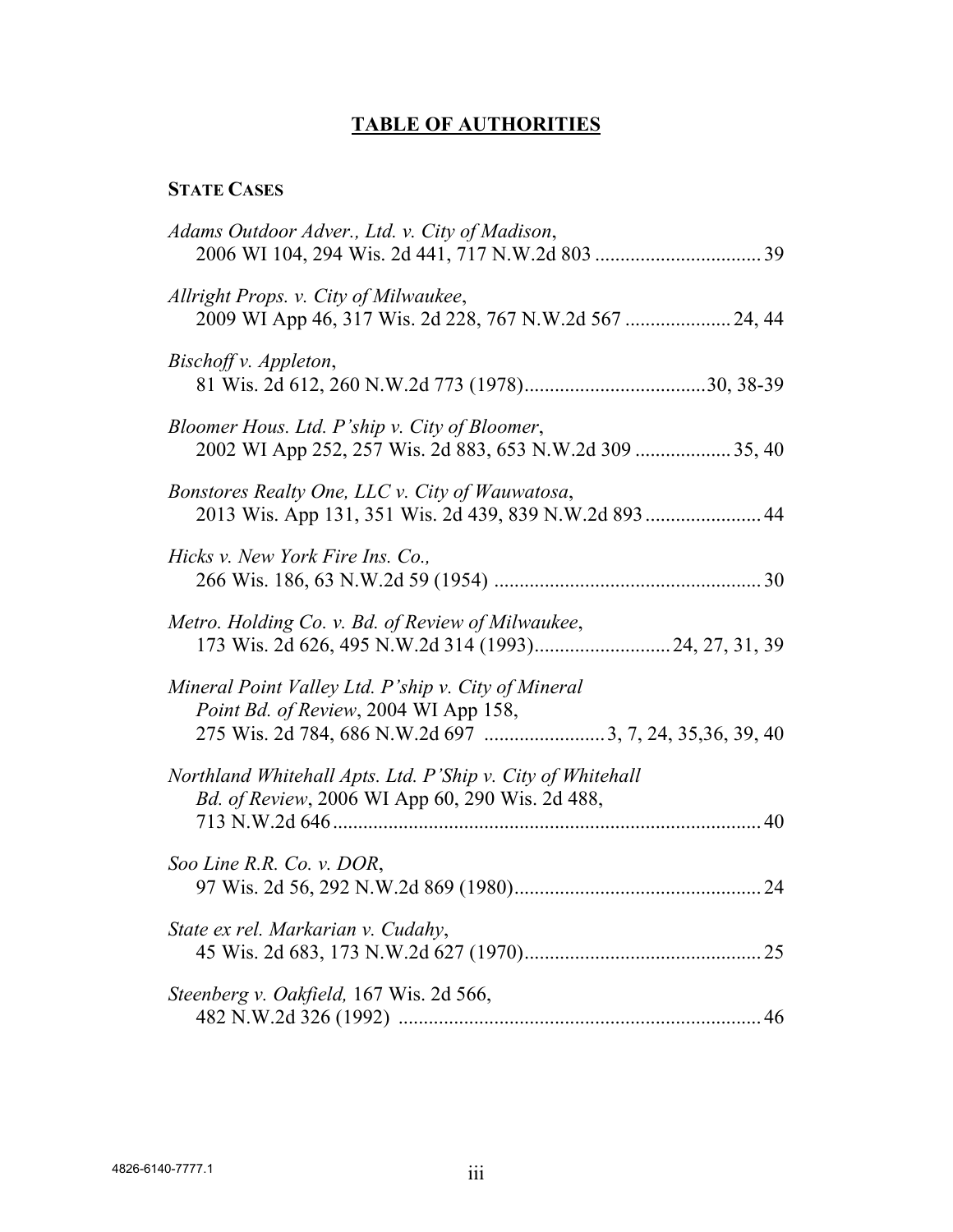# TABLE OF AUTHORITIES

## STATE CASES

*Adams Outdoor Adver., Ltd. v. City of Madison*, 2006 WI 104, 294 Wis. 2d 441, 717 N.W.2d 803 ................................ 39

*Allright Props. v. City of Milwaukee*, 2009 WI App 46, 317 Wis. 2d 228, 767 N.W.2d 567 .................... 24, 44

*Bischoff v. Appleton*, 81 Wis. 2d 612, 260 N.W.2d 773 (1978)...................................30, 38-39

*Bloomer Hous. Ltd. P'ship v. City of Bloomer*, 2002 WI App 252, 257 Wis. 2d 883, 653 N.W.2d 309 .................. 35, 40

*Bonstores Realty One, LLC v. City of Wauwatosa*, 2013 Wis. App 131, 351 Wis. 2d 439, 839 N.W.2d 893 ....................... 44

*Hicks v. New York Fire Ins. Co.,* 266 Wis. 186, 63 N.W.2d 59 (1954) ..................................................... 30

*Metro. Holding Co. v. Bd. of Review of Milwaukee*, 173 Wis. 2d 626, 495 N.W.2d 314 (1993).......................... 24, 27, 31, 39

*Mineral Point Valley Ltd. P'ship v. City of Mineral Point Bd. of Review*, 2004 WI App 158, 275 Wis. 2d 784, 686 N.W.2d 697 ....................... 3, 7, 24, 35,36, 39, 40

*Northland Whitehall Apts. Ltd. P'Ship v. City of Whitehall Bd. of Review*, 2006 WI App 60, 290 Wis. 2d 488, 713 N.W.2d 646 .................................................................................... 40

*Soo Line R.R. Co. v. DOR*, 97 Wis. 2d 56, 292 N.W.2d 869 (1980)................................................ 24

*State ex rel. Markarian v. Cudahy*, 45 Wis. 2d 683, 173 N.W.2d 627 (1970).............................................. 25

*Steenberg v. Oakfield,* 167 Wis. 2d 566, 482 N.W.2d 326 (1992) ....................................................................... 46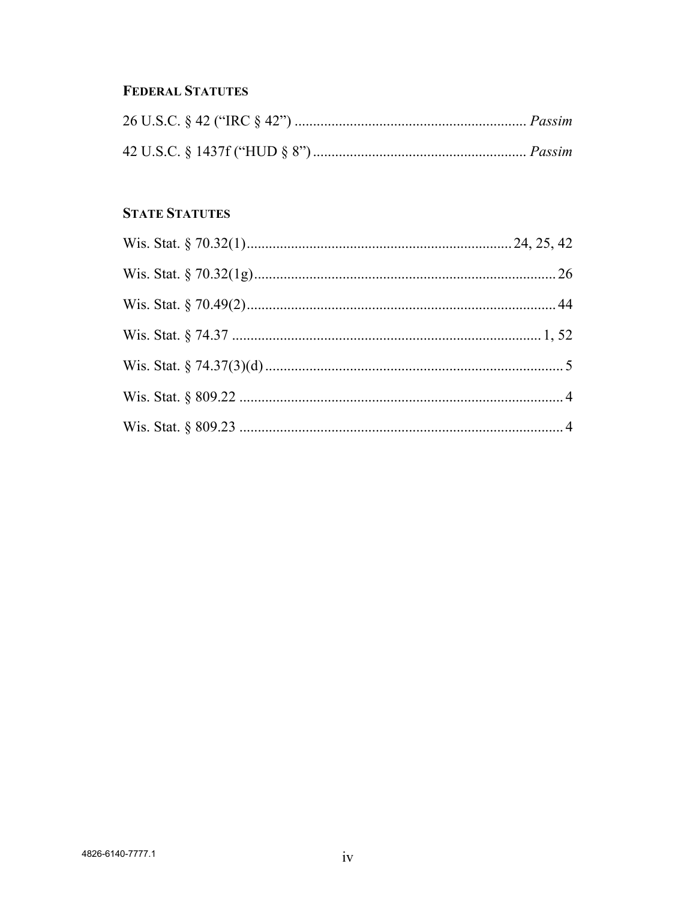**FEDERAL STATUTES**

26 U.S.C. § 42 ("IRC § 42") .............................................................. *Passim*

42 U.S.C. § 1437f ("HUD § 8") .......................................................... *Passim*

**STATE STATUTES**

Wis. Stat. § 70.32(1) ........................................................................ 24, 25, 42

Wis. Stat. § 70.32(1g) .................................................................................. 26

Wis. Stat. § 70.49(2) .................................................................................... 44

Wis. Stat. § 74.37 ..................................................................................... 1, 52

Wis. Stat. § 74.37(3)(d) .................................................................................. 5

Wis. Stat. § 809.22 ........................................................................................ 4

Wis. Stat. § 809.23 ........................................................................................ 4

4826-6140-7777.1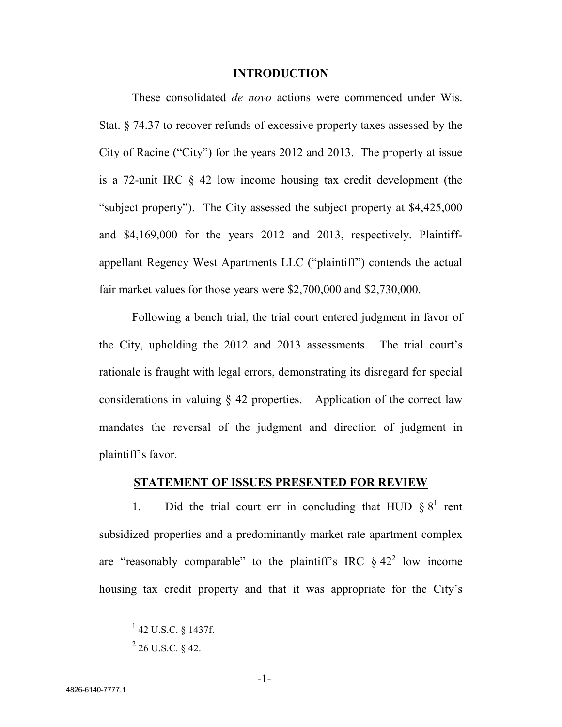## INTRODUCTION

These consolidated *de novo* actions were commenced under Wis. Stat. § 74.37 to recover refunds of excessive property taxes assessed by the City of Racine ("City") for the years 2012 and 2013. The property at issue is a 72-unit IRC § 42 low income housing tax credit development (the "subject property"). The City assessed the subject property at $4,425,000 and $4,169,000 for the years 2012 and 2013, respectively. Plaintiff-appellant Regency West Apartments LLC ("plaintiff") contends the actual fair market values for those years were $2,700,000 and $2,730,000.

Following a bench trial, the trial court entered judgment in favor of the City, upholding the 2012 and 2013 assessments. The trial court's rationale is fraught with legal errors, demonstrating its disregard for special considerations in valuing § 42 properties. Application of the correct law mandates the reversal of the judgment and direction of judgment in plaintiff's favor.

## STATEMENT OF ISSUES PRESENTED FOR REVIEW

1. Did the trial court err in concluding that HUD § 8[1] rent subsidized properties and a predominantly market rate apartment complex are "reasonably comparable" to the plaintiff's IRC § 42[2] low income housing tax credit property and that it was appropriate for the City's

[1] 42 U.S.C. § 1437f.

[2] 26 U.S.C. § 42.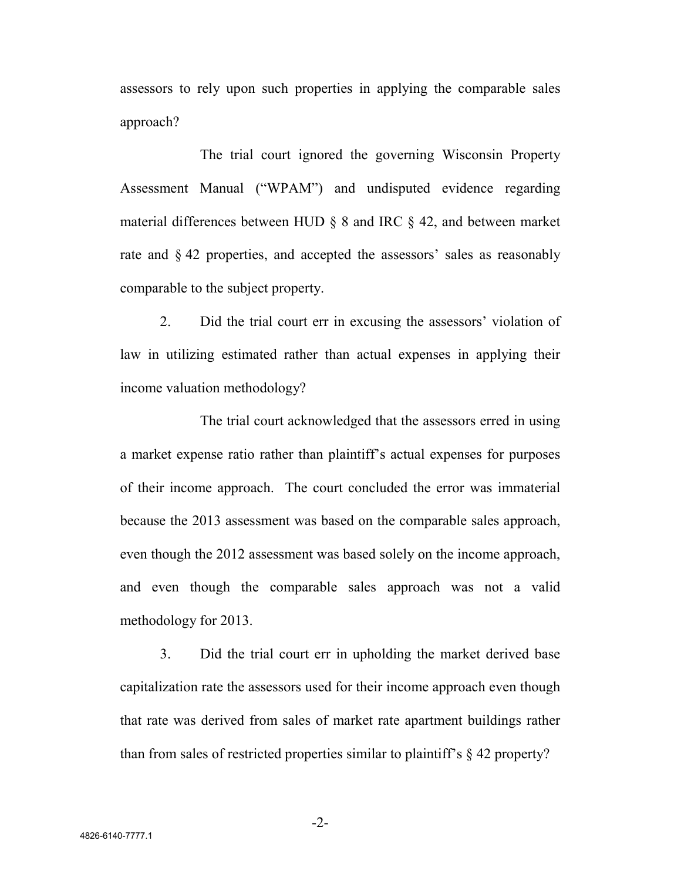assessors to rely upon such properties in applying the comparable sales approach?

The trial court ignored the governing Wisconsin Property Assessment Manual ("WPAM") and undisputed evidence regarding material differences between HUD § 8 and IRC § 42, and between market rate and § 42 properties, and accepted the assessors' sales as reasonably comparable to the subject property.

2. Did the trial court err in excusing the assessors' violation of law in utilizing estimated rather than actual expenses in applying their income valuation methodology?

The trial court acknowledged that the assessors erred in using a market expense ratio rather than plaintiff's actual expenses for purposes of their income approach. The court concluded the error was immaterial because the 2013 assessment was based on the comparable sales approach, even though the 2012 assessment was based solely on the income approach, and even though the comparable sales approach was not a valid methodology for 2013.

3. Did the trial court err in upholding the market derived base capitalization rate the assessors used for their income approach even though that rate was derived from sales of market rate apartment buildings rather than from sales of restricted properties similar to plaintiff's § 42 property?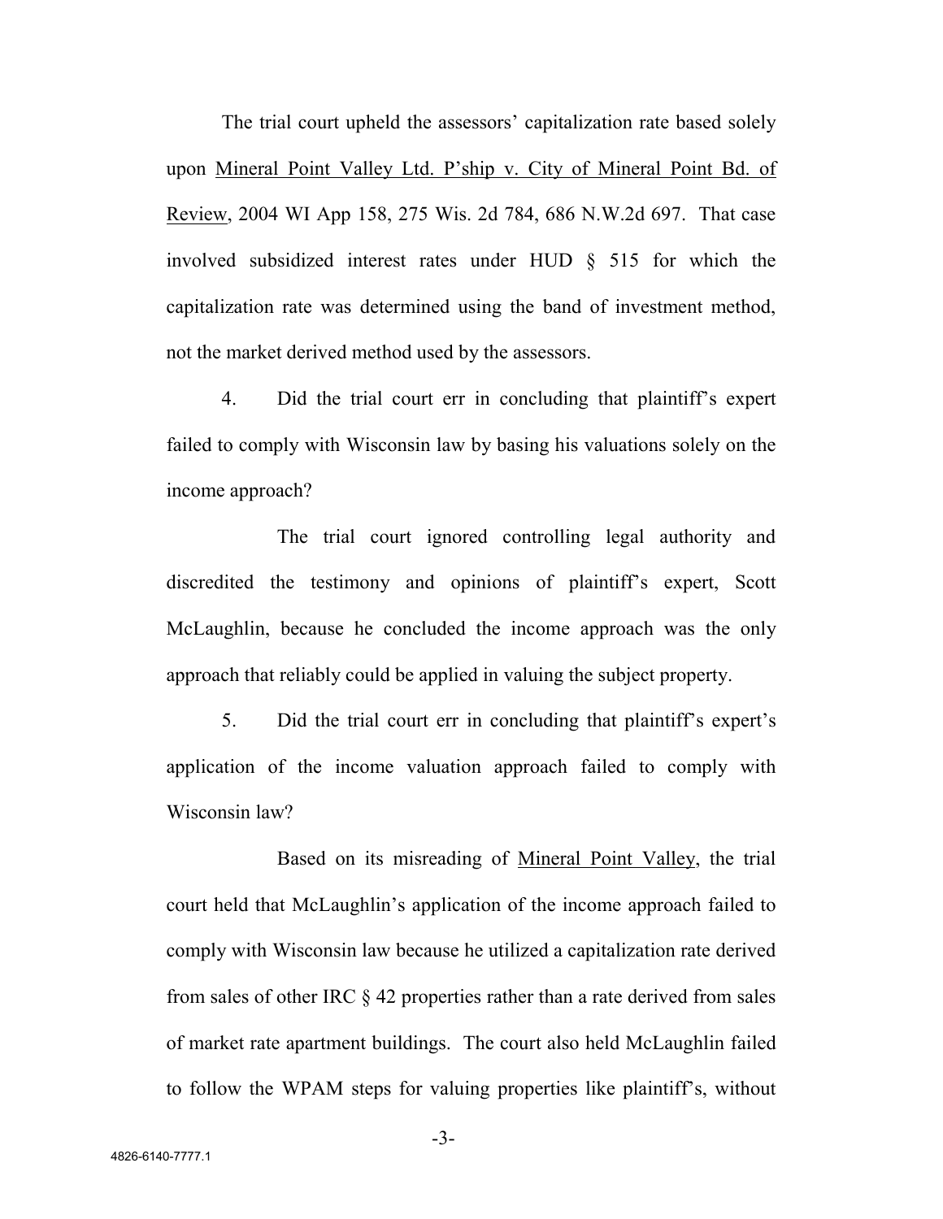The trial court upheld the assessors' capitalization rate based solely upon Mineral Point Valley Ltd. P'ship v. City of Mineral Point Bd. of Review, 2004 WI App 158, 275 Wis. 2d 784, 686 N.W.2d 697. That case involved subsidized interest rates under HUD § 515 for which the capitalization rate was determined using the band of investment method, not the market derived method used by the assessors.

4. Did the trial court err in concluding that plaintiff's expert failed to comply with Wisconsin law by basing his valuations solely on the income approach?

The trial court ignored controlling legal authority and discredited the testimony and opinions of plaintiff's expert, Scott McLaughlin, because he concluded the income approach was the only approach that reliably could be applied in valuing the subject property.

5. Did the trial court err in concluding that plaintiff's expert's application of the income valuation approach failed to comply with Wisconsin law?

Based on its misreading of Mineral Point Valley, the trial court held that McLaughlin's application of the income approach failed to comply with Wisconsin law because he utilized a capitalization rate derived from sales of other IRC § 42 properties rather than a rate derived from sales of market rate apartment buildings. The court also held McLaughlin failed to follow the WPAM steps for valuing properties like plaintiff's, without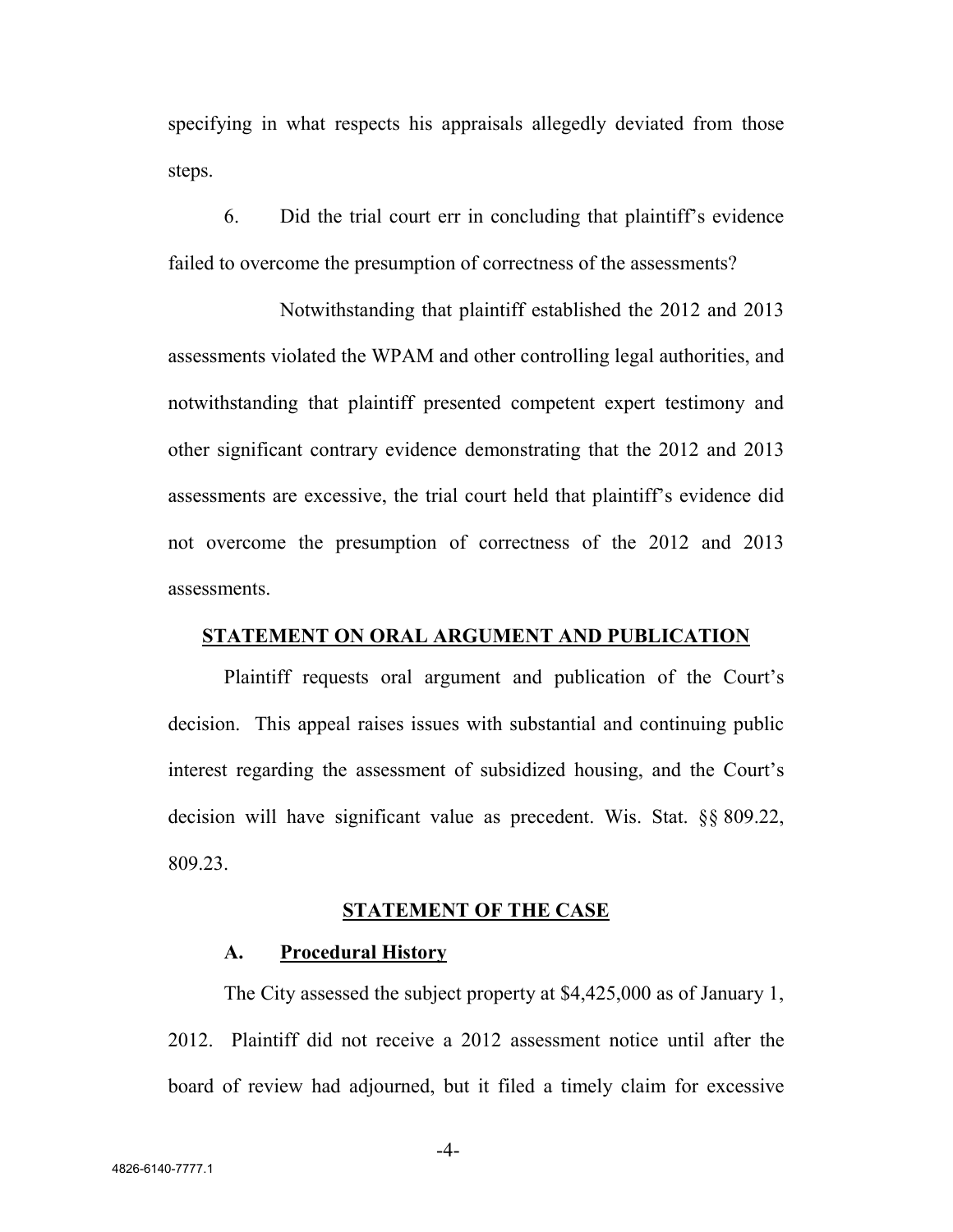specifying in what respects his appraisals allegedly deviated from those steps.

6. Did the trial court err in concluding that plaintiff's evidence failed to overcome the presumption of correctness of the assessments?

Notwithstanding that plaintiff established the 2012 and 2013 assessments violated the WPAM and other controlling legal authorities, and notwithstanding that plaintiff presented competent expert testimony and other significant contrary evidence demonstrating that the 2012 and 2013 assessments are excessive, the trial court held that plaintiff's evidence did not overcome the presumption of correctness of the 2012 and 2013 assessments.

## STATEMENT ON ORAL ARGUMENT AND PUBLICATION

Plaintiff requests oral argument and publication of the Court's decision. This appeal raises issues with substantial and continuing public interest regarding the assessment of subsidized housing, and the Court's decision will have significant value as precedent. Wis. Stat. §§ 809.22, 809.23.

## STATEMENT OF THE CASE

### A. Procedural History

The City assessed the subject property at $4,425,000 as of January 1, 2012. Plaintiff did not receive a 2012 assessment notice until after the board of review had adjourned, but it filed a timely claim for excessive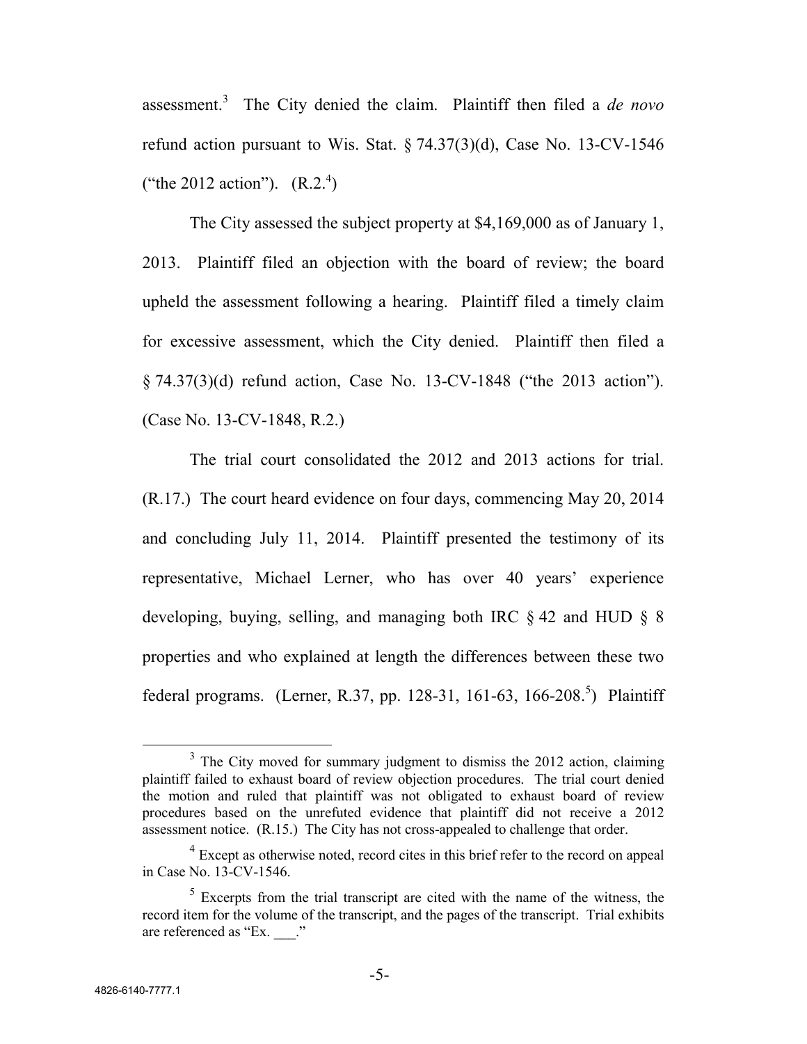assessment.[3] The City denied the claim. Plaintiff then filed a *de novo* refund action pursuant to Wis. Stat. § 74.37(3)(d), Case No. 13-CV-1546 ("the 2012 action"). (R.2.[4])

The City assessed the subject property at $4,169,000 as of January 1, 2013. Plaintiff filed an objection with the board of review; the board upheld the assessment following a hearing. Plaintiff filed a timely claim for excessive assessment, which the City denied. Plaintiff then filed a § 74.37(3)(d) refund action, Case No. 13-CV-1848 ("the 2013 action"). (Case No. 13-CV-1848, R.2.)

The trial court consolidated the 2012 and 2013 actions for trial. (R.17.) The court heard evidence on four days, commencing May 20, 2014 and concluding July 11, 2014. Plaintiff presented the testimony of its representative, Michael Lerner, who has over 40 years' experience developing, buying, selling, and managing both IRC § 42 and HUD § 8 properties and who explained at length the differences between these two federal programs. (Lerner, R.37, pp. 128-31, 161-63, 166-208.[5]) Plaintiff

---

[3] The City moved for summary judgment to dismiss the 2012 action, claiming plaintiff failed to exhaust board of review objection procedures. The trial court denied the motion and ruled that plaintiff was not obligated to exhaust board of review procedures based on the unrefuted evidence that plaintiff did not receive a 2012 assessment notice. (R.15.) The City has not cross-appealed to challenge that order.

[4] Except as otherwise noted, record cites in this brief refer to the record on appeal in Case No. 13-CV-1546.

[5] Excerpts from the trial transcript are cited with the name of the witness, the record item for the volume of the transcript, and the pages of the transcript. Trial exhibits are referenced as "Ex. ___."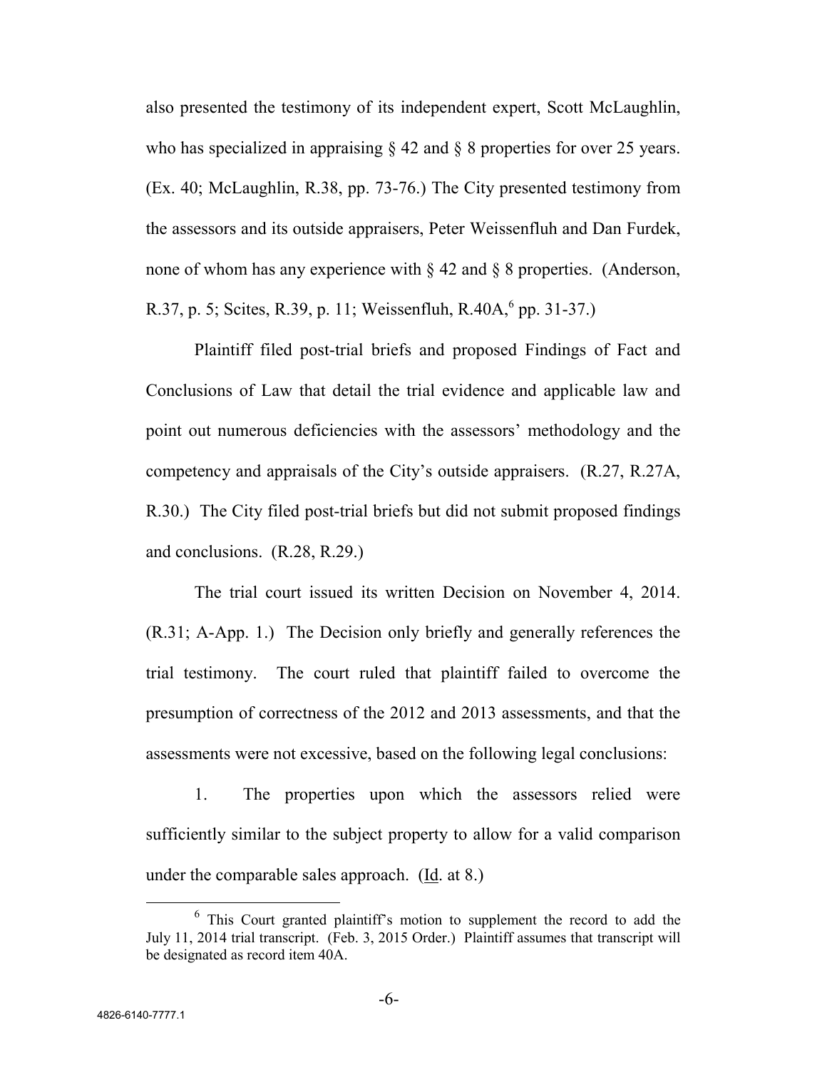also presented the testimony of its independent expert, Scott McLaughlin, who has specialized in appraising § 42 and § 8 properties for over 25 years. (Ex. 40; McLaughlin, R.38, pp. 73-76.) The City presented testimony from the assessors and its outside appraisers, Peter Weissenfluh and Dan Furdek, none of whom has any experience with § 42 and § 8 properties. (Anderson, R.37, p. 5; Scites, R.39, p. 11; Weissenfluh, R.40A,[6] pp. 31-37.)

Plaintiff filed post-trial briefs and proposed Findings of Fact and Conclusions of Law that detail the trial evidence and applicable law and point out numerous deficiencies with the assessors' methodology and the competency and appraisals of the City's outside appraisers. (R.27, R.27A, R.30.) The City filed post-trial briefs but did not submit proposed findings and conclusions. (R.28, R.29.)

The trial court issued its written Decision on November 4, 2014. (R.31; A-App. 1.) The Decision only briefly and generally references the trial testimony. The court ruled that plaintiff failed to overcome the presumption of correctness of the 2012 and 2013 assessments, and that the assessments were not excessive, based on the following legal conclusions:

1. The properties upon which the assessors relied were sufficiently similar to the subject property to allow for a valid comparison under the comparable sales approach. (Id. at 8.)

[6] This Court granted plaintiff's motion to supplement the record to add the July 11, 2014 trial transcript. (Feb. 3, 2015 Order.) Plaintiff assumes that transcript will be designated as record item 40A.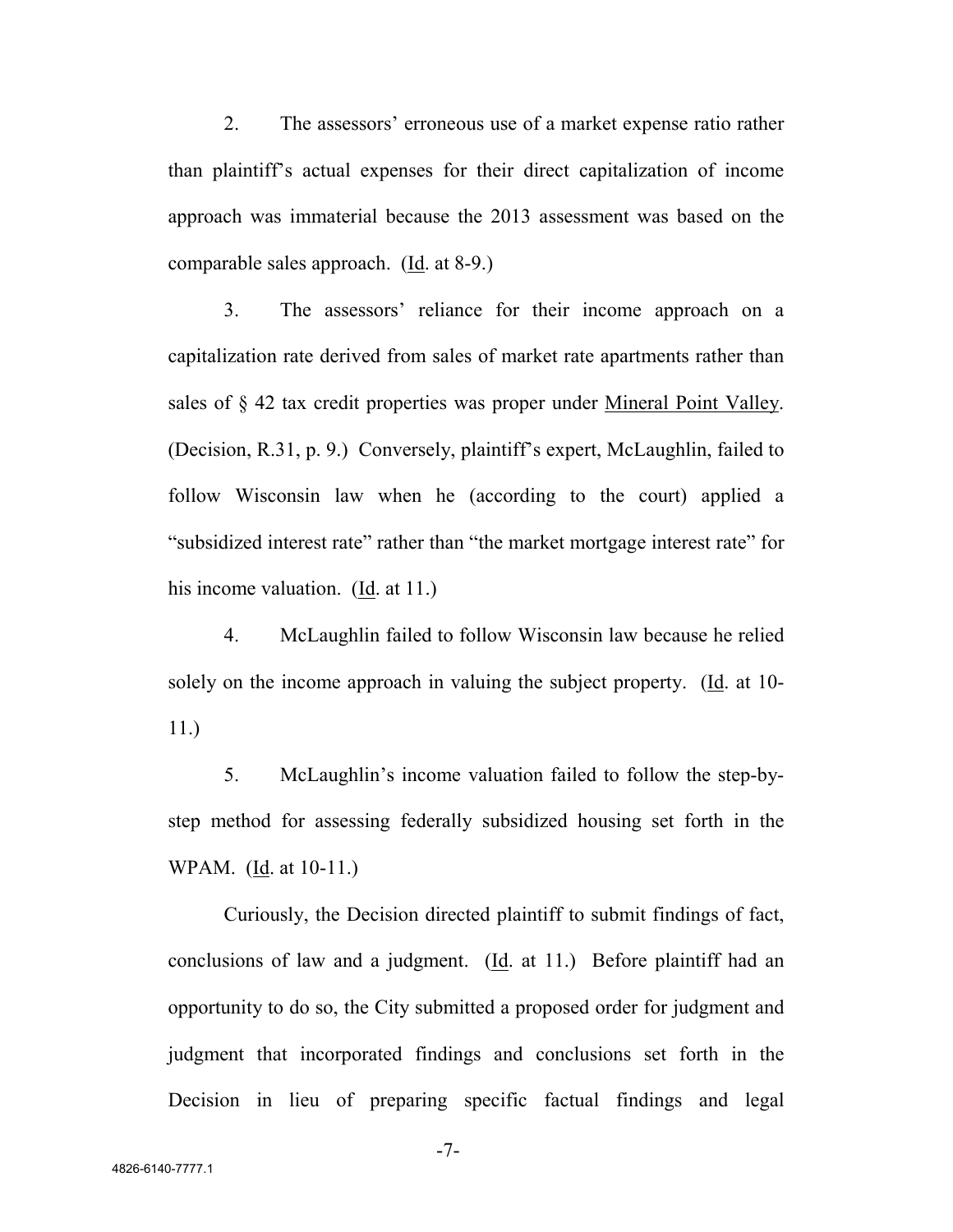2. The assessors' erroneous use of a market expense ratio rather than plaintiff's actual expenses for their direct capitalization of income approach was immaterial because the 2013 assessment was based on the comparable sales approach. (Id. at 8-9.)

3. The assessors' reliance for their income approach on a capitalization rate derived from sales of market rate apartments rather than sales of § 42 tax credit properties was proper under Mineral Point Valley. (Decision, R.31, p. 9.) Conversely, plaintiff's expert, McLaughlin, failed to follow Wisconsin law when he (according to the court) applied a "subsidized interest rate" rather than "the market mortgage interest rate" for his income valuation. (Id. at 11.)

4. McLaughlin failed to follow Wisconsin law because he relied solely on the income approach in valuing the subject property. (Id. at 10-11.)

5. McLaughlin's income valuation failed to follow the step-by-step method for assessing federally subsidized housing set forth in the WPAM. (Id. at 10-11.)

Curiously, the Decision directed plaintiff to submit findings of fact, conclusions of law and a judgment. (Id. at 11.) Before plaintiff had an opportunity to do so, the City submitted a proposed order for judgment and judgment that incorporated findings and conclusions set forth in the Decision in lieu of preparing specific factual findings and legal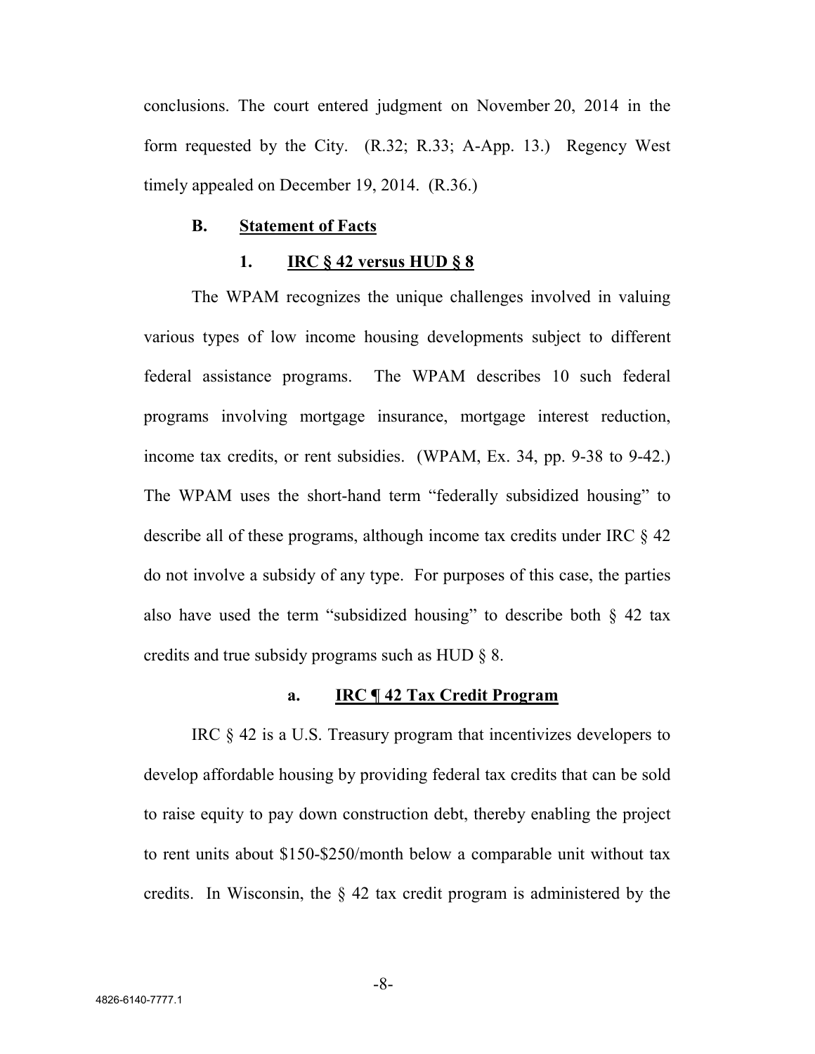conclusions. The court entered judgment on November 20, 2014 in the form requested by the City. (R.32; R.33; A-App. 13.) Regency West timely appealed on December 19, 2014. (R.36.)

### B. Statement of Facts

#### 1. IRC § 42 versus HUD § 8

The WPAM recognizes the unique challenges involved in valuing various types of low income housing developments subject to different federal assistance programs. The WPAM describes 10 such federal programs involving mortgage insurance, mortgage interest reduction, income tax credits, or rent subsidies. (WPAM, Ex. 34, pp. 9-38 to 9-42.) The WPAM uses the short-hand term "federally subsidized housing" to describe all of these programs, although income tax credits under IRC § 42 do not involve a subsidy of any type. For purposes of this case, the parties also have used the term "subsidized housing" to describe both § 42 tax credits and true subsidy programs such as HUD § 8.

##### a. IRC ¶ 42 Tax Credit Program

IRC § 42 is a U.S. Treasury program that incentivizes developers to develop affordable housing by providing federal tax credits that can be sold to raise equity to pay down construction debt, thereby enabling the project to rent units about $150-$250/month below a comparable unit without tax credits. In Wisconsin, the § 42 tax credit program is administered by the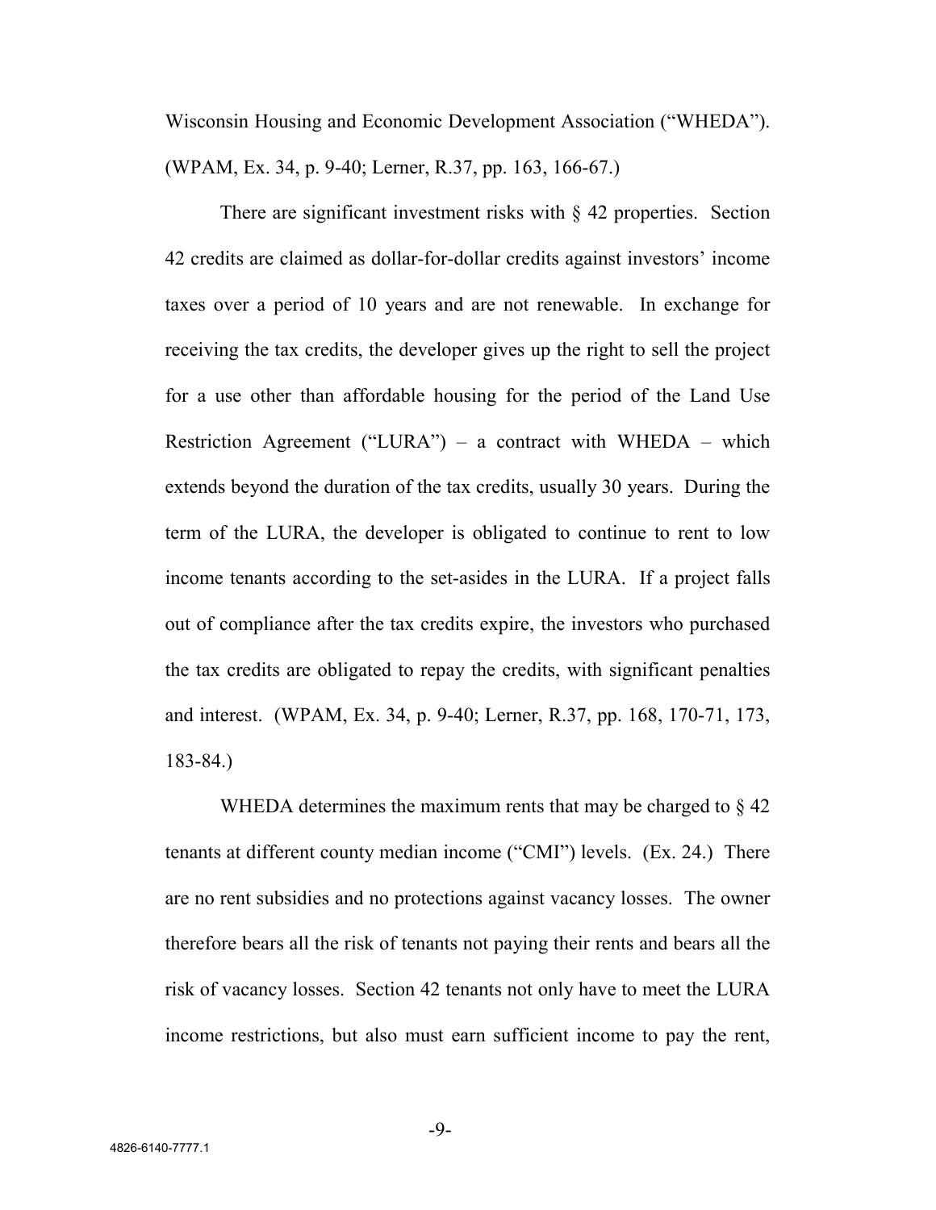Wisconsin Housing and Economic Development Association ("WHEDA"). (WPAM, Ex. 34, p. 9-40; Lerner, R.37, pp. 163, 166-67.)

There are significant investment risks with § 42 properties. Section 42 credits are claimed as dollar-for-dollar credits against investors' income taxes over a period of 10 years and are not renewable. In exchange for receiving the tax credits, the developer gives up the right to sell the project for a use other than affordable housing for the period of the Land Use Restriction Agreement ("LURA") – a contract with WHEDA – which extends beyond the duration of the tax credits, usually 30 years. During the term of the LURA, the developer is obligated to continue to rent to low income tenants according to the set-asides in the LURA. If a project falls out of compliance after the tax credits expire, the investors who purchased the tax credits are obligated to repay the credits, with significant penalties and interest. (WPAM, Ex. 34, p. 9-40; Lerner, R.37, pp. 168, 170-71, 173, 183-84.)

WHEDA determines the maximum rents that may be charged to § 42 tenants at different county median income ("CMI") levels. (Ex. 24.) There are no rent subsidies and no protections against vacancy losses. The owner therefore bears all the risk of tenants not paying their rents and bears all the risk of vacancy losses. Section 42 tenants not only have to meet the LURA income restrictions, but also must earn sufficient income to pay the rent,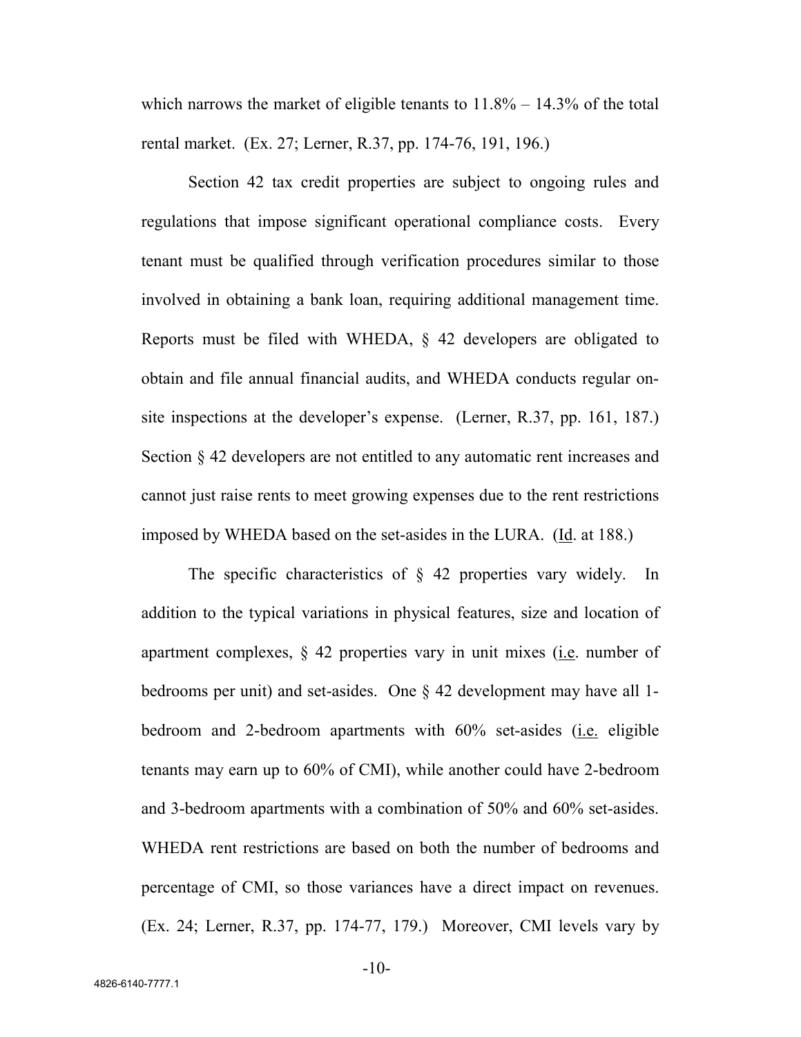which narrows the market of eligible tenants to 11.8% – 14.3% of the total rental market. (Ex. 27; Lerner, R.37, pp. 174-76, 191, 196.)

Section 42 tax credit properties are subject to ongoing rules and regulations that impose significant operational compliance costs. Every tenant must be qualified through verification procedures similar to those involved in obtaining a bank loan, requiring additional management time. Reports must be filed with WHEDA, § 42 developers are obligated to obtain and file annual financial audits, and WHEDA conducts regular on-site inspections at the developer's expense. (Lerner, R.37, pp. 161, 187.) Section § 42 developers are not entitled to any automatic rent increases and cannot just raise rents to meet growing expenses due to the rent restrictions imposed by WHEDA based on the set-asides in the LURA. (Id. at 188.)

The specific characteristics of § 42 properties vary widely. In addition to the typical variations in physical features, size and location of apartment complexes, § 42 properties vary in unit mixes (i.e. number of bedrooms per unit) and set-asides. One § 42 development may have all 1-bedroom and 2-bedroom apartments with 60% set-asides (i.e. eligible tenants may earn up to 60% of CMI), while another could have 2-bedroom and 3-bedroom apartments with a combination of 50% and 60% set-asides. WHEDA rent restrictions are based on both the number of bedrooms and percentage of CMI, so those variances have a direct impact on revenues. (Ex. 24; Lerner, R.37, pp. 174-77, 179.) Moreover, CMI levels vary by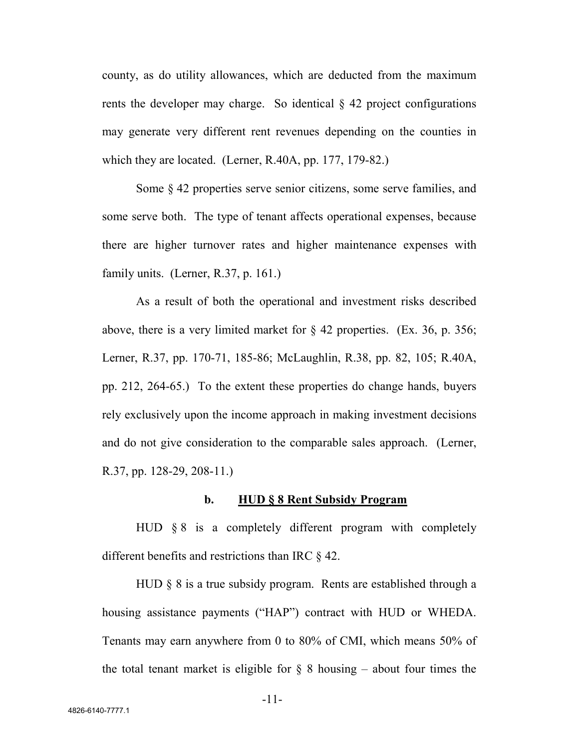county, as do utility allowances, which are deducted from the maximum rents the developer may charge. So identical § 42 project configurations may generate very different rent revenues depending on the counties in which they are located. (Lerner, R.40A, pp. 177, 179-82.)

Some § 42 properties serve senior citizens, some serve families, and some serve both. The type of tenant affects operational expenses, because there are higher turnover rates and higher maintenance expenses with family units. (Lerner, R.37, p. 161.)

As a result of both the operational and investment risks described above, there is a very limited market for § 42 properties. (Ex. 36, p. 356; Lerner, R.37, pp. 170-71, 185-86; McLaughlin, R.38, pp. 82, 105; R.40A, pp. 212, 264-65.) To the extent these properties do change hands, buyers rely exclusively upon the income approach in making investment decisions and do not give consideration to the comparable sales approach. (Lerner, R.37, pp. 128-29, 208-11.)

#### b. HUD § 8 Rent Subsidy Program

HUD § 8 is a completely different program with completely different benefits and restrictions than IRC § 42.

HUD § 8 is a true subsidy program. Rents are established through a housing assistance payments ("HAP") contract with HUD or WHEDA. Tenants may earn anywhere from 0 to 80% of CMI, which means 50% of the total tenant market is eligible for § 8 housing – about four times the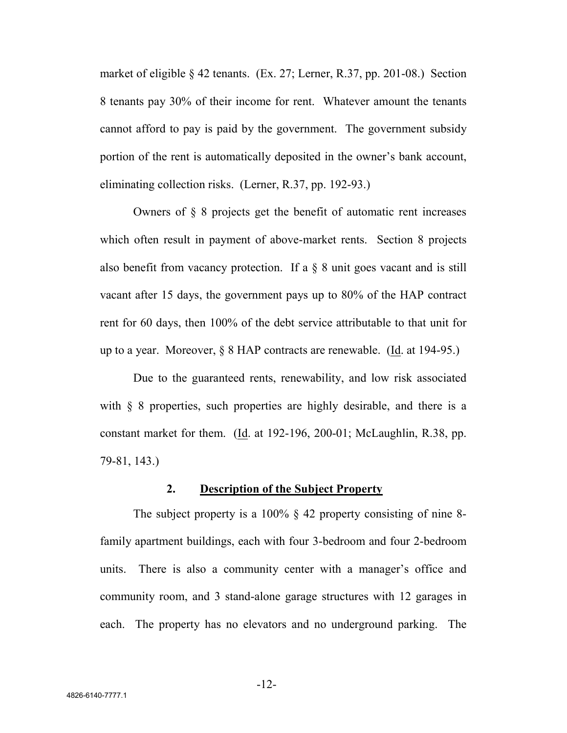market of eligible § 42 tenants. (Ex. 27; Lerner, R.37, pp. 201-08.) Section 8 tenants pay 30% of their income for rent. Whatever amount the tenants cannot afford to pay is paid by the government. The government subsidy portion of the rent is automatically deposited in the owner's bank account, eliminating collection risks. (Lerner, R.37, pp. 192-93.)

Owners of § 8 projects get the benefit of automatic rent increases which often result in payment of above-market rents. Section 8 projects also benefit from vacancy protection. If a § 8 unit goes vacant and is still vacant after 15 days, the government pays up to 80% of the HAP contract rent for 60 days, then 100% of the debt service attributable to that unit for up to a year. Moreover, § 8 HAP contracts are renewable. (Id. at 194-95.)

Due to the guaranteed rents, renewability, and low risk associated with § 8 properties, such properties are highly desirable, and there is a constant market for them. (Id. at 192-196, 200-01; McLaughlin, R.38, pp. 79-81, 143.)

### 2. Description of the Subject Property

The subject property is a 100% § 42 property consisting of nine 8-family apartment buildings, each with four 3-bedroom and four 2-bedroom units. There is also a community center with a manager's office and community room, and 3 stand-alone garage structures with 12 garages in each. The property has no elevators and no underground parking. The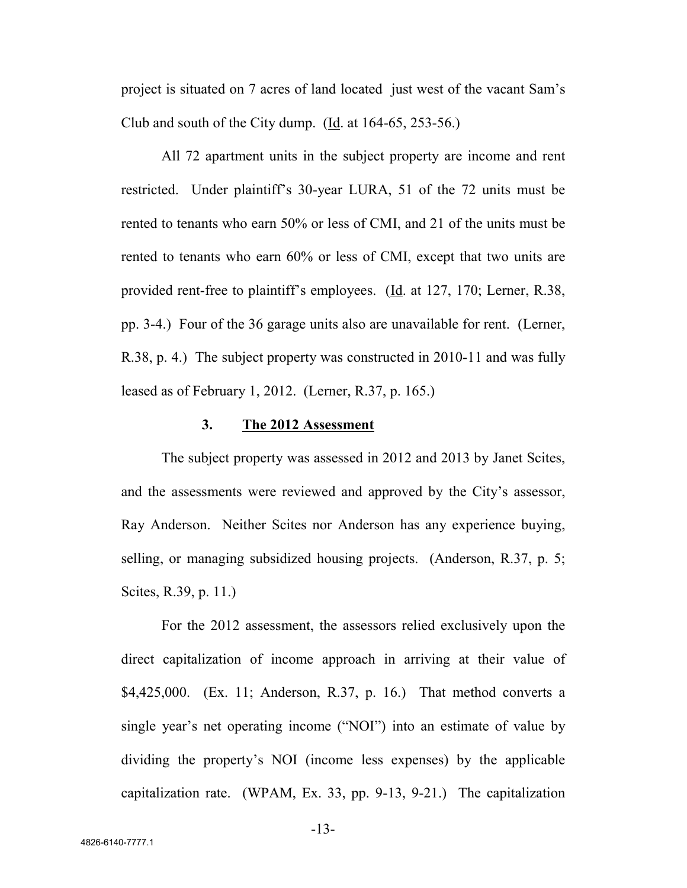project is situated on 7 acres of land located just west of the vacant Sam's Club and south of the City dump. (Id. at 164-65, 253-56.)

All 72 apartment units in the subject property are income and rent restricted. Under plaintiff's 30-year LURA, 51 of the 72 units must be rented to tenants who earn 50% or less of CMI, and 21 of the units must be rented to tenants who earn 60% or less of CMI, except that two units are provided rent-free to plaintiff's employees. (Id. at 127, 170; Lerner, R.38, pp. 3-4.) Four of the 36 garage units also are unavailable for rent. (Lerner, R.38, p. 4.) The subject property was constructed in 2010-11 and was fully leased as of February 1, 2012. (Lerner, R.37, p. 165.)

### 3. The 2012 Assessment

The subject property was assessed in 2012 and 2013 by Janet Scites, and the assessments were reviewed and approved by the City's assessor, Ray Anderson. Neither Scites nor Anderson has any experience buying, selling, or managing subsidized housing projects. (Anderson, R.37, p. 5; Scites, R.39, p. 11.)

For the 2012 assessment, the assessors relied exclusively upon the direct capitalization of income approach in arriving at their value of $4,425,000. (Ex. 11; Anderson, R.37, p. 16.) That method converts a single year's net operating income ("NOI") into an estimate of value by dividing the property's NOI (income less expenses) by the applicable capitalization rate. (WPAM, Ex. 33, pp. 9-13, 9-21.) The capitalization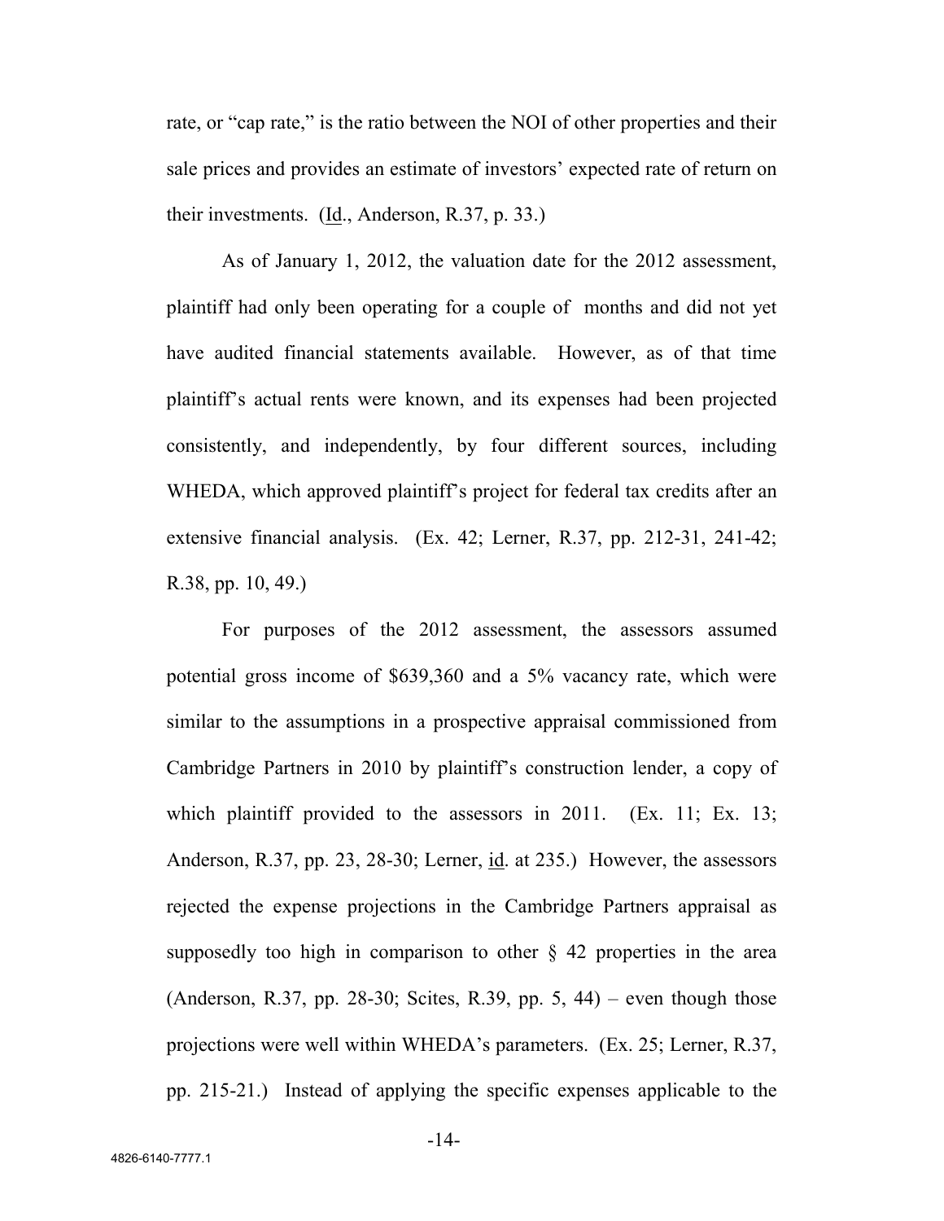rate, or "cap rate," is the ratio between the NOI of other properties and their sale prices and provides an estimate of investors' expected rate of return on their investments. (Id., Anderson, R.37, p. 33.)

As of January 1, 2012, the valuation date for the 2012 assessment, plaintiff had only been operating for a couple of months and did not yet have audited financial statements available. However, as of that time plaintiff's actual rents were known, and its expenses had been projected consistently, and independently, by four different sources, including WHEDA, which approved plaintiff's project for federal tax credits after an extensive financial analysis. (Ex. 42; Lerner, R.37, pp. 212-31, 241-42; R.38, pp. 10, 49.)

For purposes of the 2012 assessment, the assessors assumed potential gross income of $639,360 and a 5% vacancy rate, which were similar to the assumptions in a prospective appraisal commissioned from Cambridge Partners in 2010 by plaintiff's construction lender, a copy of which plaintiff provided to the assessors in 2011. (Ex. 11; Ex. 13; Anderson, R.37, pp. 23, 28-30; Lerner, id. at 235.) However, the assessors rejected the expense projections in the Cambridge Partners appraisal as supposedly too high in comparison to other § 42 properties in the area (Anderson, R.37, pp. 28-30; Scites, R.39, pp. 5, 44) – even though those projections were well within WHEDA's parameters. (Ex. 25; Lerner, R.37, pp. 215-21.) Instead of applying the specific expenses applicable to the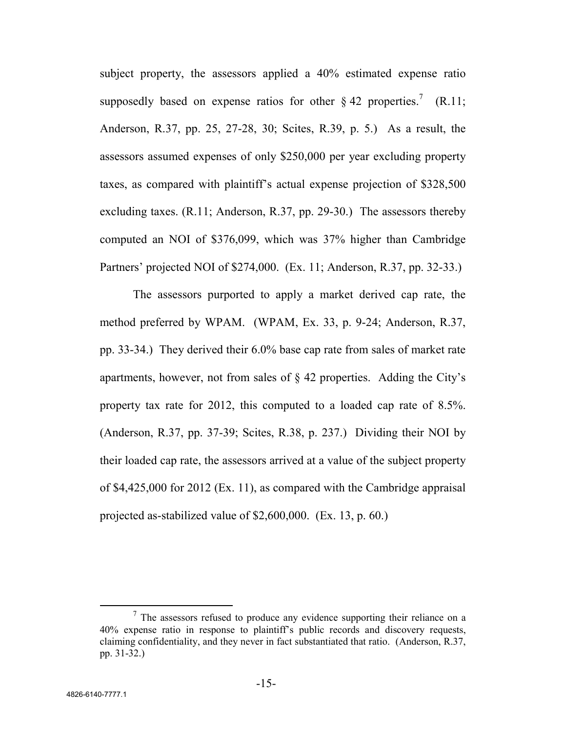subject property, the assessors applied a 40% estimated expense ratio supposedly based on expense ratios for other § 42 properties.[7] (R.11; Anderson, R.37, pp. 25, 27-28, 30; Scites, R.39, p. 5.) As a result, the assessors assumed expenses of only $250,000 per year excluding property taxes, as compared with plaintiff's actual expense projection of $328,500 excluding taxes. (R.11; Anderson, R.37, pp. 29-30.) The assessors thereby computed an NOI of $376,099, which was 37% higher than Cambridge Partners' projected NOI of $274,000. (Ex. 11; Anderson, R.37, pp. 32-33.)

The assessors purported to apply a market derived cap rate, the method preferred by WPAM. (WPAM, Ex. 33, p. 9-24; Anderson, R.37, pp. 33-34.) They derived their 6.0% base cap rate from sales of market rate apartments, however, not from sales of § 42 properties. Adding the City's property tax rate for 2012, this computed to a loaded cap rate of 8.5%. (Anderson, R.37, pp. 37-39; Scites, R.38, p. 237.) Dividing their NOI by their loaded cap rate, the assessors arrived at a value of the subject property of $4,425,000 for 2012 (Ex. 11), as compared with the Cambridge appraisal projected as-stabilized value of $2,600,000. (Ex. 13, p. 60.)

[7] The assessors refused to produce any evidence supporting their reliance on a 40% expense ratio in response to plaintiff's public records and discovery requests, claiming confidentiality, and they never in fact substantiated that ratio. (Anderson, R.37, pp. 31-32.)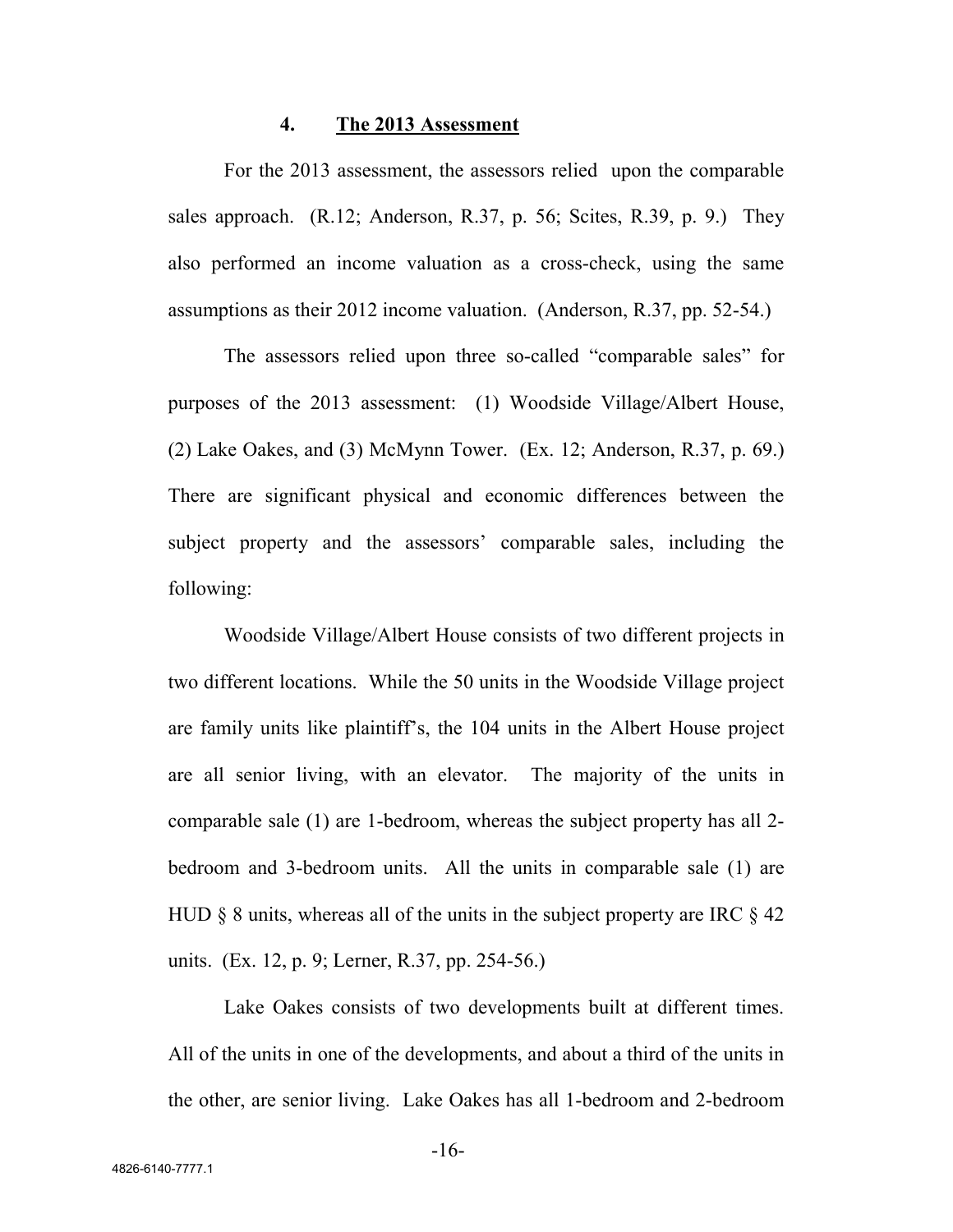#### 4. The 2013 Assessment

For the 2013 assessment, the assessors relied upon the comparable sales approach. (R.12; Anderson, R.37, p. 56; Scites, R.39, p. 9.) They also performed an income valuation as a cross-check, using the same assumptions as their 2012 income valuation. (Anderson, R.37, pp. 52-54.)

The assessors relied upon three so-called "comparable sales" for purposes of the 2013 assessment: (1) Woodside Village/Albert House, (2) Lake Oakes, and (3) McMynn Tower. (Ex. 12; Anderson, R.37, p. 69.) There are significant physical and economic differences between the subject property and the assessors' comparable sales, including the following:

Woodside Village/Albert House consists of two different projects in two different locations. While the 50 units in the Woodside Village project are family units like plaintiff's, the 104 units in the Albert House project are all senior living, with an elevator. The majority of the units in comparable sale (1) are 1-bedroom, whereas the subject property has all 2-bedroom and 3-bedroom units. All the units in comparable sale (1) are HUD § 8 units, whereas all of the units in the subject property are IRC § 42 units. (Ex. 12, p. 9; Lerner, R.37, pp. 254-56.)

Lake Oakes consists of two developments built at different times. All of the units in one of the developments, and about a third of the units in the other, are senior living. Lake Oakes has all 1-bedroom and 2-bedroom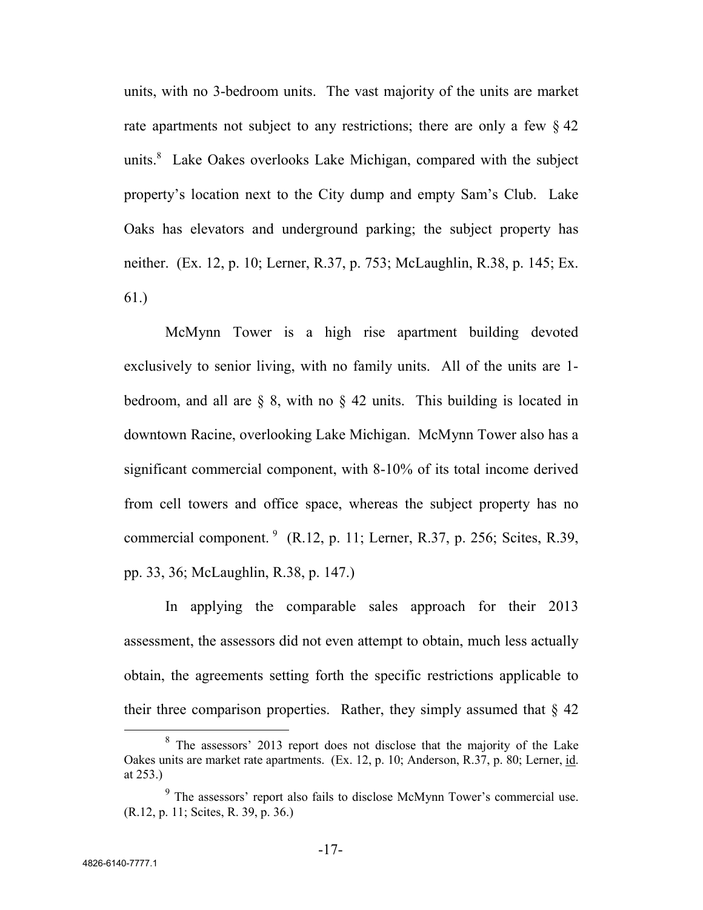units, with no 3-bedroom units. The vast majority of the units are market rate apartments not subject to any restrictions; there are only a few § 42 units.[8] Lake Oakes overlooks Lake Michigan, compared with the subject property's location next to the City dump and empty Sam's Club. Lake Oaks has elevators and underground parking; the subject property has neither. (Ex. 12, p. 10; Lerner, R.37, p. 753; McLaughlin, R.38, p. 145; Ex. 61.)

McMynn Tower is a high rise apartment building devoted exclusively to senior living, with no family units. All of the units are 1-bedroom, and all are § 8, with no § 42 units. This building is located in downtown Racine, overlooking Lake Michigan. McMynn Tower also has a significant commercial component, with 8-10% of its total income derived from cell towers and office space, whereas the subject property has no commercial component.[9] (R.12, p. 11; Lerner, R.37, p. 256; Scites, R.39, pp. 33, 36; McLaughlin, R.38, p. 147.)

In applying the comparable sales approach for their 2013 assessment, the assessors did not even attempt to obtain, much less actually obtain, the agreements setting forth the specific restrictions applicable to their three comparison properties. Rather, they simply assumed that § 42

---

[8] The assessors' 2013 report does not disclose that the majority of the Lake Oakes units are market rate apartments. (Ex. 12, p. 10; Anderson, R.37, p. 80; Lerner, id. at 253.)

[9] The assessors' report also fails to disclose McMynn Tower's commercial use. (R.12, p. 11; Scites, R. 39, p. 36.)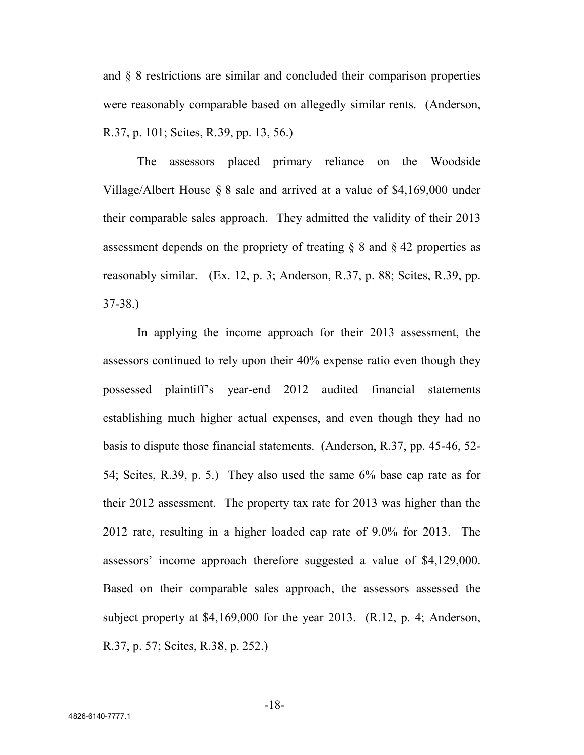and § 8 restrictions are similar and concluded their comparison properties were reasonably comparable based on allegedly similar rents. (Anderson, R.37, p. 101; Scites, R.39, pp. 13, 56.)

The assessors placed primary reliance on the Woodside Village/Albert House § 8 sale and arrived at a value of $4,169,000 under their comparable sales approach. They admitted the validity of their 2013 assessment depends on the propriety of treating § 8 and § 42 properties as reasonably similar. (Ex. 12, p. 3; Anderson, R.37, p. 88; Scites, R.39, pp. 37-38.)

In applying the income approach for their 2013 assessment, the assessors continued to rely upon their 40% expense ratio even though they possessed plaintiff's year-end 2012 audited financial statements establishing much higher actual expenses, and even though they had no basis to dispute those financial statements. (Anderson, R.37, pp. 45-46, 52-54; Scites, R.39, p. 5.) They also used the same 6% base cap rate as for their 2012 assessment. The property tax rate for 2013 was higher than the 2012 rate, resulting in a higher loaded cap rate of 9.0% for 2013. The assessors' income approach therefore suggested a value of $4,129,000. Based on their comparable sales approach, the assessors assessed the subject property at $4,169,000 for the year 2013. (R.12, p. 4; Anderson, R.37, p. 57; Scites, R.38, p. 252.)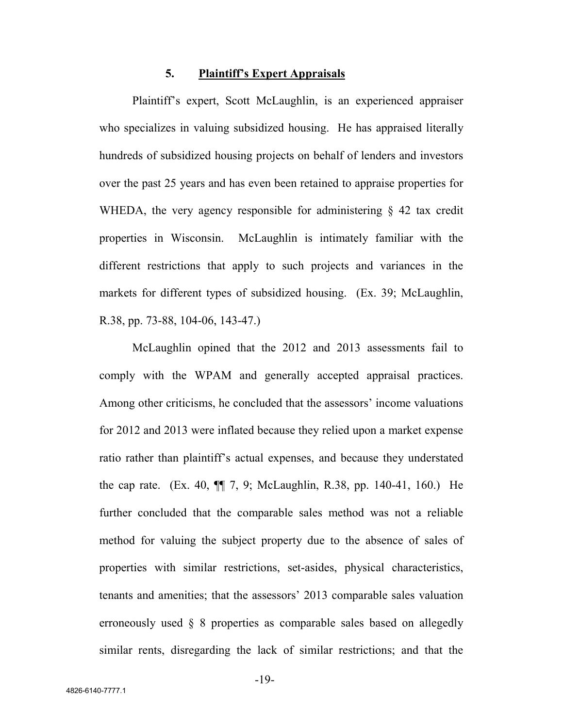### 5. **Plaintiff's Expert Appraisals**

Plaintiff's expert, Scott McLaughlin, is an experienced appraiser who specializes in valuing subsidized housing. He has appraised literally hundreds of subsidized housing projects on behalf of lenders and investors over the past 25 years and has even been retained to appraise properties for WHEDA, the very agency responsible for administering § 42 tax credit properties in Wisconsin. McLaughlin is intimately familiar with the different restrictions that apply to such projects and variances in the markets for different types of subsidized housing. (Ex. 39; McLaughlin, R.38, pp. 73-88, 104-06, 143-47.)

McLaughlin opined that the 2012 and 2013 assessments fail to comply with the WPAM and generally accepted appraisal practices. Among other criticisms, he concluded that the assessors' income valuations for 2012 and 2013 were inflated because they relied upon a market expense ratio rather than plaintiff's actual expenses, and because they understated the cap rate. (Ex. 40, ¶¶ 7, 9; McLaughlin, R.38, pp. 140-41, 160.) He further concluded that the comparable sales method was not a reliable method for valuing the subject property due to the absence of sales of properties with similar restrictions, set-asides, physical characteristics, tenants and amenities; that the assessors' 2013 comparable sales valuation erroneously used § 8 properties as comparable sales based on allegedly similar rents, disregarding the lack of similar restrictions; and that the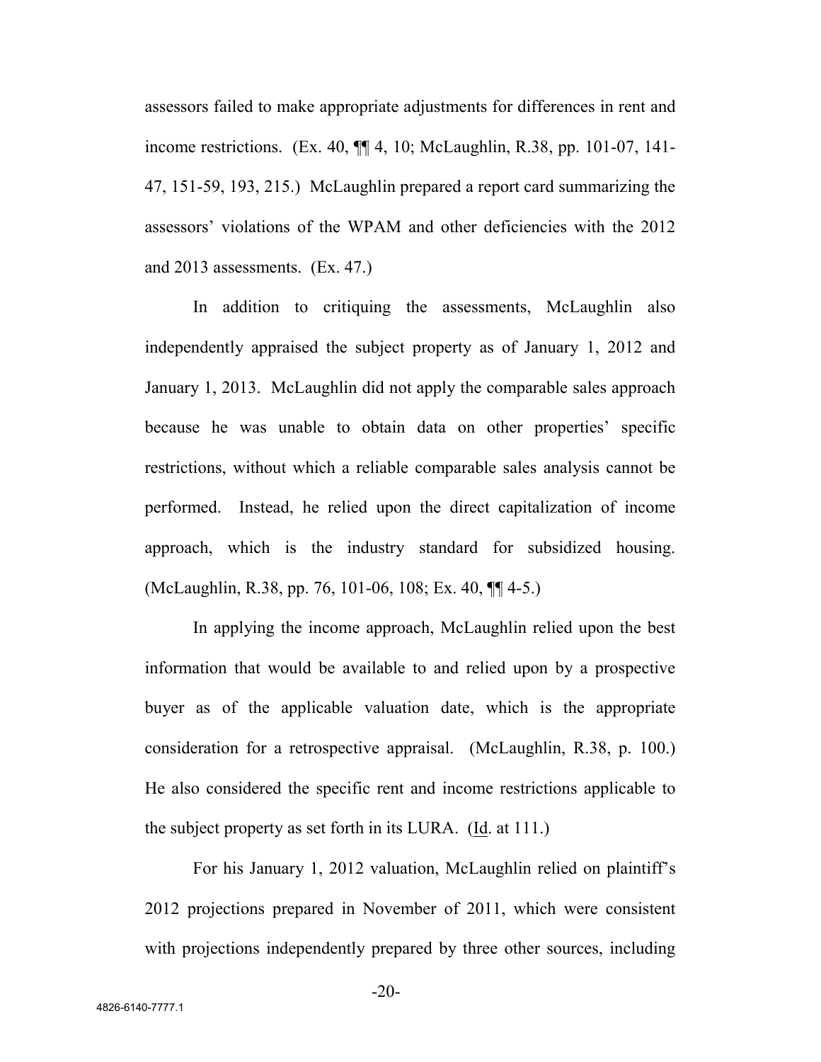assessors failed to make appropriate adjustments for differences in rent and income restrictions. (Ex. 40, ¶¶ 4, 10; McLaughlin, R.38, pp. 101-07, 141-47, 151-59, 193, 215.) McLaughlin prepared a report card summarizing the assessors' violations of the WPAM and other deficiencies with the 2012 and 2013 assessments. (Ex. 47.)

In addition to critiquing the assessments, McLaughlin also independently appraised the subject property as of January 1, 2012 and January 1, 2013. McLaughlin did not apply the comparable sales approach because he was unable to obtain data on other properties' specific restrictions, without which a reliable comparable sales analysis cannot be performed. Instead, he relied upon the direct capitalization of income approach, which is the industry standard for subsidized housing. (McLaughlin, R.38, pp. 76, 101-06, 108; Ex. 40, ¶¶ 4-5.)

In applying the income approach, McLaughlin relied upon the best information that would be available to and relied upon by a prospective buyer as of the applicable valuation date, which is the appropriate consideration for a retrospective appraisal. (McLaughlin, R.38, p. 100.) He also considered the specific rent and income restrictions applicable to the subject property as set forth in its LURA. (Id. at 111.)

For his January 1, 2012 valuation, McLaughlin relied on plaintiff's 2012 projections prepared in November of 2011, which were consistent with projections independently prepared by three other sources, including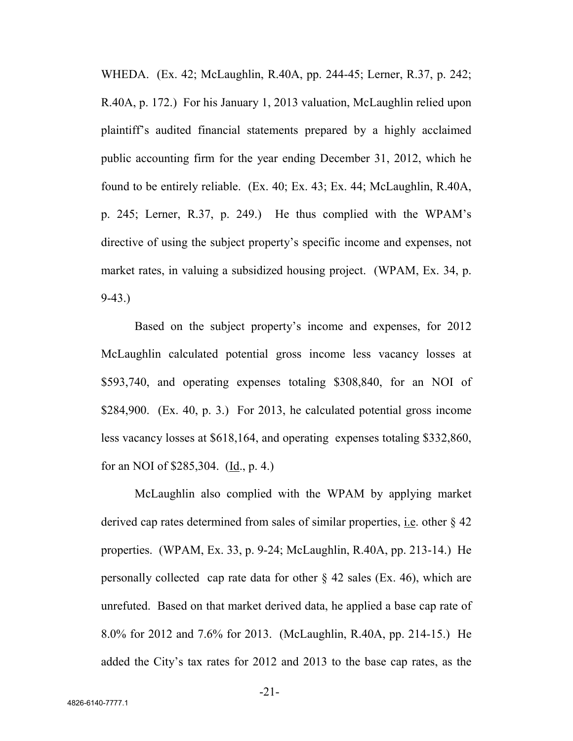WHEDA. (Ex. 42; McLaughlin, R.40A, pp. 244-45; Lerner, R.37, p. 242; R.40A, p. 172.) For his January 1, 2013 valuation, McLaughlin relied upon plaintiff's audited financial statements prepared by a highly acclaimed public accounting firm for the year ending December 31, 2012, which he found to be entirely reliable. (Ex. 40; Ex. 43; Ex. 44; McLaughlin, R.40A, p. 245; Lerner, R.37, p. 249.) He thus complied with the WPAM's directive of using the subject property's specific income and expenses, not market rates, in valuing a subsidized housing project. (WPAM, Ex. 34, p. 9-43.)

Based on the subject property's income and expenses, for 2012 McLaughlin calculated potential gross income less vacancy losses at $593,740, and operating expenses totaling $308,840, for an NOI of $284,900. (Ex. 40, p. 3.) For 2013, he calculated potential gross income less vacancy losses at $618,164, and operating expenses totaling $332,860, for an NOI of $285,304. (Id., p. 4.)

McLaughlin also complied with the WPAM by applying market derived cap rates determined from sales of similar properties, i.e. other § 42 properties. (WPAM, Ex. 33, p. 9-24; McLaughlin, R.40A, pp. 213-14.) He personally collected cap rate data for other § 42 sales (Ex. 46), which are unrefuted. Based on that market derived data, he applied a base cap rate of 8.0% for 2012 and 7.6% for 2013. (McLaughlin, R.40A, pp. 214-15.) He added the City's tax rates for 2012 and 2013 to the base cap rates, as the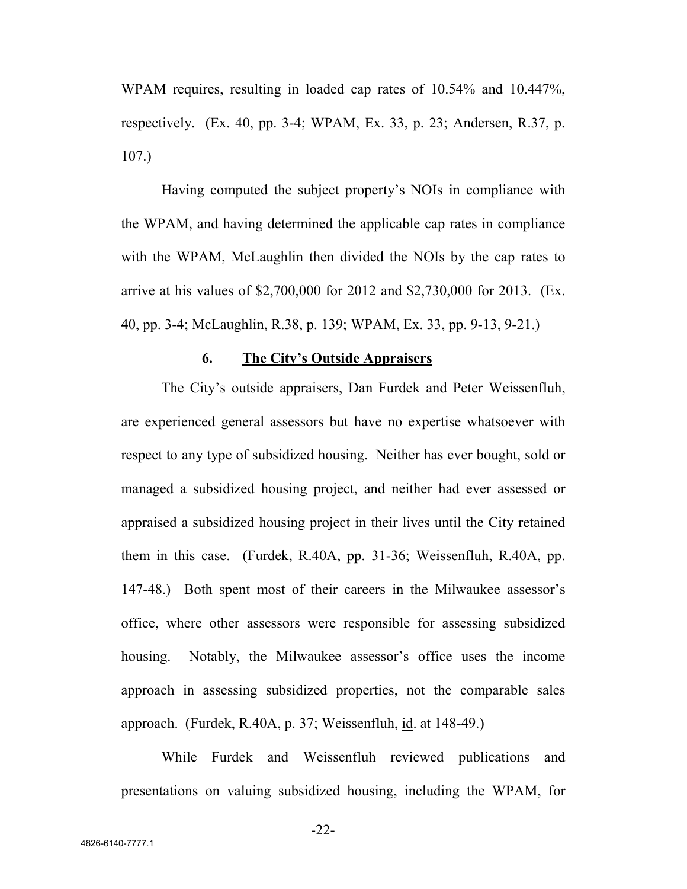WPAM requires, resulting in loaded cap rates of 10.54% and 10.447%, respectively. (Ex. 40, pp. 3-4; WPAM, Ex. 33, p. 23; Andersen, R.37, p. 107.)

Having computed the subject property's NOIs in compliance with the WPAM, and having determined the applicable cap rates in compliance with the WPAM, McLaughlin then divided the NOIs by the cap rates to arrive at his values of $2,700,000 for 2012 and $2,730,000 for 2013. (Ex. 40, pp. 3-4; McLaughlin, R.38, p. 139; WPAM, Ex. 33, pp. 9-13, 9-21.)

### 6. The City's Outside Appraisers

The City's outside appraisers, Dan Furdek and Peter Weissenfluh, are experienced general assessors but have no expertise whatsoever with respect to any type of subsidized housing. Neither has ever bought, sold or managed a subsidized housing project, and neither had ever assessed or appraised a subsidized housing project in their lives until the City retained them in this case. (Furdek, R.40A, pp. 31-36; Weissenfluh, R.40A, pp. 147-48.) Both spent most of their careers in the Milwaukee assessor's office, where other assessors were responsible for assessing subsidized housing. Notably, the Milwaukee assessor's office uses the income approach in assessing subsidized properties, not the comparable sales approach. (Furdek, R.40A, p. 37; Weissenfluh, id. at 148-49.)

While Furdek and Weissenfluh reviewed publications and presentations on valuing subsidized housing, including the WPAM, for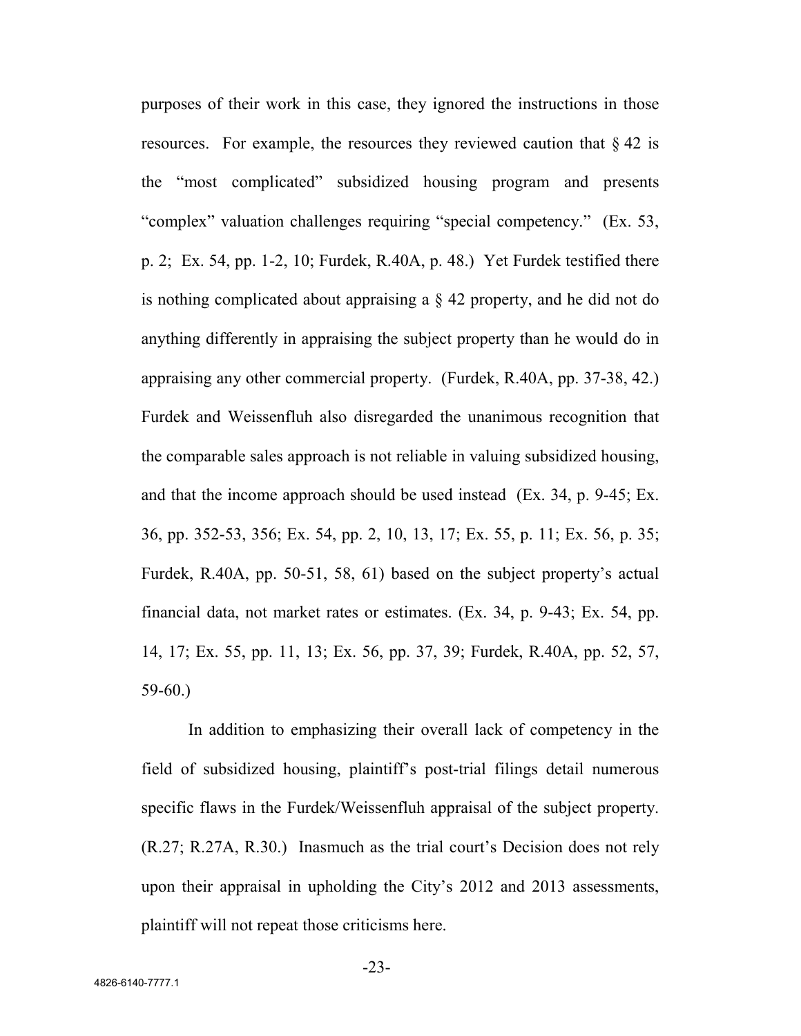purposes of their work in this case, they ignored the instructions in those resources. For example, the resources they reviewed caution that § 42 is the "most complicated" subsidized housing program and presents "complex" valuation challenges requiring "special competency." (Ex. 53, p. 2; Ex. 54, pp. 1-2, 10; Furdek, R.40A, p. 48.) Yet Furdek testified there is nothing complicated about appraising a § 42 property, and he did not do anything differently in appraising the subject property than he would do in appraising any other commercial property. (Furdek, R.40A, pp. 37-38, 42.) Furdek and Weissenfluh also disregarded the unanimous recognition that the comparable sales approach is not reliable in valuing subsidized housing, and that the income approach should be used instead (Ex. 34, p. 9-45; Ex. 36, pp. 352-53, 356; Ex. 54, pp. 2, 10, 13, 17; Ex. 55, p. 11; Ex. 56, p. 35; Furdek, R.40A, pp. 50-51, 58, 61) based on the subject property's actual financial data, not market rates or estimates. (Ex. 34, p. 9-43; Ex. 54, pp. 14, 17; Ex. 55, pp. 11, 13; Ex. 56, pp. 37, 39; Furdek, R.40A, pp. 52, 57, 59-60.)

In addition to emphasizing their overall lack of competency in the field of subsidized housing, plaintiff's post-trial filings detail numerous specific flaws in the Furdek/Weissenfluh appraisal of the subject property. (R.27; R.27A, R.30.) Inasmuch as the trial court's Decision does not rely upon their appraisal in upholding the City's 2012 and 2013 assessments, plaintiff will not repeat those criticisms here.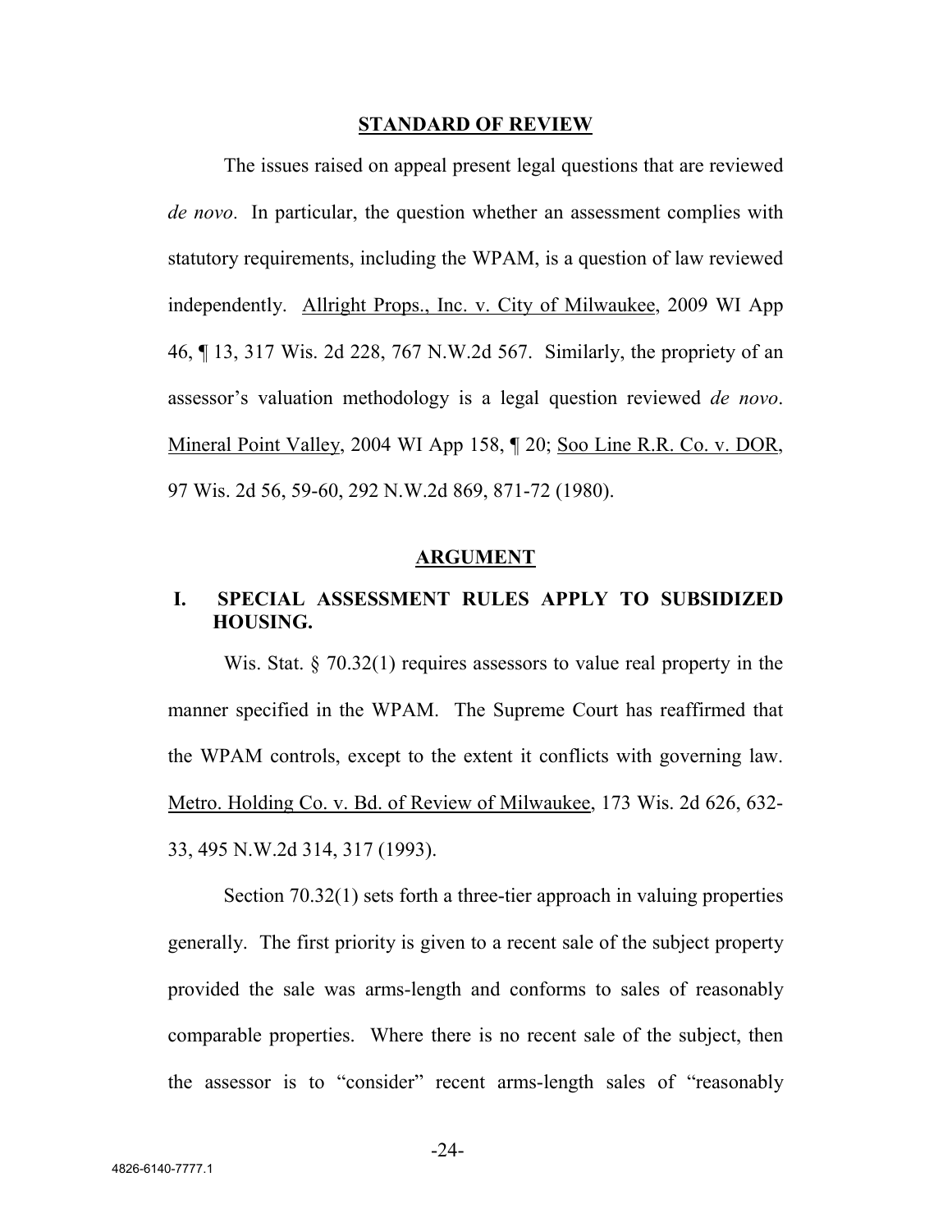## STANDARD OF REVIEW

The issues raised on appeal present legal questions that are reviewed *de novo*. In particular, the question whether an assessment complies with statutory requirements, including the WPAM, is a question of law reviewed independently. Allright Props., Inc. v. City of Milwaukee, 2009 WI App 46, ¶ 13, 317 Wis. 2d 228, 767 N.W.2d 567. Similarly, the propriety of an assessor's valuation methodology is a legal question reviewed *de novo*. Mineral Point Valley, 2004 WI App 158, ¶ 20; Soo Line R.R. Co. v. DOR, 97 Wis. 2d 56, 59-60, 292 N.W.2d 869, 871-72 (1980).

## ARGUMENT

### I. SPECIAL ASSESSMENT RULES APPLY TO SUBSIDIZED HOUSING.

Wis. Stat. § 70.32(1) requires assessors to value real property in the manner specified in the WPAM. The Supreme Court has reaffirmed that the WPAM controls, except to the extent it conflicts with governing law. Metro. Holding Co. v. Bd. of Review of Milwaukee, 173 Wis. 2d 626, 632-33, 495 N.W.2d 314, 317 (1993).

Section 70.32(1) sets forth a three-tier approach in valuing properties generally. The first priority is given to a recent sale of the subject property provided the sale was arms-length and conforms to sales of reasonably comparable properties. Where there is no recent sale of the subject, then the assessor is to "consider" recent arms-length sales of "reasonably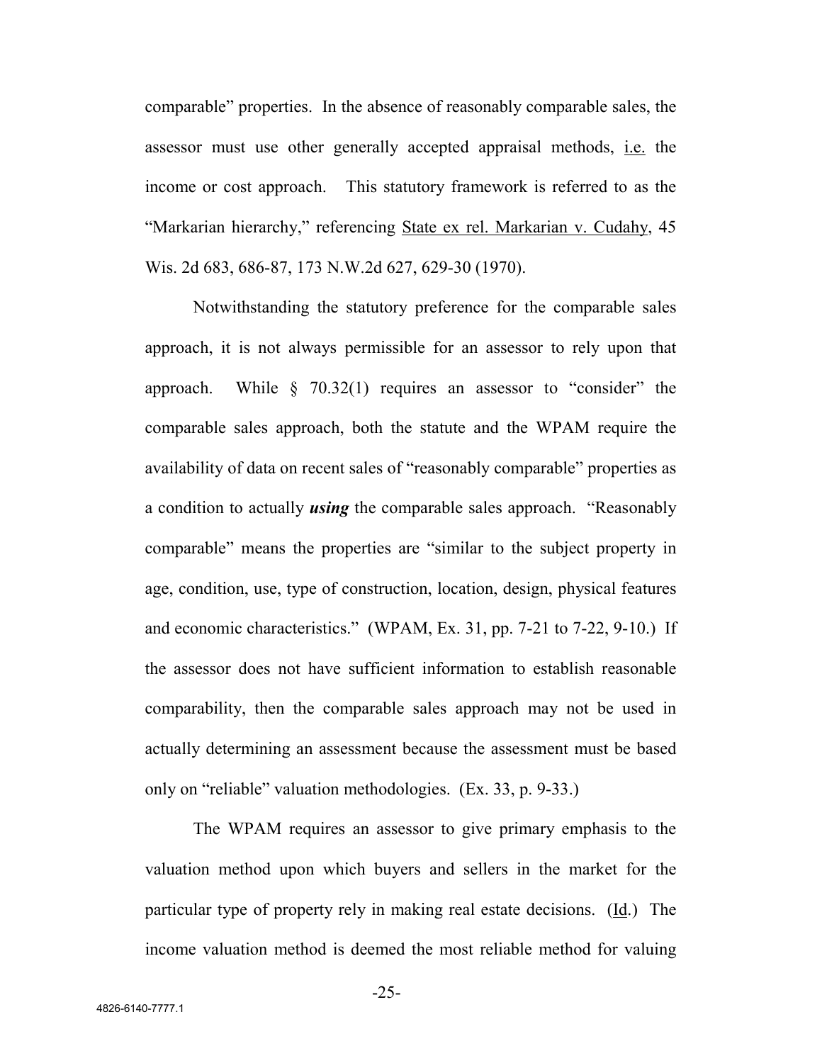comparable" properties. In the absence of reasonably comparable sales, the assessor must use other generally accepted appraisal methods, i.e. the income or cost approach. This statutory framework is referred to as the "Markarian hierarchy," referencing State ex rel. Markarian v. Cudahy, 45 Wis. 2d 683, 686-87, 173 N.W.2d 627, 629-30 (1970).

Notwithstanding the statutory preference for the comparable sales approach, it is not always permissible for an assessor to rely upon that approach. While § 70.32(1) requires an assessor to "consider" the comparable sales approach, both the statute and the WPAM require the availability of data on recent sales of "reasonably comparable" properties as a condition to actually ***using*** the comparable sales approach. "Reasonably comparable" means the properties are "similar to the subject property in age, condition, use, type of construction, location, design, physical features and economic characteristics." (WPAM, Ex. 31, pp. 7-21 to 7-22, 9-10.) If the assessor does not have sufficient information to establish reasonable comparability, then the comparable sales approach may not be used in actually determining an assessment because the assessment must be based only on "reliable" valuation methodologies. (Ex. 33, p. 9-33.)

The WPAM requires an assessor to give primary emphasis to the valuation method upon which buyers and sellers in the market for the particular type of property rely in making real estate decisions. (Id.) The income valuation method is deemed the most reliable method for valuing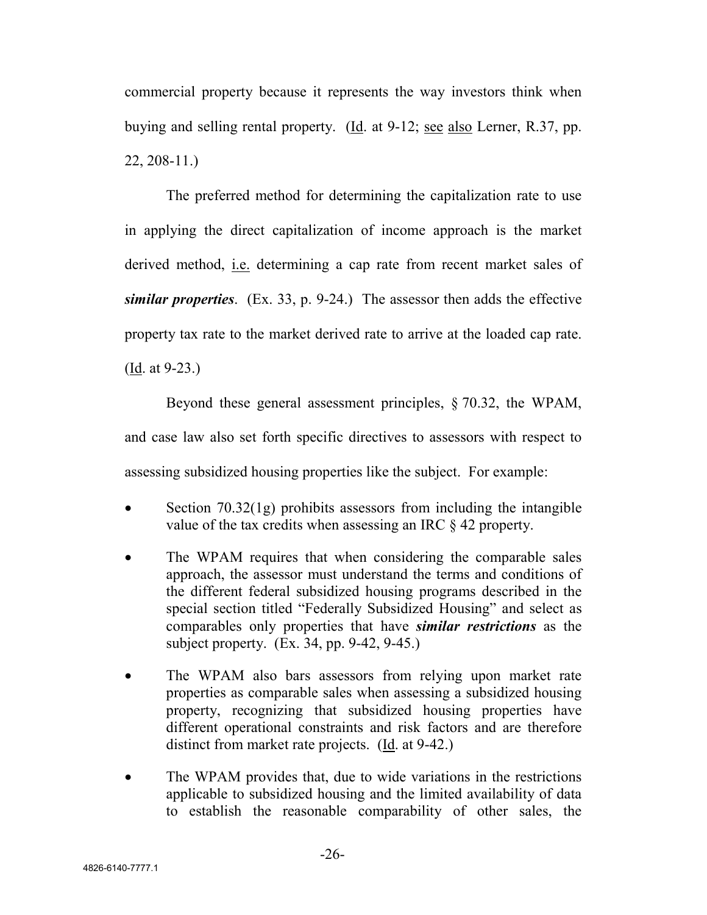commercial property because it represents the way investors think when buying and selling rental property. (Id. at 9-12; see also Lerner, R.37, pp. 22, 208-11.)

The preferred method for determining the capitalization rate to use in applying the direct capitalization of income approach is the market derived method, i.e. determining a cap rate from recent market sales of ***similar properties***. (Ex. 33, p. 9-24.) The assessor then adds the effective property tax rate to the market derived rate to arrive at the loaded cap rate. (Id. at 9-23.)

Beyond these general assessment principles, § 70.32, the WPAM, and case law also set forth specific directives to assessors with respect to assessing subsidized housing properties like the subject. For example:

- Section 70.32(1g) prohibits assessors from including the intangible value of the tax credits when assessing an IRC § 42 property.
- The WPAM requires that when considering the comparable sales approach, the assessor must understand the terms and conditions of the different federal subsidized housing programs described in the special section titled "Federally Subsidized Housing" and select as comparables only properties that have ***similar restrictions*** as the subject property. (Ex. 34, pp. 9-42, 9-45.)
- The WPAM also bars assessors from relying upon market rate properties as comparable sales when assessing a subsidized housing property, recognizing that subsidized housing properties have different operational constraints and risk factors and are therefore distinct from market rate projects. (Id. at 9-42.)
- The WPAM provides that, due to wide variations in the restrictions applicable to subsidized housing and the limited availability of data to establish the reasonable comparability of other sales, the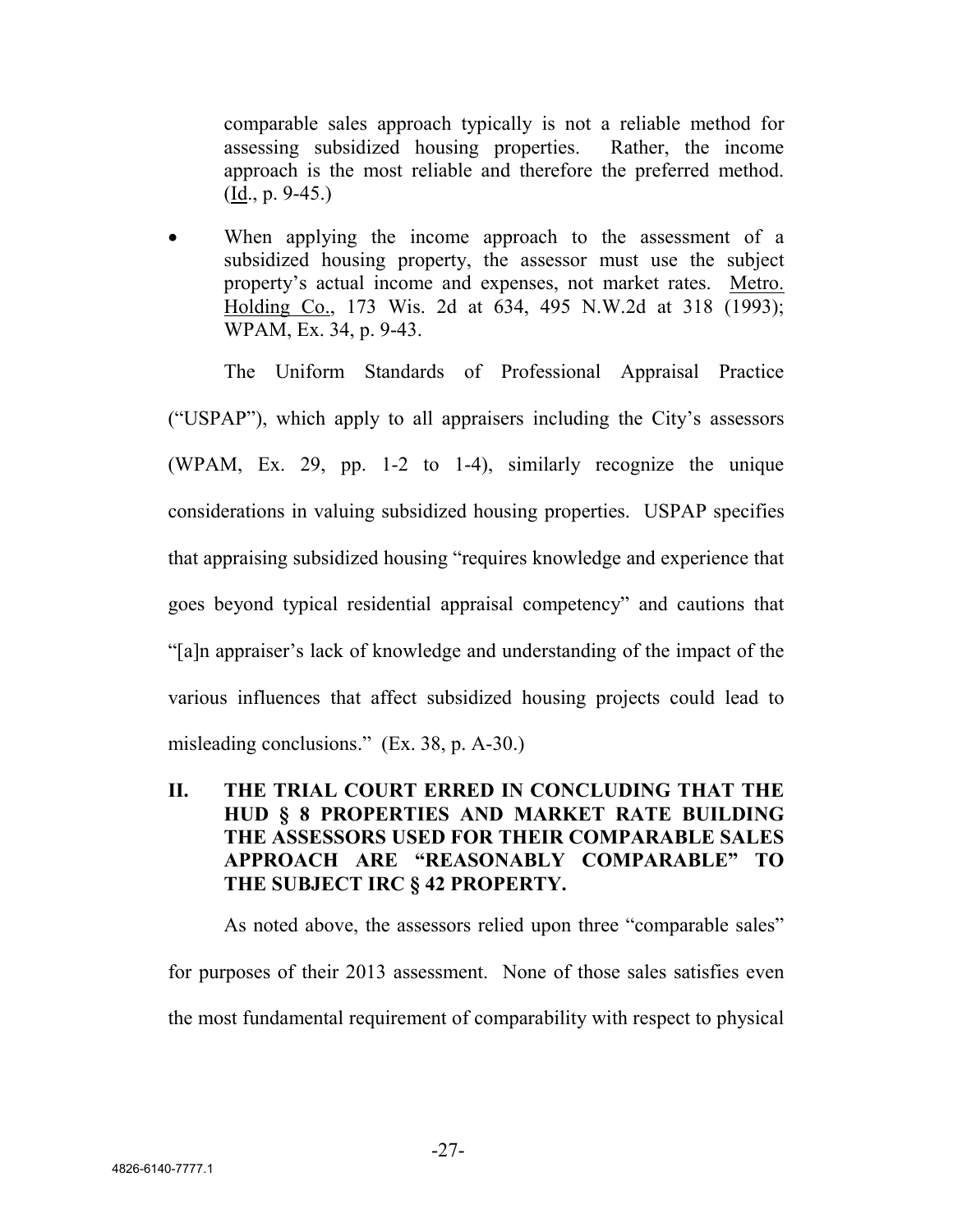comparable sales approach typically is not a reliable method for assessing subsidized housing properties. Rather, the income approach is the most reliable and therefore the preferred method. (Id., p. 9-45.)

- When applying the income approach to the assessment of a subsidized housing property, the assessor must use the subject property's actual income and expenses, not market rates. Metro. Holding Co., 173 Wis. 2d at 634, 495 N.W.2d at 318 (1993); WPAM, Ex. 34, p. 9-43.

The Uniform Standards of Professional Appraisal Practice ("USPAP"), which apply to all appraisers including the City's assessors (WPAM, Ex. 29, pp. 1-2 to 1-4), similarly recognize the unique considerations in valuing subsidized housing properties. USPAP specifies that appraising subsidized housing "requires knowledge and experience that goes beyond typical residential appraisal competency" and cautions that "[a]n appraiser's lack of knowledge and understanding of the impact of the various influences that affect subsidized housing projects could lead to misleading conclusions." (Ex. 38, p. A-30.)

## II. THE TRIAL COURT ERRED IN CONCLUDING THAT THE HUD § 8 PROPERTIES AND MARKET RATE BUILDING THE ASSESSORS USED FOR THEIR COMPARABLE SALES APPROACH ARE "REASONABLY COMPARABLE" TO THE SUBJECT IRC § 42 PROPERTY.

As noted above, the assessors relied upon three "comparable sales" for purposes of their 2013 assessment. None of those sales satisfies even the most fundamental requirement of comparability with respect to physical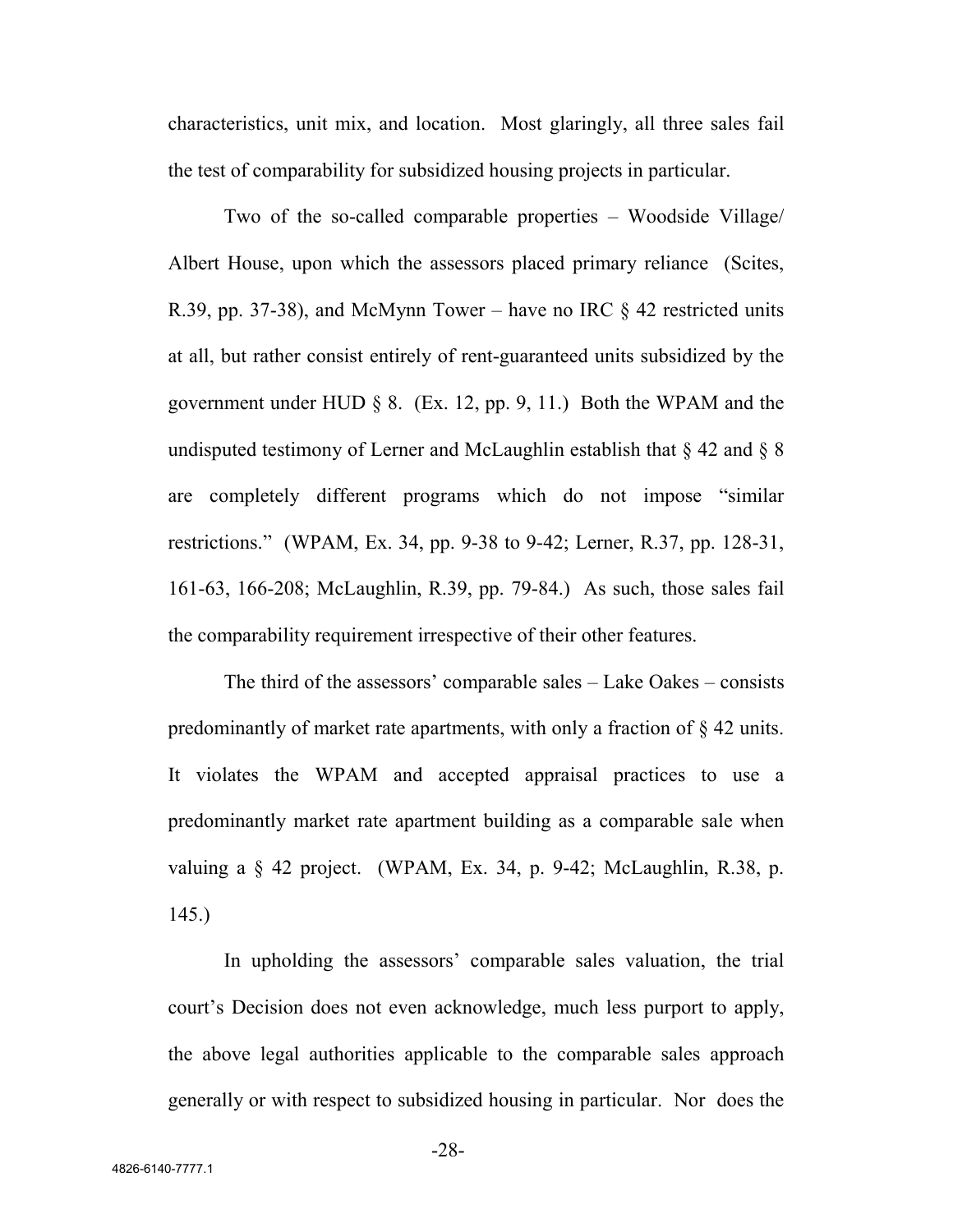characteristics, unit mix, and location. Most glaringly, all three sales fail the test of comparability for subsidized housing projects in particular.

Two of the so-called comparable properties – Woodside Village/ Albert House, upon which the assessors placed primary reliance (Scites, R.39, pp. 37-38), and McMynn Tower – have no IRC § 42 restricted units at all, but rather consist entirely of rent-guaranteed units subsidized by the government under HUD § 8. (Ex. 12, pp. 9, 11.) Both the WPAM and the undisputed testimony of Lerner and McLaughlin establish that § 42 and § 8 are completely different programs which do not impose "similar restrictions." (WPAM, Ex. 34, pp. 9-38 to 9-42; Lerner, R.37, pp. 128-31, 161-63, 166-208; McLaughlin, R.39, pp. 79-84.) As such, those sales fail the comparability requirement irrespective of their other features.

The third of the assessors' comparable sales – Lake Oakes – consists predominantly of market rate apartments, with only a fraction of § 42 units. It violates the WPAM and accepted appraisal practices to use a predominantly market rate apartment building as a comparable sale when valuing a § 42 project. (WPAM, Ex. 34, p. 9-42; McLaughlin, R.38, p. 145.)

In upholding the assessors' comparable sales valuation, the trial court's Decision does not even acknowledge, much less purport to apply, the above legal authorities applicable to the comparable sales approach generally or with respect to subsidized housing in particular. Nor does the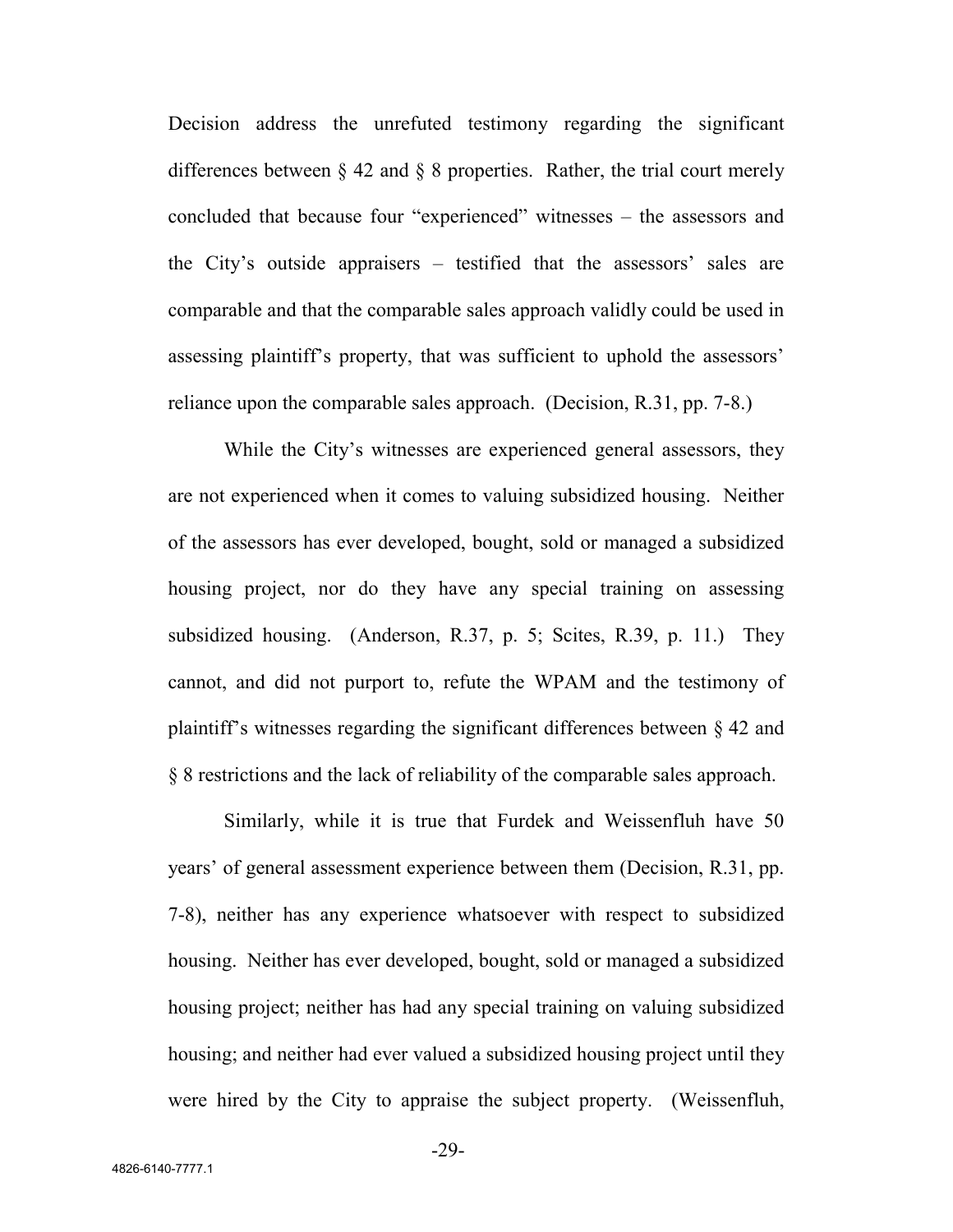Decision address the unrefuted testimony regarding the significant differences between § 42 and § 8 properties. Rather, the trial court merely concluded that because four "experienced" witnesses – the assessors and the City's outside appraisers – testified that the assessors' sales are comparable and that the comparable sales approach validly could be used in assessing plaintiff's property, that was sufficient to uphold the assessors' reliance upon the comparable sales approach. (Decision, R.31, pp. 7-8.)

While the City's witnesses are experienced general assessors, they are not experienced when it comes to valuing subsidized housing. Neither of the assessors has ever developed, bought, sold or managed a subsidized housing project, nor do they have any special training on assessing subsidized housing. (Anderson, R.37, p. 5; Scites, R.39, p. 11.) They cannot, and did not purport to, refute the WPAM and the testimony of plaintiff's witnesses regarding the significant differences between § 42 and § 8 restrictions and the lack of reliability of the comparable sales approach.

Similarly, while it is true that Furdek and Weissenfluh have 50 years' of general assessment experience between them (Decision, R.31, pp. 7-8), neither has any experience whatsoever with respect to subsidized housing. Neither has ever developed, bought, sold or managed a subsidized housing project; neither has had any special training on valuing subsidized housing; and neither had ever valued a subsidized housing project until they were hired by the City to appraise the subject property. (Weissenfluh,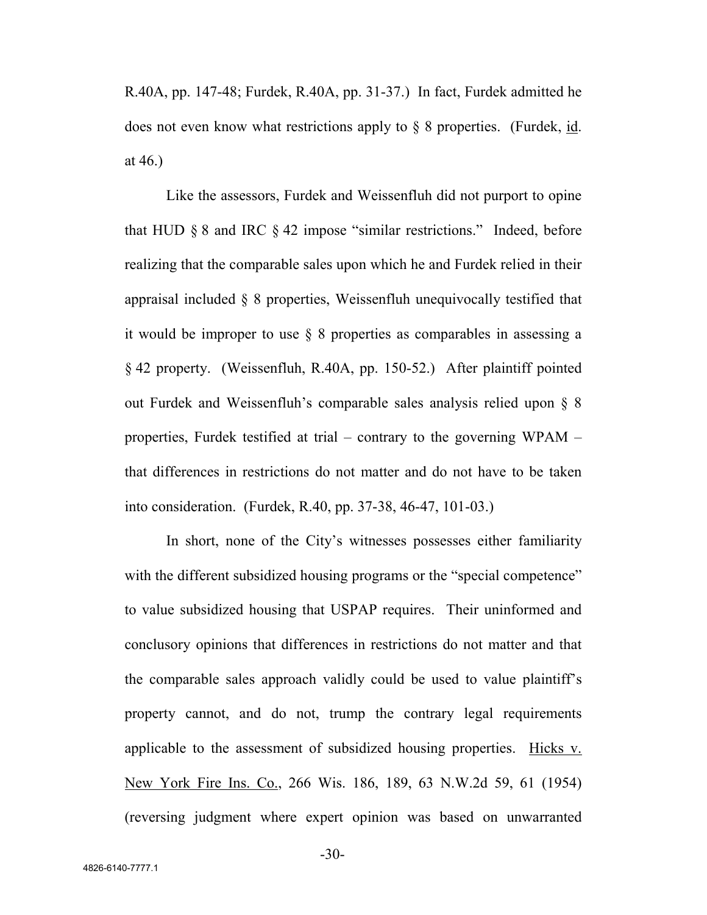R.40A, pp. 147-48; Furdek, R.40A, pp. 31-37.) In fact, Furdek admitted he does not even know what restrictions apply to § 8 properties. (Furdek, id. at 46.)

Like the assessors, Furdek and Weissenfluh did not purport to opine that HUD § 8 and IRC § 42 impose "similar restrictions." Indeed, before realizing that the comparable sales upon which he and Furdek relied in their appraisal included § 8 properties, Weissenfluh unequivocally testified that it would be improper to use § 8 properties as comparables in assessing a § 42 property. (Weissenfluh, R.40A, pp. 150-52.) After plaintiff pointed out Furdek and Weissenfluh's comparable sales analysis relied upon § 8 properties, Furdek testified at trial – contrary to the governing WPAM – that differences in restrictions do not matter and do not have to be taken into consideration. (Furdek, R.40, pp. 37-38, 46-47, 101-03.)

In short, none of the City's witnesses possesses either familiarity with the different subsidized housing programs or the "special competence" to value subsidized housing that USPAP requires. Their uninformed and conclusory opinions that differences in restrictions do not matter and that the comparable sales approach validly could be used to value plaintiff's property cannot, and do not, trump the contrary legal requirements applicable to the assessment of subsidized housing properties. Hicks v. New York Fire Ins. Co., 266 Wis. 186, 189, 63 N.W.2d 59, 61 (1954) (reversing judgment where expert opinion was based on unwarranted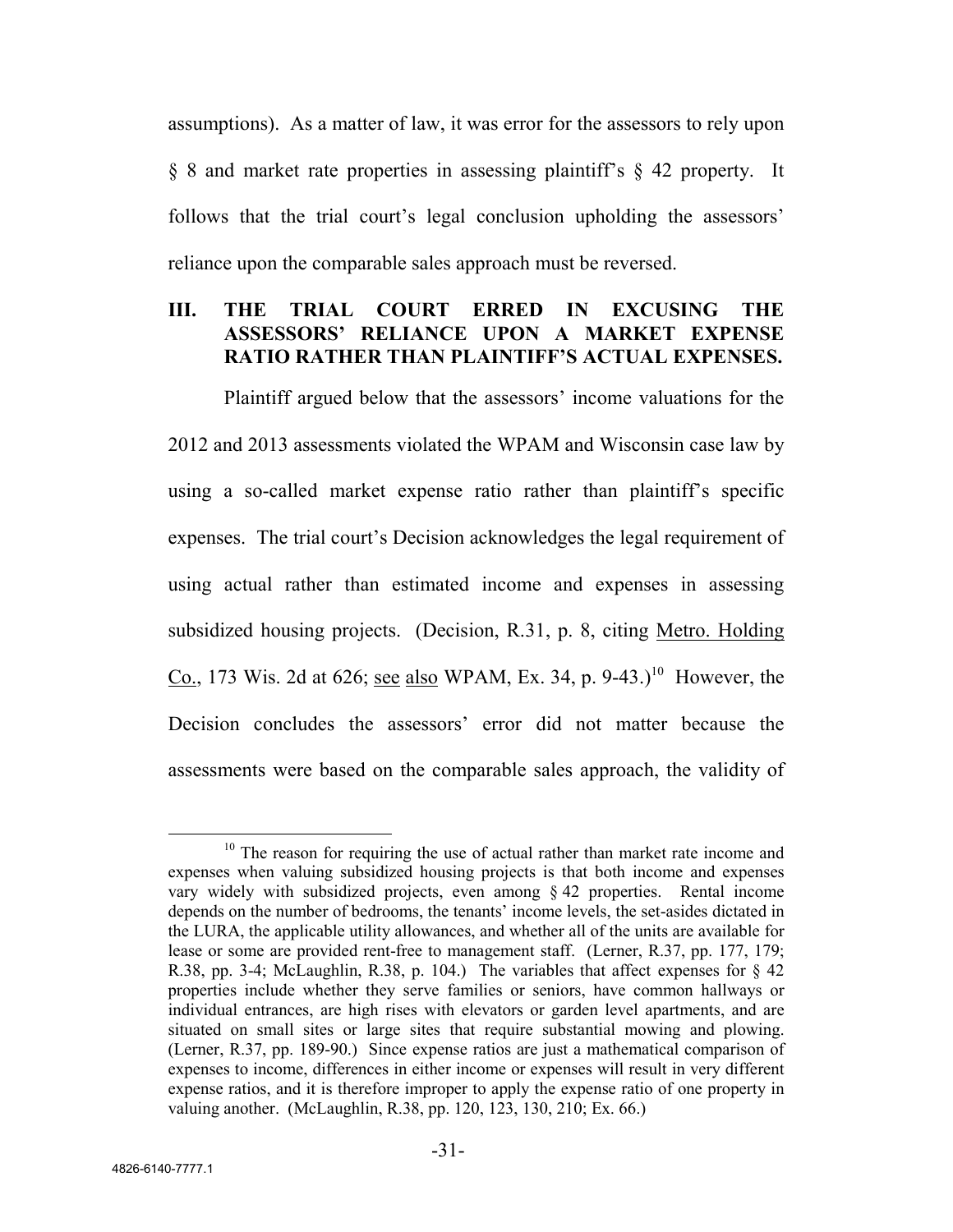assumptions). As a matter of law, it was error for the assessors to rely upon § 8 and market rate properties in assessing plaintiff's § 42 property. It follows that the trial court's legal conclusion upholding the assessors' reliance upon the comparable sales approach must be reversed.

## III. THE TRIAL COURT ERRED IN EXCUSING THE ASSESSORS' RELIANCE UPON A MARKET EXPENSE RATIO RATHER THAN PLAINTIFF'S ACTUAL EXPENSES.

Plaintiff argued below that the assessors' income valuations for the 2012 and 2013 assessments violated the WPAM and Wisconsin case law by using a so-called market expense ratio rather than plaintiff's specific expenses. The trial court's Decision acknowledges the legal requirement of using actual rather than estimated income and expenses in assessing subsidized housing projects. (Decision, R.31, p. 8, citing Metro. Holding Co., 173 Wis. 2d at 626; see also WPAM, Ex. 34, p. 9-43.)[10] However, the Decision concludes the assessors' error did not matter because the assessments were based on the comparable sales approach, the validity of

[10] The reason for requiring the use of actual rather than market rate income and expenses when valuing subsidized housing projects is that both income and expenses vary widely with subsidized projects, even among § 42 properties. Rental income depends on the number of bedrooms, the tenants' income levels, the set-asides dictated in the LURA, the applicable utility allowances, and whether all of the units are available for lease or some are provided rent-free to management staff. (Lerner, R.37, pp. 177, 179; R.38, pp. 3-4; McLaughlin, R.38, p. 104.) The variables that affect expenses for § 42 properties include whether they serve families or seniors, have common hallways or individual entrances, are high rises with elevators or garden level apartments, and are situated on small sites or large sites that require substantial mowing and plowing. (Lerner, R.37, pp. 189-90.) Since expense ratios are just a mathematical comparison of expenses to income, differences in either income or expenses will result in very different expense ratios, and it is therefore improper to apply the expense ratio of one property in valuing another. (McLaughlin, R.38, pp. 120, 123, 130, 210; Ex. 66.)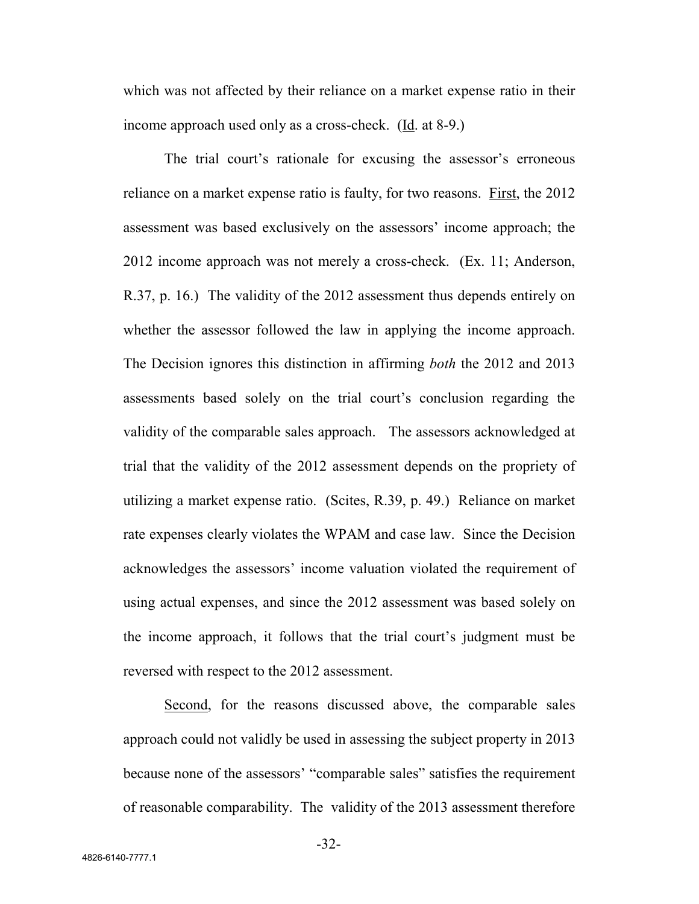which was not affected by their reliance on a market expense ratio in their income approach used only as a cross-check. (Id. at 8-9.)

The trial court's rationale for excusing the assessor's erroneous reliance on a market expense ratio is faulty, for two reasons. First, the 2012 assessment was based exclusively on the assessors' income approach; the 2012 income approach was not merely a cross-check. (Ex. 11; Anderson, R.37, p. 16.) The validity of the 2012 assessment thus depends entirely on whether the assessor followed the law in applying the income approach. The Decision ignores this distinction in affirming *both* the 2012 and 2013 assessments based solely on the trial court's conclusion regarding the validity of the comparable sales approach. The assessors acknowledged at trial that the validity of the 2012 assessment depends on the propriety of utilizing a market expense ratio. (Scites, R.39, p. 49.) Reliance on market rate expenses clearly violates the WPAM and case law. Since the Decision acknowledges the assessors' income valuation violated the requirement of using actual expenses, and since the 2012 assessment was based solely on the income approach, it follows that the trial court's judgment must be reversed with respect to the 2012 assessment.

Second, for the reasons discussed above, the comparable sales approach could not validly be used in assessing the subject property in 2013 because none of the assessors' "comparable sales" satisfies the requirement of reasonable comparability. The validity of the 2013 assessment therefore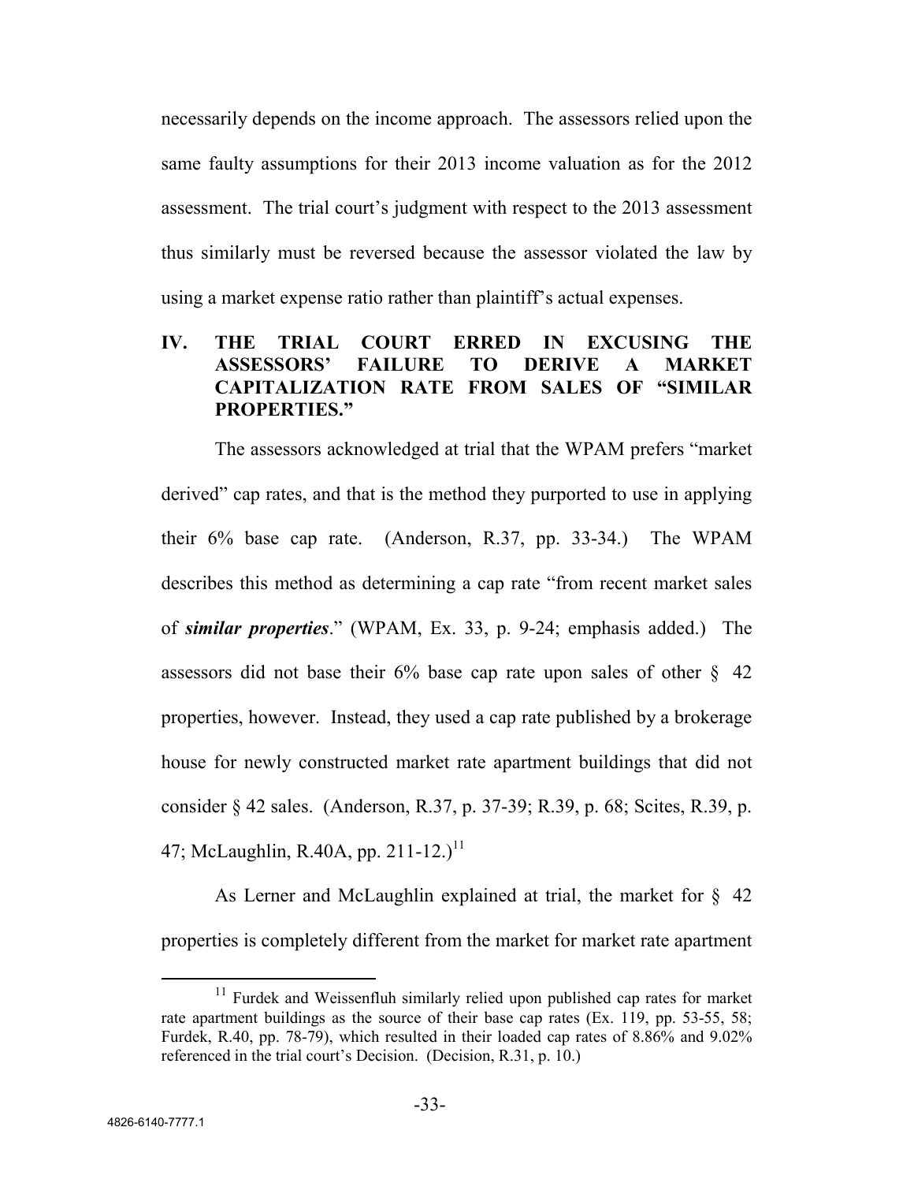necessarily depends on the income approach. The assessors relied upon the same faulty assumptions for their 2013 income valuation as for the 2012 assessment. The trial court's judgment with respect to the 2013 assessment thus similarly must be reversed because the assessor violated the law by using a market expense ratio rather than plaintiff's actual expenses.

## IV. THE TRIAL COURT ERRED IN EXCUSING THE ASSESSORS' FAILURE TO DERIVE A MARKET CAPITALIZATION RATE FROM SALES OF "SIMILAR PROPERTIES."

The assessors acknowledged at trial that the WPAM prefers "market derived" cap rates, and that is the method they purported to use in applying their 6% base cap rate. (Anderson, R.37, pp. 33-34.) The WPAM describes this method as determining a cap rate "from recent market sales of ***similar properties***." (WPAM, Ex. 33, p. 9-24; emphasis added.) The assessors did not base their 6% base cap rate upon sales of other § 42 properties, however. Instead, they used a cap rate published by a brokerage house for newly constructed market rate apartment buildings that did not consider § 42 sales. (Anderson, R.37, p. 37-39; R.39, p. 68; Scites, R.39, p. 47; McLaughlin, R.40A, pp. 211-12.)[11]

As Lerner and McLaughlin explained at trial, the market for § 42 properties is completely different from the market for market rate apartment

[11] Furdek and Weissenfluh similarly relied upon published cap rates for market rate apartment buildings as the source of their base cap rates (Ex. 119, pp. 53-55, 58; Furdek, R.40, pp. 78-79), which resulted in their loaded cap rates of 8.86% and 9.02% referenced in the trial court's Decision. (Decision, R.31, p. 10.)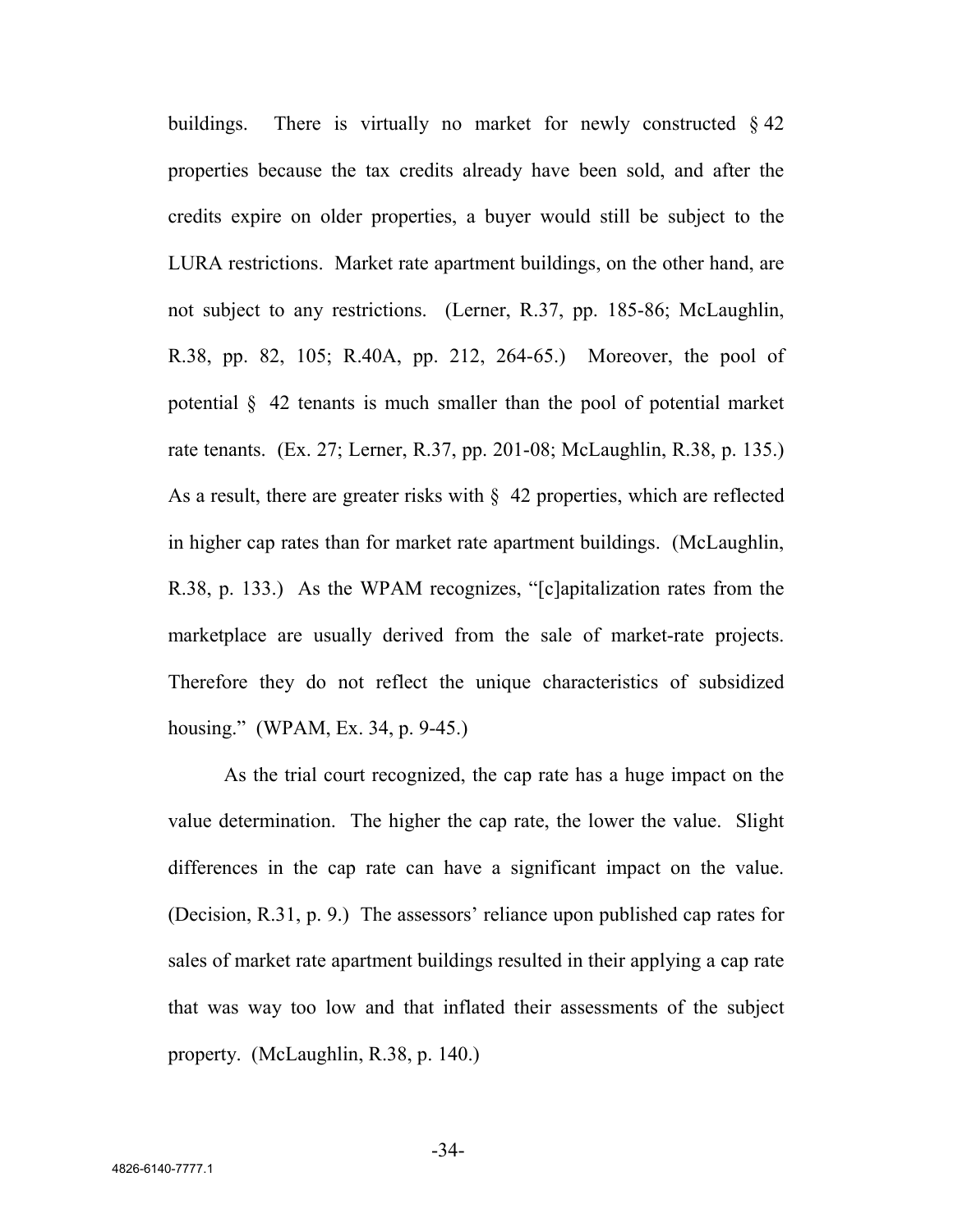buildings. There is virtually no market for newly constructed § 42 properties because the tax credits already have been sold, and after the credits expire on older properties, a buyer would still be subject to the LURA restrictions. Market rate apartment buildings, on the other hand, are not subject to any restrictions. (Lerner, R.37, pp. 185-86; McLaughlin, R.38, pp. 82, 105; R.40A, pp. 212, 264-65.) Moreover, the pool of potential § 42 tenants is much smaller than the pool of potential market rate tenants. (Ex. 27; Lerner, R.37, pp. 201-08; McLaughlin, R.38, p. 135.) As a result, there are greater risks with § 42 properties, which are reflected in higher cap rates than for market rate apartment buildings. (McLaughlin, R.38, p. 133.) As the WPAM recognizes, "[c]apitalization rates from the marketplace are usually derived from the sale of market-rate projects. Therefore they do not reflect the unique characteristics of subsidized housing." (WPAM, Ex. 34, p. 9-45.)

As the trial court recognized, the cap rate has a huge impact on the value determination. The higher the cap rate, the lower the value. Slight differences in the cap rate can have a significant impact on the value. (Decision, R.31, p. 9.) The assessors' reliance upon published cap rates for sales of market rate apartment buildings resulted in their applying a cap rate that was way too low and that inflated their assessments of the subject property. (McLaughlin, R.38, p. 140.)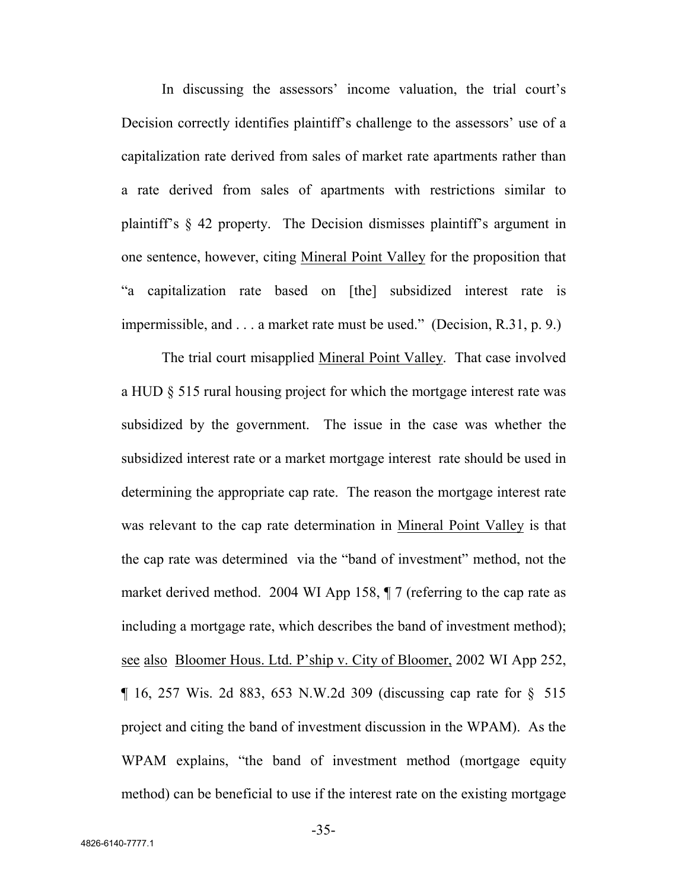In discussing the assessors' income valuation, the trial court's Decision correctly identifies plaintiff's challenge to the assessors' use of a capitalization rate derived from sales of market rate apartments rather than a rate derived from sales of apartments with restrictions similar to plaintiff's § 42 property. The Decision dismisses plaintiff's argument in one sentence, however, citing Mineral Point Valley for the proposition that "a capitalization rate based on [the] subsidized interest rate is impermissible, and . . . a market rate must be used." (Decision, R.31, p. 9.)

The trial court misapplied Mineral Point Valley. That case involved a HUD § 515 rural housing project for which the mortgage interest rate was subsidized by the government. The issue in the case was whether the subsidized interest rate or a market mortgage interest rate should be used in determining the appropriate cap rate. The reason the mortgage interest rate was relevant to the cap rate determination in Mineral Point Valley is that the cap rate was determined via the "band of investment" method, not the market derived method. 2004 WI App 158, ¶ 7 (referring to the cap rate as including a mortgage rate, which describes the band of investment method); see also Bloomer Hous. Ltd. P'ship v. City of Bloomer, 2002 WI App 252, ¶ 16, 257 Wis. 2d 883, 653 N.W.2d 309 (discussing cap rate for § 515 project and citing the band of investment discussion in the WPAM). As the WPAM explains, "the band of investment method (mortgage equity method) can be beneficial to use if the interest rate on the existing mortgage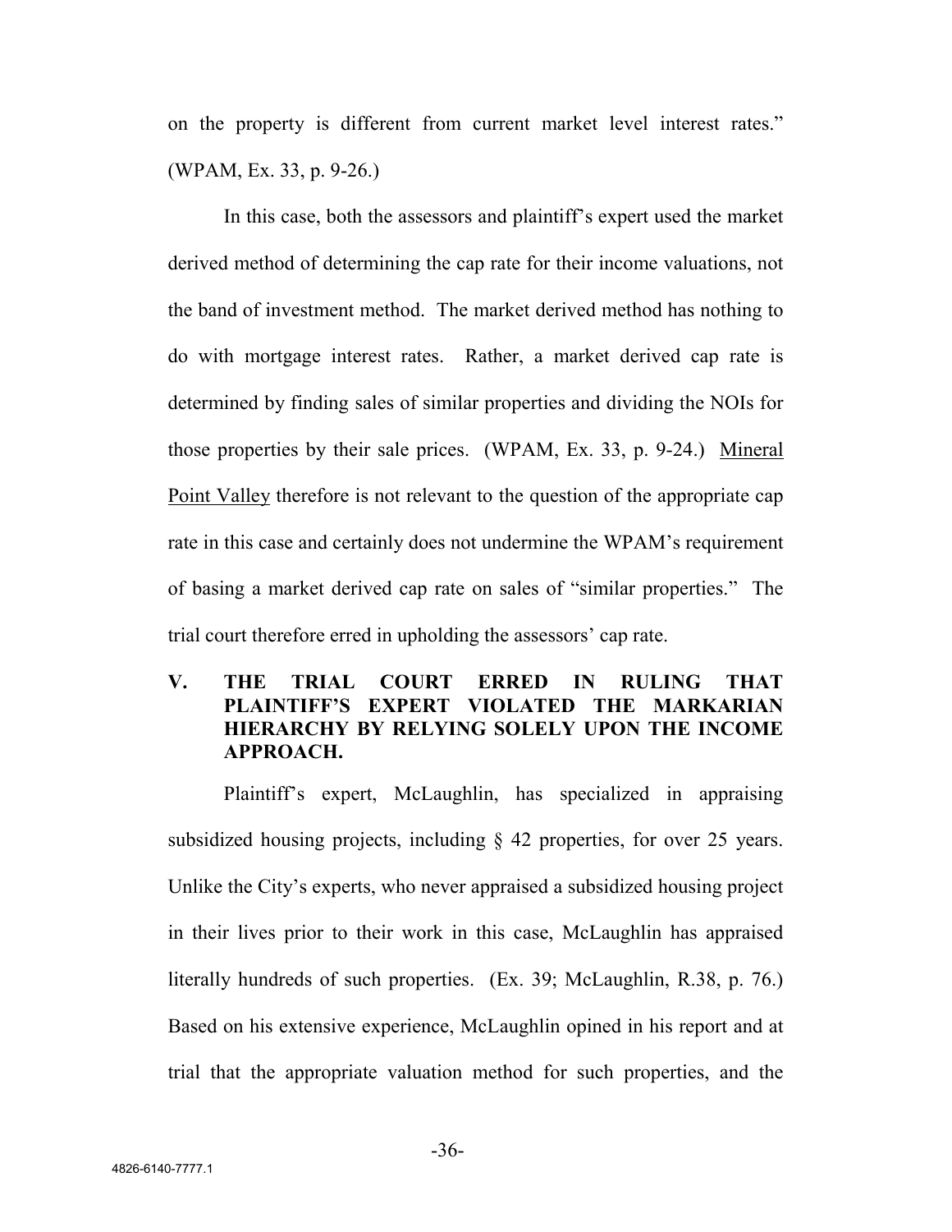on the property is different from current market level interest rates." (WPAM, Ex. 33, p. 9-26.)

In this case, both the assessors and plaintiff's expert used the market derived method of determining the cap rate for their income valuations, not the band of investment method. The market derived method has nothing to do with mortgage interest rates. Rather, a market derived cap rate is determined by finding sales of similar properties and dividing the NOIs for those properties by their sale prices. (WPAM, Ex. 33, p. 9-24.) Mineral Point Valley therefore is not relevant to the question of the appropriate cap rate in this case and certainly does not undermine the WPAM's requirement of basing a market derived cap rate on sales of "similar properties." The trial court therefore erred in upholding the assessors' cap rate.

## V. THE TRIAL COURT ERRED IN RULING THAT PLAINTIFF'S EXPERT VIOLATED THE MARKARIAN HIERARCHY BY RELYING SOLELY UPON THE INCOME APPROACH.

Plaintiff's expert, McLaughlin, has specialized in appraising subsidized housing projects, including § 42 properties, for over 25 years. Unlike the City's experts, who never appraised a subsidized housing project in their lives prior to their work in this case, McLaughlin has appraised literally hundreds of such properties. (Ex. 39; McLaughlin, R.38, p. 76.) Based on his extensive experience, McLaughlin opined in his report and at trial that the appropriate valuation method for such properties, and the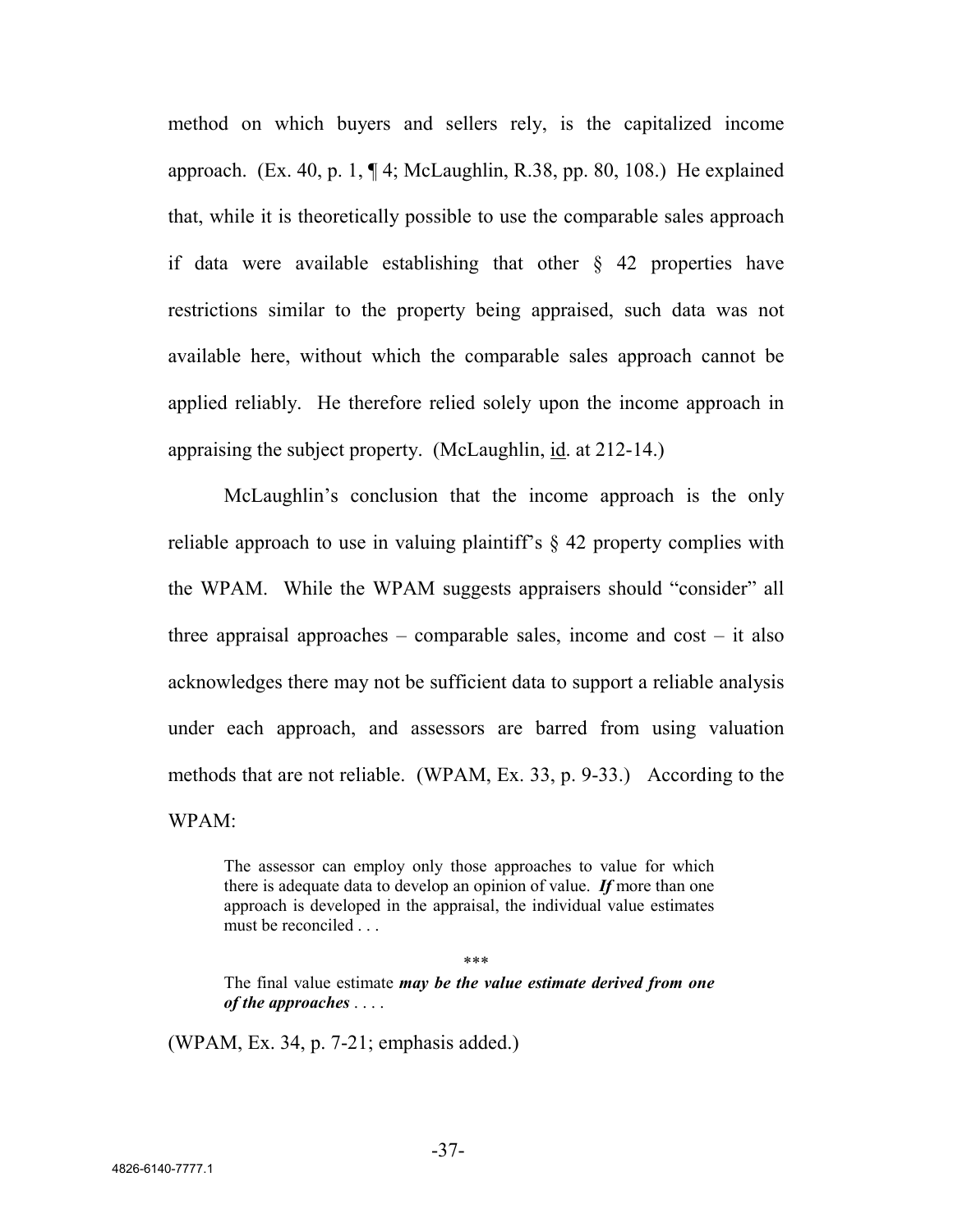method on which buyers and sellers rely, is the capitalized income approach. (Ex. 40, p. 1, ¶ 4; McLaughlin, R.38, pp. 80, 108.) He explained that, while it is theoretically possible to use the comparable sales approach if data were available establishing that other § 42 properties have restrictions similar to the property being appraised, such data was not available here, without which the comparable sales approach cannot be applied reliably. He therefore relied solely upon the income approach in appraising the subject property. (McLaughlin, id. at 212-14.)

McLaughlin's conclusion that the income approach is the only reliable approach to use in valuing plaintiff's § 42 property complies with the WPAM. While the WPAM suggests appraisers should "consider" all three appraisal approaches – comparable sales, income and cost – it also acknowledges there may not be sufficient data to support a reliable analysis under each approach, and assessors are barred from using valuation methods that are not reliable. (WPAM, Ex. 33, p. 9-33.) According to the WPAM:

> The assessor can employ only those approaches to value for which there is adequate data to develop an opinion of value. ***If*** more than one approach is developed in the appraisal, the individual value estimates must be reconciled . . .
>
> \*\*\*
>
> The final value estimate ***may be the value estimate derived from one of the approaches*** . . . .

(WPAM, Ex. 34, p. 7-21; emphasis added.)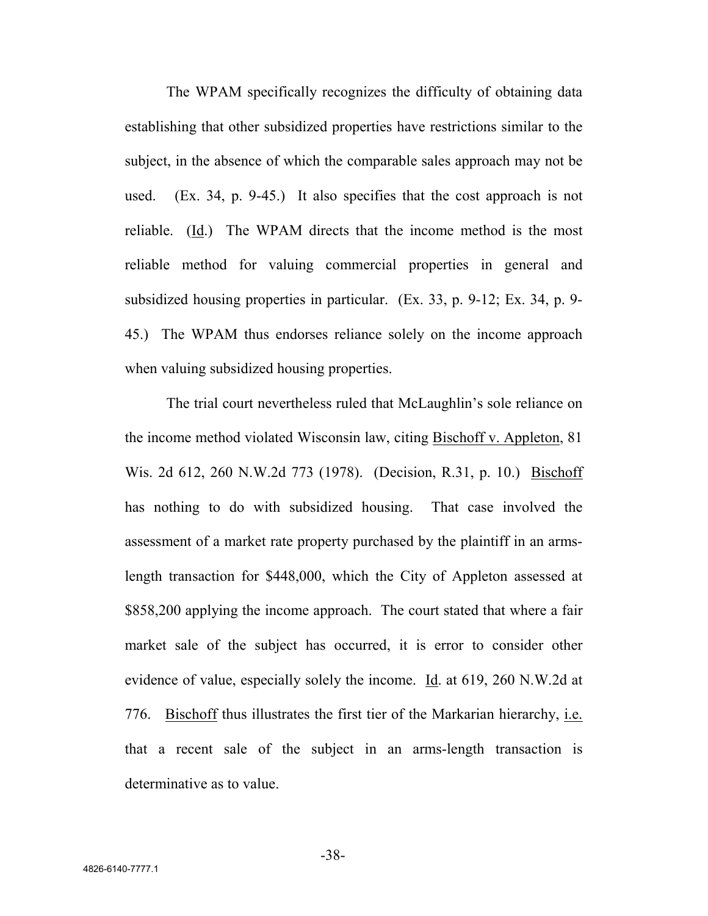The WPAM specifically recognizes the difficulty of obtaining data establishing that other subsidized properties have restrictions similar to the subject, in the absence of which the comparable sales approach may not be used. (Ex. 34, p. 9-45.) It also specifies that the cost approach is not reliable. (Id.) The WPAM directs that the income method is the most reliable method for valuing commercial properties in general and subsidized housing properties in particular. (Ex. 33, p. 9-12; Ex. 34, p. 9-45.) The WPAM thus endorses reliance solely on the income approach when valuing subsidized housing properties.

The trial court nevertheless ruled that McLaughlin's sole reliance on the income method violated Wisconsin law, citing Bischoff v. Appleton, 81 Wis. 2d 612, 260 N.W.2d 773 (1978). (Decision, R.31, p. 10.) Bischoff has nothing to do with subsidized housing. That case involved the assessment of a market rate property purchased by the plaintiff in an arms-length transaction for $448,000, which the City of Appleton assessed at $858,200 applying the income approach. The court stated that where a fair market sale of the subject has occurred, it is error to consider other evidence of value, especially solely the income. Id. at 619, 260 N.W.2d at 776. Bischoff thus illustrates the first tier of the Markarian hierarchy, i.e. that a recent sale of the subject in an arms-length transaction is determinative as to value.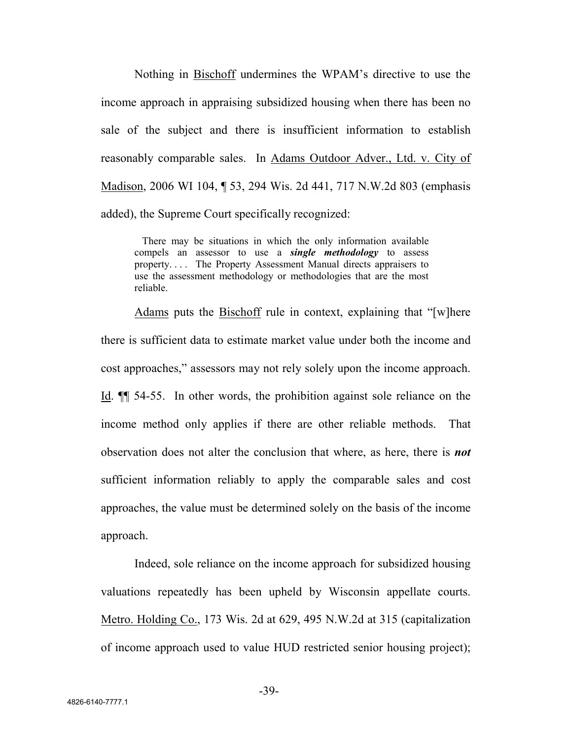Nothing in Bischoff undermines the WPAM's directive to use the income approach in appraising subsidized housing when there has been no sale of the subject and there is insufficient information to establish reasonably comparable sales. In Adams Outdoor Adver., Ltd. v. City of Madison, 2006 WI 104, ¶ 53, 294 Wis. 2d 441, 717 N.W.2d 803 (emphasis added), the Supreme Court specifically recognized:

> There may be situations in which the only information available compels an assessor to use a ***single methodology*** to assess property. . . . The Property Assessment Manual directs appraisers to use the assessment methodology or methodologies that are the most reliable.

Adams puts the Bischoff rule in context, explaining that "[w]here there is sufficient data to estimate market value under both the income and cost approaches," assessors may not rely solely upon the income approach. Id. ¶¶ 54-55. In other words, the prohibition against sole reliance on the income method only applies if there are other reliable methods. That observation does not alter the conclusion that where, as here, there is ***not*** sufficient information reliably to apply the comparable sales and cost approaches, the value must be determined solely on the basis of the income approach.

Indeed, sole reliance on the income approach for subsidized housing valuations repeatedly has been upheld by Wisconsin appellate courts. Metro. Holding Co., 173 Wis. 2d at 629, 495 N.W.2d at 315 (capitalization of income approach used to value HUD restricted senior housing project);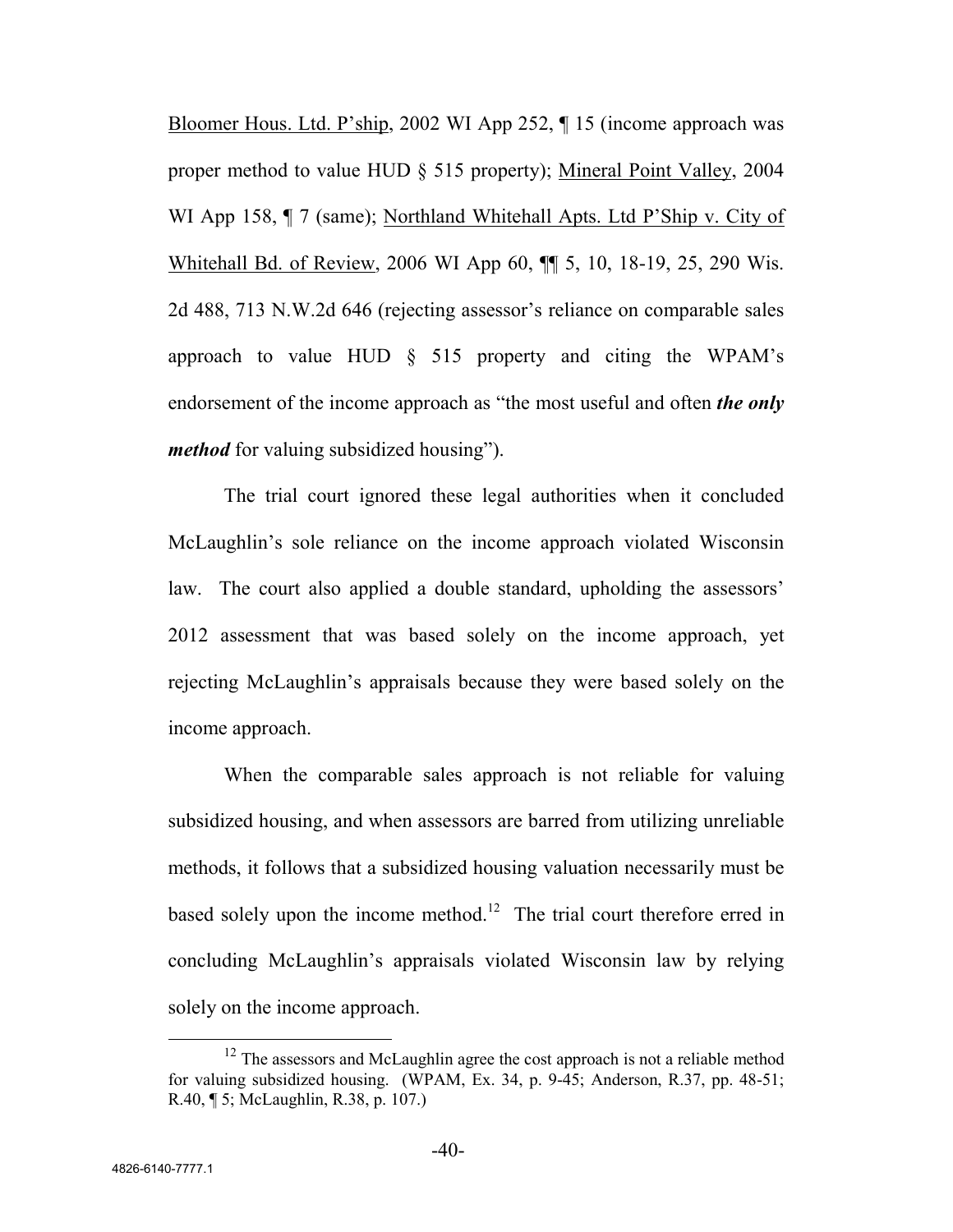Bloomer Hous. Ltd. P'ship, 2002 WI App 252, ¶ 15 (income approach was proper method to value HUD § 515 property); Mineral Point Valley, 2004 WI App 158, ¶ 7 (same); Northland Whitehall Apts. Ltd P'Ship v. City of Whitehall Bd. of Review, 2006 WI App 60, ¶¶ 5, 10, 18-19, 25, 290 Wis. 2d 488, 713 N.W.2d 646 (rejecting assessor's reliance on comparable sales approach to value HUD § 515 property and citing the WPAM's endorsement of the income approach as "the most useful and often ***the only method*** for valuing subsidized housing").

The trial court ignored these legal authorities when it concluded McLaughlin's sole reliance on the income approach violated Wisconsin law. The court also applied a double standard, upholding the assessors' 2012 assessment that was based solely on the income approach, yet rejecting McLaughlin's appraisals because they were based solely on the income approach.

When the comparable sales approach is not reliable for valuing subsidized housing, and when assessors are barred from utilizing unreliable methods, it follows that a subsidized housing valuation necessarily must be based solely upon the income method.[12] The trial court therefore erred in concluding McLaughlin's appraisals violated Wisconsin law by relying solely on the income approach.

[12] The assessors and McLaughlin agree the cost approach is not a reliable method for valuing subsidized housing. (WPAM, Ex. 34, p. 9-45; Anderson, R.37, pp. 48-51; R.40, ¶ 5; McLaughlin, R.38, p. 107.)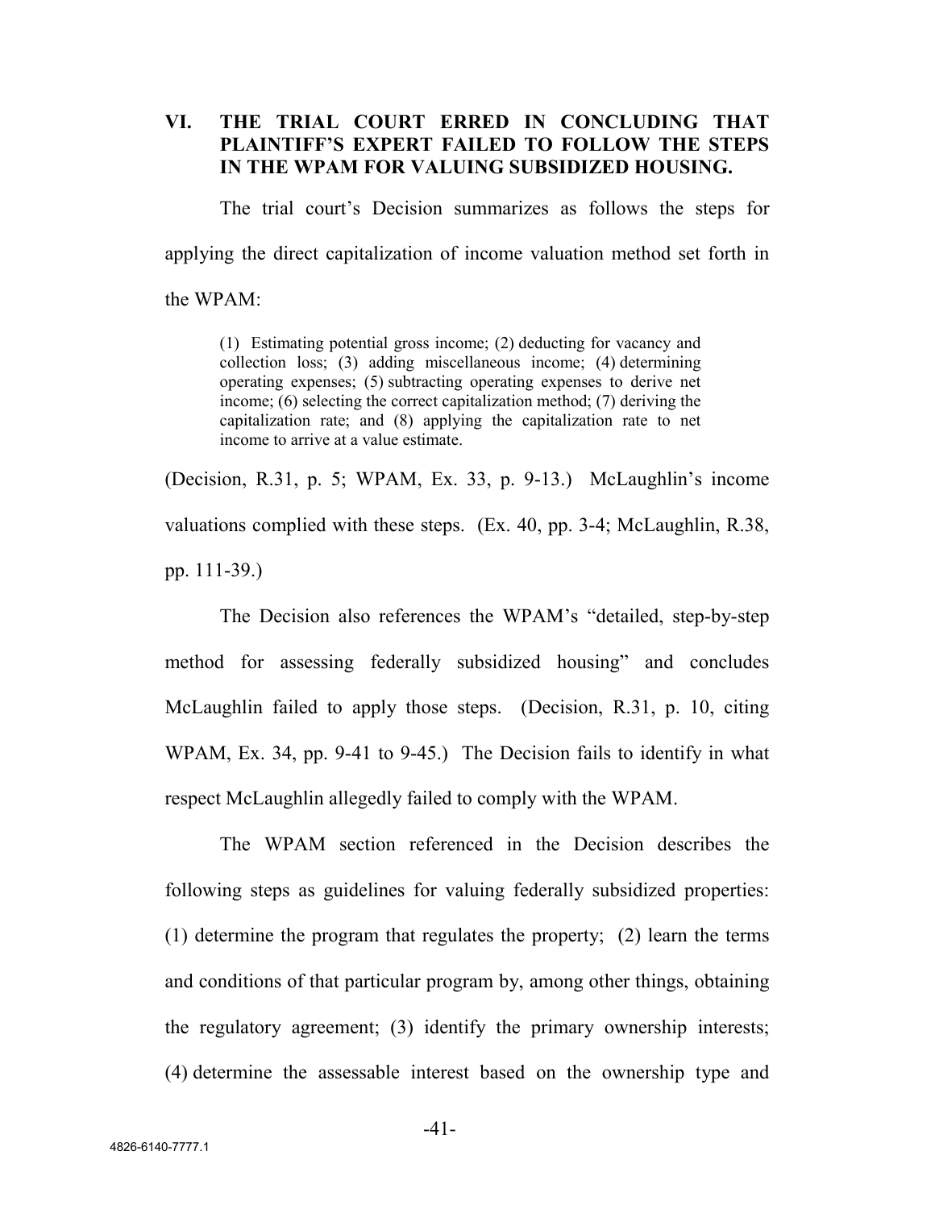## VI. THE TRIAL COURT ERRED IN CONCLUDING THAT PLAINTIFF'S EXPERT FAILED TO FOLLOW THE STEPS IN THE WPAM FOR VALUING SUBSIDIZED HOUSING.

The trial court's Decision summarizes as follows the steps for applying the direct capitalization of income valuation method set forth in the WPAM:

> (1) Estimating potential gross income; (2) deducting for vacancy and collection loss; (3) adding miscellaneous income; (4) determining operating expenses; (5) subtracting operating expenses to derive net income; (6) selecting the correct capitalization method; (7) deriving the capitalization rate; and (8) applying the capitalization rate to net income to arrive at a value estimate.

(Decision, R.31, p. 5; WPAM, Ex. 33, p. 9-13.) McLaughlin's income valuations complied with these steps. (Ex. 40, pp. 3-4; McLaughlin, R.38, pp. 111-39.)

The Decision also references the WPAM's "detailed, step-by-step method for assessing federally subsidized housing" and concludes McLaughlin failed to apply those steps. (Decision, R.31, p. 10, citing WPAM, Ex. 34, pp. 9-41 to 9-45.) The Decision fails to identify in what respect McLaughlin allegedly failed to comply with the WPAM.

The WPAM section referenced in the Decision describes the following steps as guidelines for valuing federally subsidized properties: (1) determine the program that regulates the property; (2) learn the terms and conditions of that particular program by, among other things, obtaining the regulatory agreement; (3) identify the primary ownership interests; (4) determine the assessable interest based on the ownership type and

4826-6140-7777.1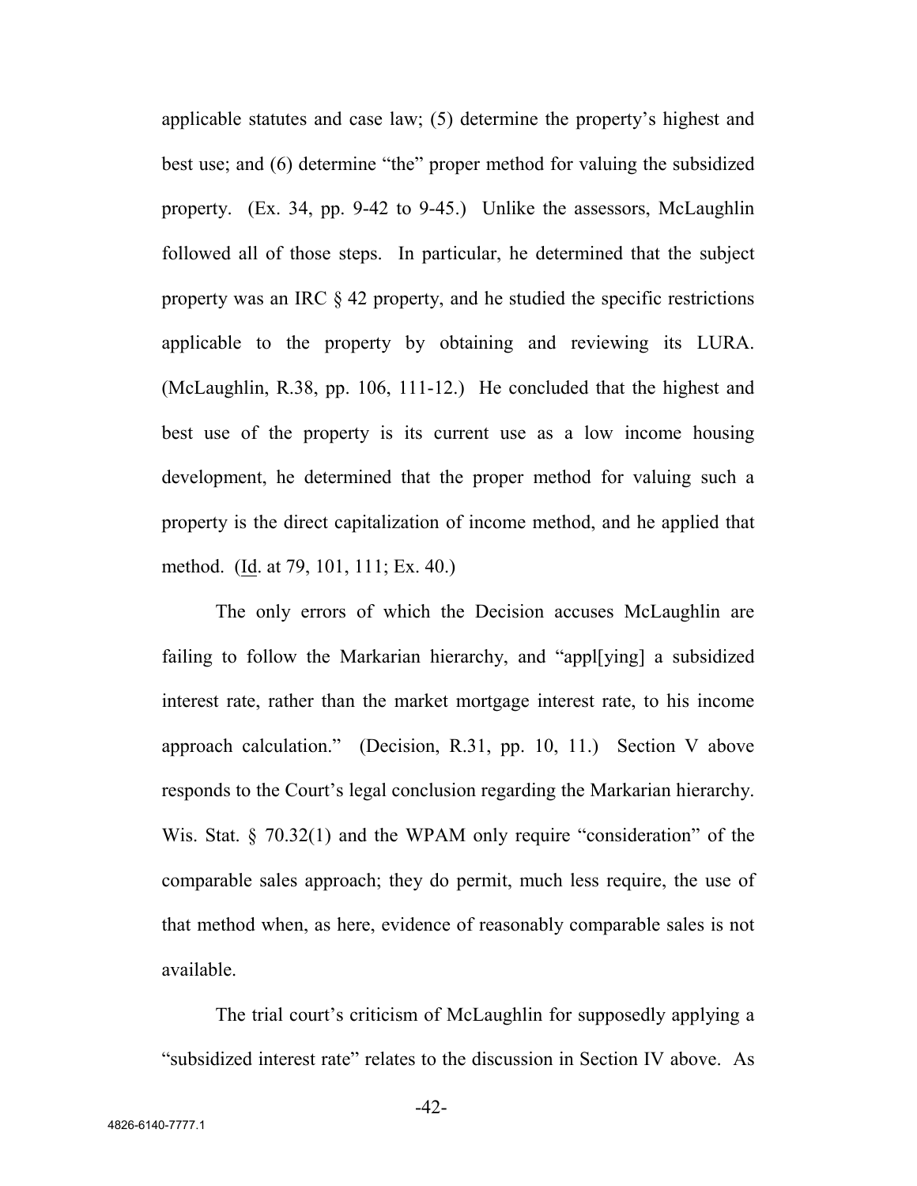applicable statutes and case law; (5) determine the property's highest and best use; and (6) determine "the" proper method for valuing the subsidized property. (Ex. 34, pp. 9-42 to 9-45.) Unlike the assessors, McLaughlin followed all of those steps. In particular, he determined that the subject property was an IRC § 42 property, and he studied the specific restrictions applicable to the property by obtaining and reviewing its LURA. (McLaughlin, R.38, pp. 106, 111-12.) He concluded that the highest and best use of the property is its current use as a low income housing development, he determined that the proper method for valuing such a property is the direct capitalization of income method, and he applied that method. (Id. at 79, 101, 111; Ex. 40.)

The only errors of which the Decision accuses McLaughlin are failing to follow the Markarian hierarchy, and "appl[ying] a subsidized interest rate, rather than the market mortgage interest rate, to his income approach calculation." (Decision, R.31, pp. 10, 11.) Section V above responds to the Court's legal conclusion regarding the Markarian hierarchy. Wis. Stat. § 70.32(1) and the WPAM only require "consideration" of the comparable sales approach; they do permit, much less require, the use of that method when, as here, evidence of reasonably comparable sales is not available.

The trial court's criticism of McLaughlin for supposedly applying a "subsidized interest rate" relates to the discussion in Section IV above. As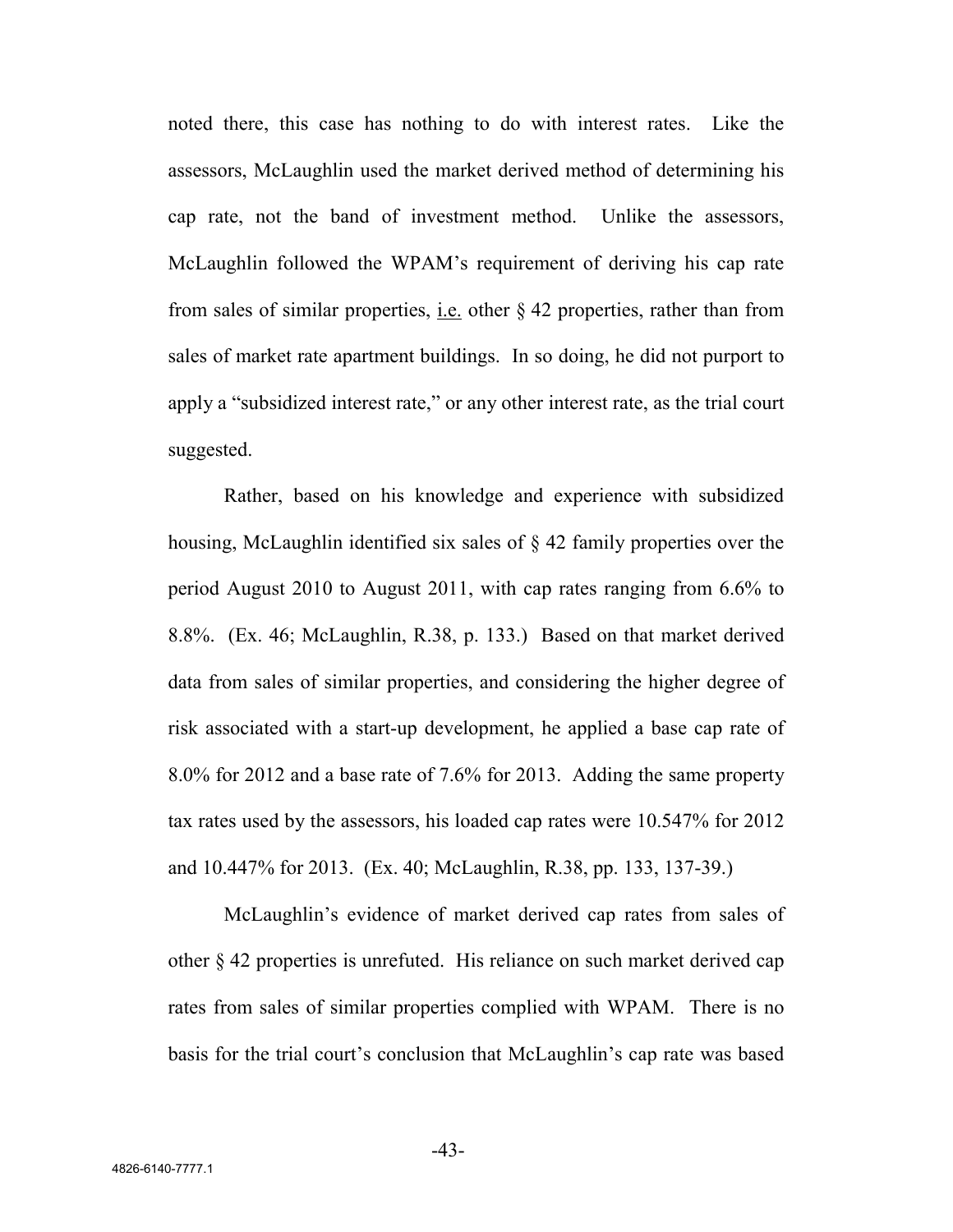noted there, this case has nothing to do with interest rates. Like the assessors, McLaughlin used the market derived method of determining his cap rate, not the band of investment method. Unlike the assessors, McLaughlin followed the WPAM's requirement of deriving his cap rate from sales of similar properties, i.e. other § 42 properties, rather than from sales of market rate apartment buildings. In so doing, he did not purport to apply a "subsidized interest rate," or any other interest rate, as the trial court suggested.

Rather, based on his knowledge and experience with subsidized housing, McLaughlin identified six sales of § 42 family properties over the period August 2010 to August 2011, with cap rates ranging from 6.6% to 8.8%. (Ex. 46; McLaughlin, R.38, p. 133.) Based on that market derived data from sales of similar properties, and considering the higher degree of risk associated with a start-up development, he applied a base cap rate of 8.0% for 2012 and a base rate of 7.6% for 2013. Adding the same property tax rates used by the assessors, his loaded cap rates were 10.547% for 2012 and 10.447% for 2013. (Ex. 40; McLaughlin, R.38, pp. 133, 137-39.)

McLaughlin's evidence of market derived cap rates from sales of other § 42 properties is unrefuted. His reliance on such market derived cap rates from sales of similar properties complied with WPAM. There is no basis for the trial court's conclusion that McLaughlin's cap rate was based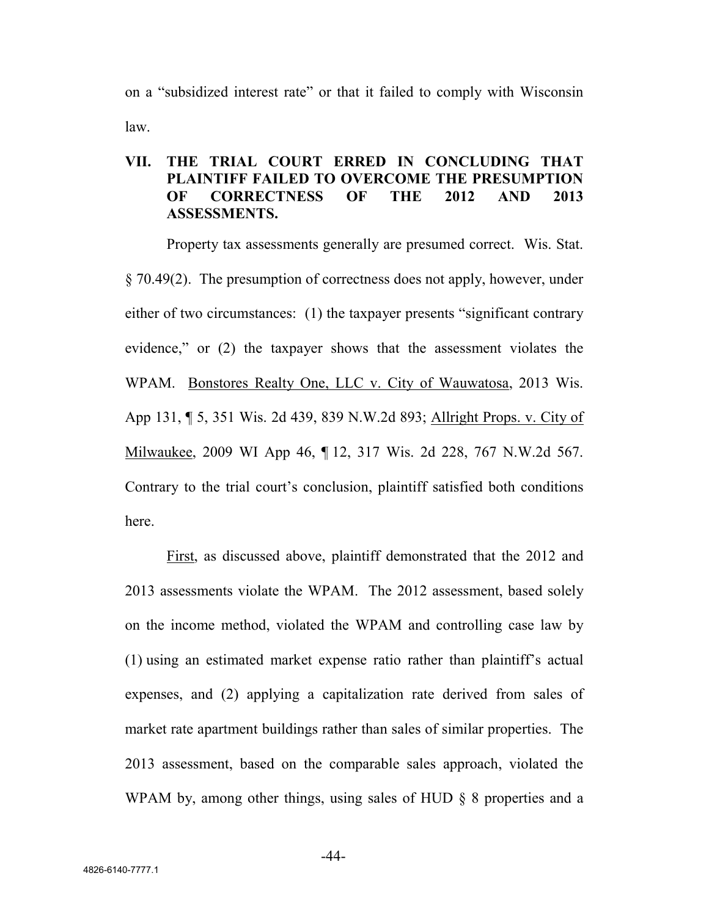on a "subsidized interest rate" or that it failed to comply with Wisconsin law.

## VII. THE TRIAL COURT ERRED IN CONCLUDING THAT PLAINTIFF FAILED TO OVERCOME THE PRESUMPTION OF CORRECTNESS OF THE 2012 AND 2013 ASSESSMENTS.

Property tax assessments generally are presumed correct. Wis. Stat. § 70.49(2). The presumption of correctness does not apply, however, under either of two circumstances: (1) the taxpayer presents "significant contrary evidence," or (2) the taxpayer shows that the assessment violates the WPAM. Bonstores Realty One, LLC v. City of Wauwatosa, 2013 Wis. App 131, ¶ 5, 351 Wis. 2d 439, 839 N.W.2d 893; Allright Props. v. City of Milwaukee, 2009 WI App 46, ¶ 12, 317 Wis. 2d 228, 767 N.W.2d 567. Contrary to the trial court's conclusion, plaintiff satisfied both conditions here.

First, as discussed above, plaintiff demonstrated that the 2012 and 2013 assessments violate the WPAM. The 2012 assessment, based solely on the income method, violated the WPAM and controlling case law by (1) using an estimated market expense ratio rather than plaintiff's actual expenses, and (2) applying a capitalization rate derived from sales of market rate apartment buildings rather than sales of similar properties. The 2013 assessment, based on the comparable sales approach, violated the WPAM by, among other things, using sales of HUD § 8 properties and a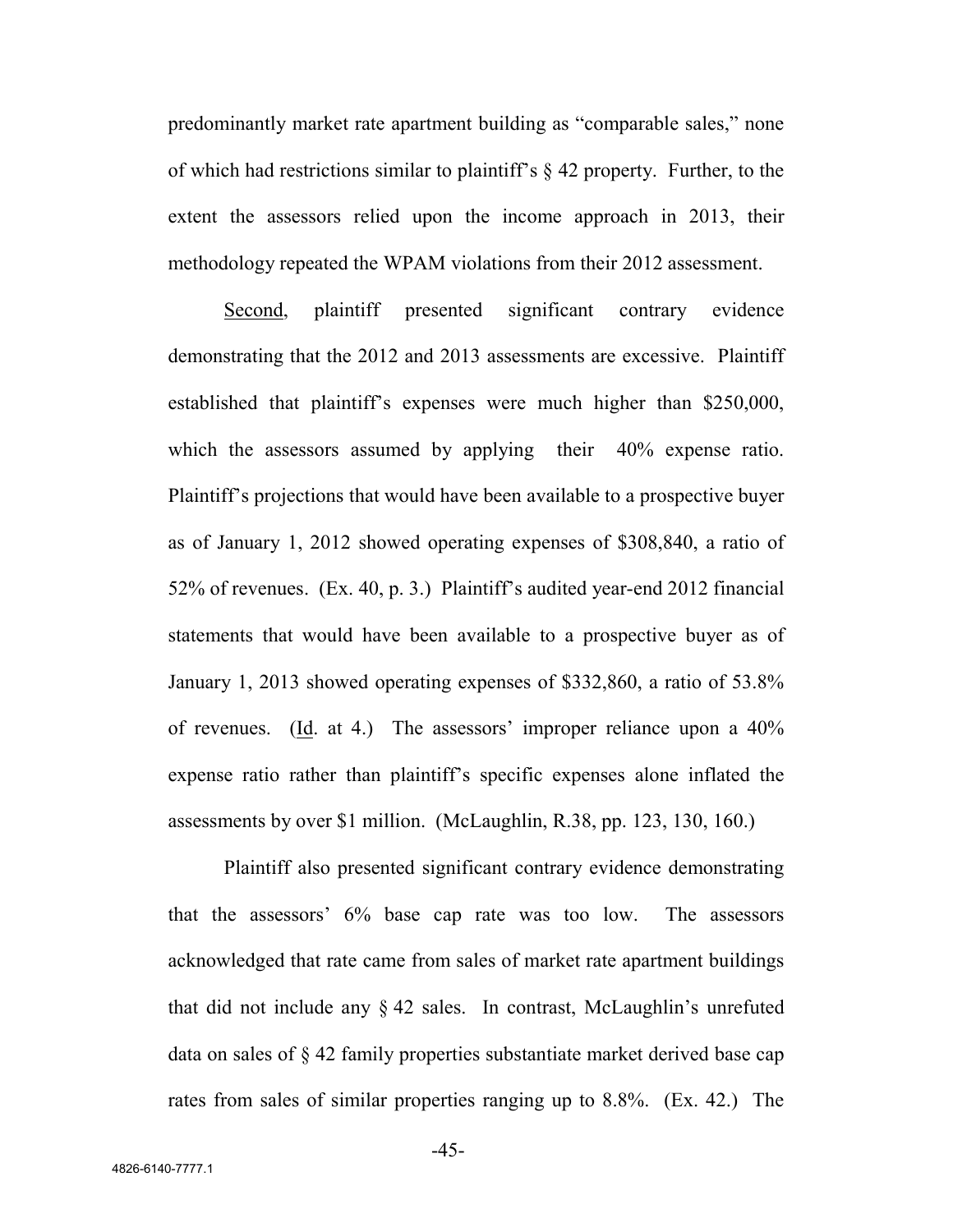predominantly market rate apartment building as "comparable sales," none of which had restrictions similar to plaintiff's § 42 property. Further, to the extent the assessors relied upon the income approach in 2013, their methodology repeated the WPAM violations from their 2012 assessment.

Second, plaintiff presented significant contrary evidence demonstrating that the 2012 and 2013 assessments are excessive. Plaintiff established that plaintiff's expenses were much higher than $250,000, which the assessors assumed by applying their 40% expense ratio. Plaintiff's projections that would have been available to a prospective buyer as of January 1, 2012 showed operating expenses of $308,840, a ratio of 52% of revenues. (Ex. 40, p. 3.) Plaintiff's audited year-end 2012 financial statements that would have been available to a prospective buyer as of January 1, 2013 showed operating expenses of $332,860, a ratio of 53.8% of revenues. (Id. at 4.) The assessors' improper reliance upon a 40% expense ratio rather than plaintiff's specific expenses alone inflated the assessments by over $1 million. (McLaughlin, R.38, pp. 123, 130, 160.)

Plaintiff also presented significant contrary evidence demonstrating that the assessors' 6% base cap rate was too low. The assessors acknowledged that rate came from sales of market rate apartment buildings that did not include any § 42 sales. In contrast, McLaughlin's unrefuted data on sales of § 42 family properties substantiate market derived base cap rates from sales of similar properties ranging up to 8.8%. (Ex. 42.) The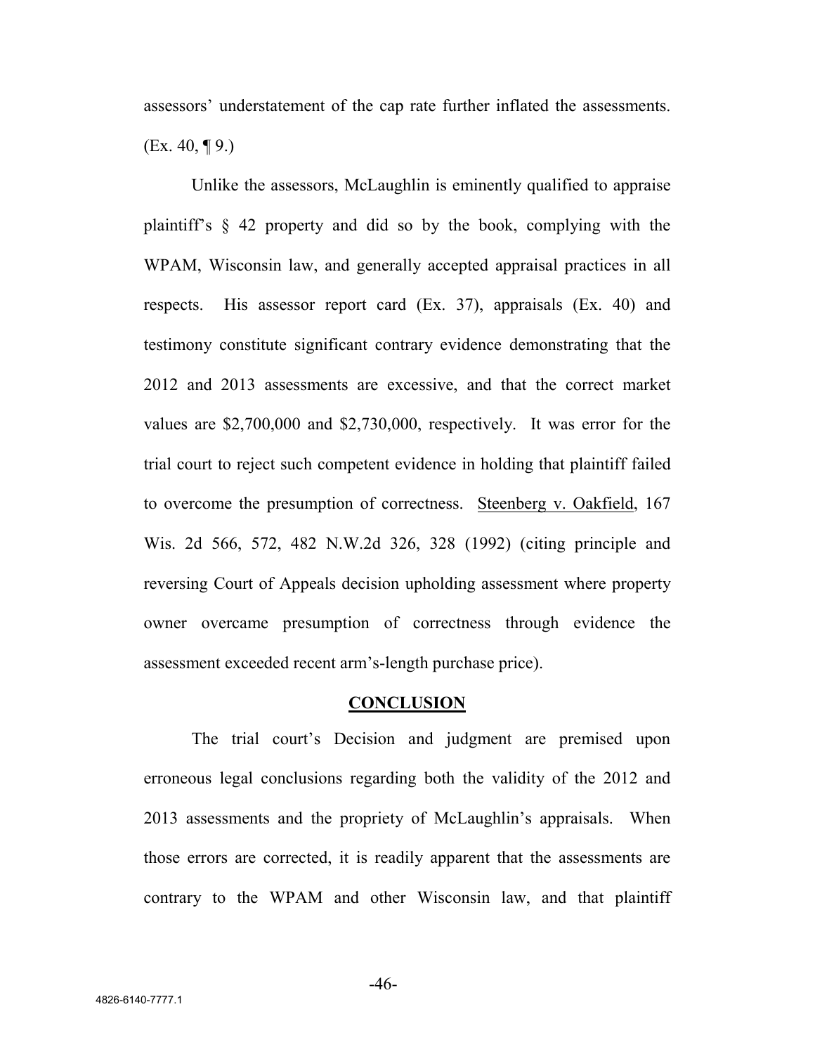assessors' understatement of the cap rate further inflated the assessments. (Ex. 40, ¶ 9.)

Unlike the assessors, McLaughlin is eminently qualified to appraise plaintiff's § 42 property and did so by the book, complying with the WPAM, Wisconsin law, and generally accepted appraisal practices in all respects. His assessor report card (Ex. 37), appraisals (Ex. 40) and testimony constitute significant contrary evidence demonstrating that the 2012 and 2013 assessments are excessive, and that the correct market values are $2,700,000 and $2,730,000, respectively. It was error for the trial court to reject such competent evidence in holding that plaintiff failed to overcome the presumption of correctness. Steenberg v. Oakfield, 167 Wis. 2d 566, 572, 482 N.W.2d 326, 328 (1992) (citing principle and reversing Court of Appeals decision upholding assessment where property owner overcame presumption of correctness through evidence the assessment exceeded recent arm's-length purchase price).

## CONCLUSION

The trial court's Decision and judgment are premised upon erroneous legal conclusions regarding both the validity of the 2012 and 2013 assessments and the propriety of McLaughlin's appraisals. When those errors are corrected, it is readily apparent that the assessments are contrary to the WPAM and other Wisconsin law, and that plaintiff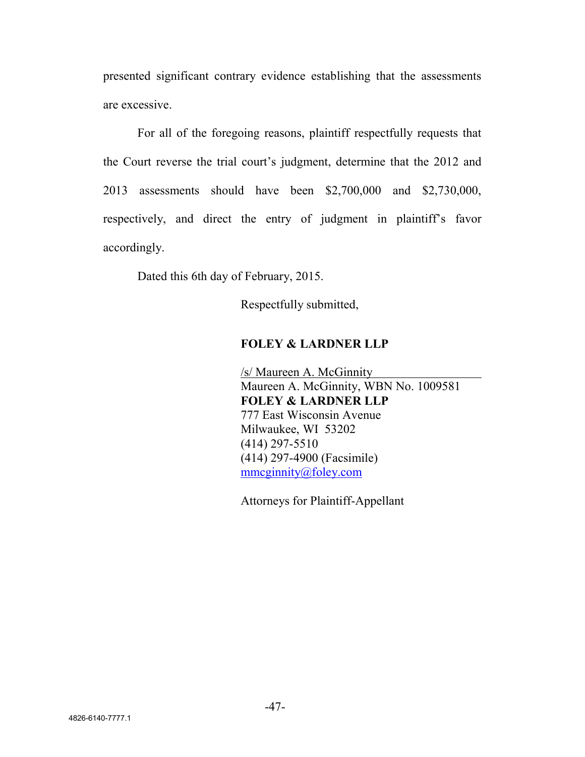presented significant contrary evidence establishing that the assessments are excessive.

For all of the foregoing reasons, plaintiff respectfully requests that the Court reverse the trial court's judgment, determine that the 2012 and 2013 assessments should have been $2,700,000 and $2,730,000, respectively, and direct the entry of judgment in plaintiff's favor accordingly.

Dated this 6th day of February, 2015.

Respectfully submitted,

**FOLEY & LARDNER LLP**

/s/ Maureen A. McGinnity
Maureen A. McGinnity, WBN No. 1009581
**FOLEY & LARDNER LLP**
777 East Wisconsin Avenue
Milwaukee, WI 53202
(414) 297-5510
(414) 297-4900 (Facsimile)
mmcginnity@foley.com

Attorneys for Plaintiff-Appellant

4826-6140-7777.1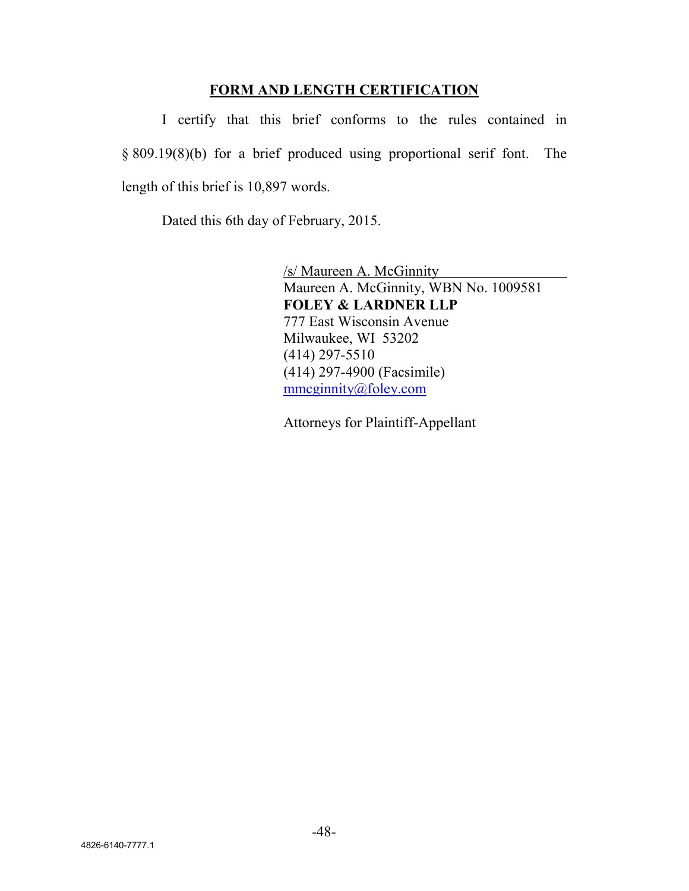## FORM AND LENGTH CERTIFICATION

I certify that this brief conforms to the rules contained in § 809.19(8)(b) for a brief produced using proportional serif font. The length of this brief is 10,897 words.

Dated this 6th day of February, 2015.

/s/ Maureen A. McGinnity
Maureen A. McGinnity, WBN No. 1009581
**FOLEY & LARDNER LLP**
777 East Wisconsin Avenue
Milwaukee, WI 53202
(414) 297-5510
(414) 297-4900 (Facsimile)
mmcginnity@foley.com

Attorneys for Plaintiff-Appellant

4826-6140-7777.1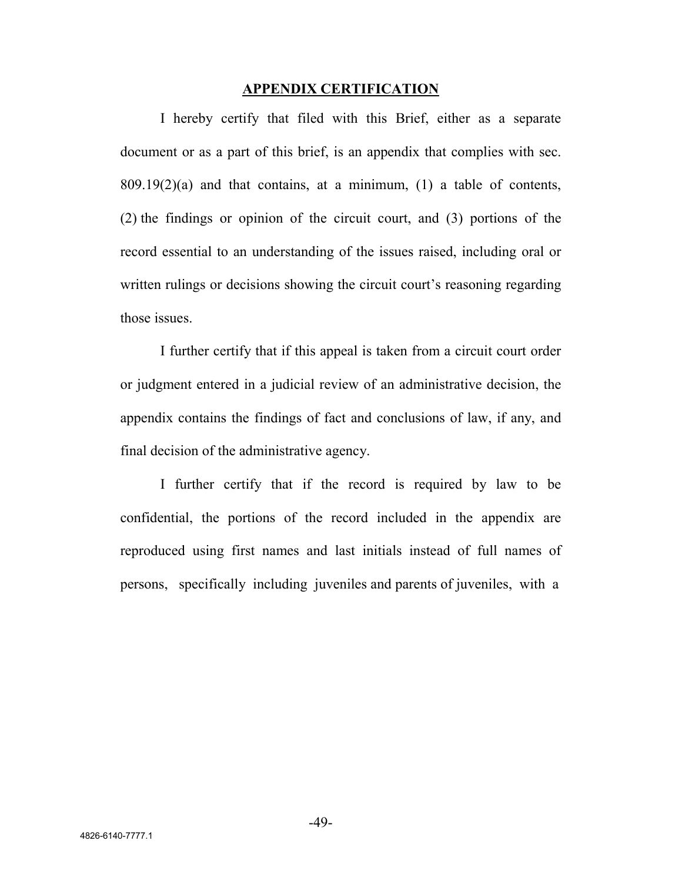## **APPENDIX CERTIFICATION**

I hereby certify that filed with this Brief, either as a separate document or as a part of this brief, is an appendix that complies with sec. 809.19(2)(a) and that contains, at a minimum, (1) a table of contents, (2) the findings or opinion of the circuit court, and (3) portions of the record essential to an understanding of the issues raised, including oral or written rulings or decisions showing the circuit court's reasoning regarding those issues.

I further certify that if this appeal is taken from a circuit court order or judgment entered in a judicial review of an administrative decision, the appendix contains the findings of fact and conclusions of law, if any, and final decision of the administrative agency.

I further certify that if the record is required by law to be confidential, the portions of the record included in the appendix are reproduced using first names and last initials instead of full names of persons, specifically including juveniles and parents of juveniles, with a

4826-6140-7777.1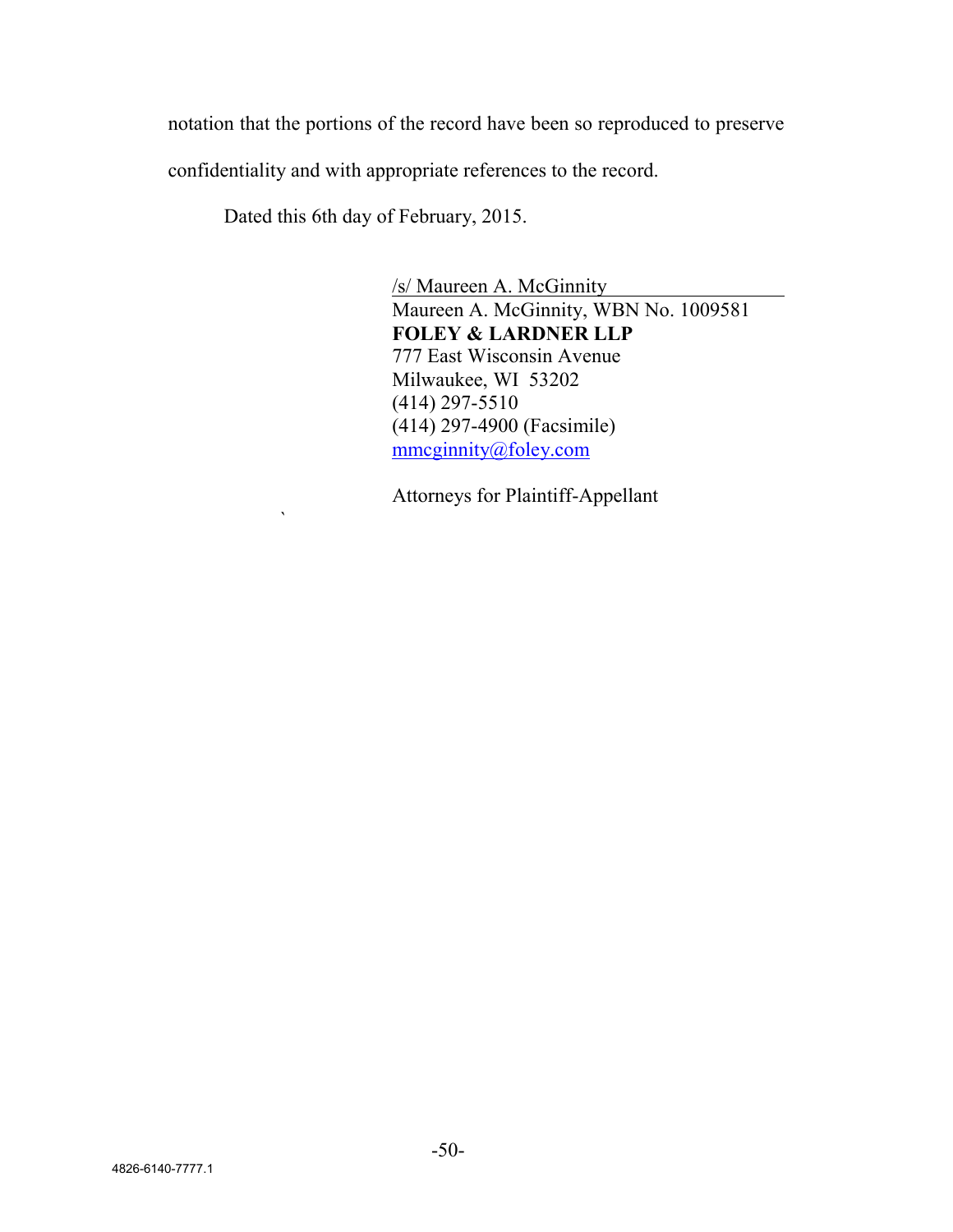notation that the portions of the record have been so reproduced to preserve confidentiality and with appropriate references to the record.

Dated this 6th day of February, 2015.

/s/ Maureen A. McGinnity
Maureen A. McGinnity, WBN No. 1009581
**FOLEY & LARDNER LLP**
777 East Wisconsin Avenue
Milwaukee, WI 53202
(414) 297-5510
(414) 297-4900 (Facsimile)
mmcginnity@foley.com

Attorneys for Plaintiff-Appellant

4826-6140-7777.1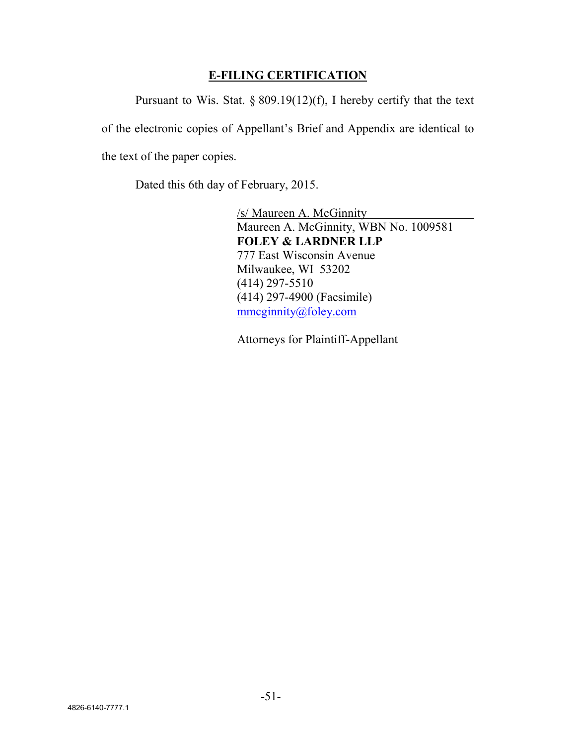## E-FILING CERTIFICATION

Pursuant to Wis. Stat. § 809.19(12)(f), I hereby certify that the text of the electronic copies of Appellant's Brief and Appendix are identical to the text of the paper copies.

Dated this 6th day of February, 2015.

/s/ Maureen A. McGinnity
Maureen A. McGinnity, WBN No. 1009581
**FOLEY & LARDNER LLP**
777 East Wisconsin Avenue
Milwaukee, WI 53202
(414) 297-5510
(414) 297-4900 (Facsimile)
mmcginnity@foley.com

Attorneys for Plaintiff-Appellant

4826-6140-7777.1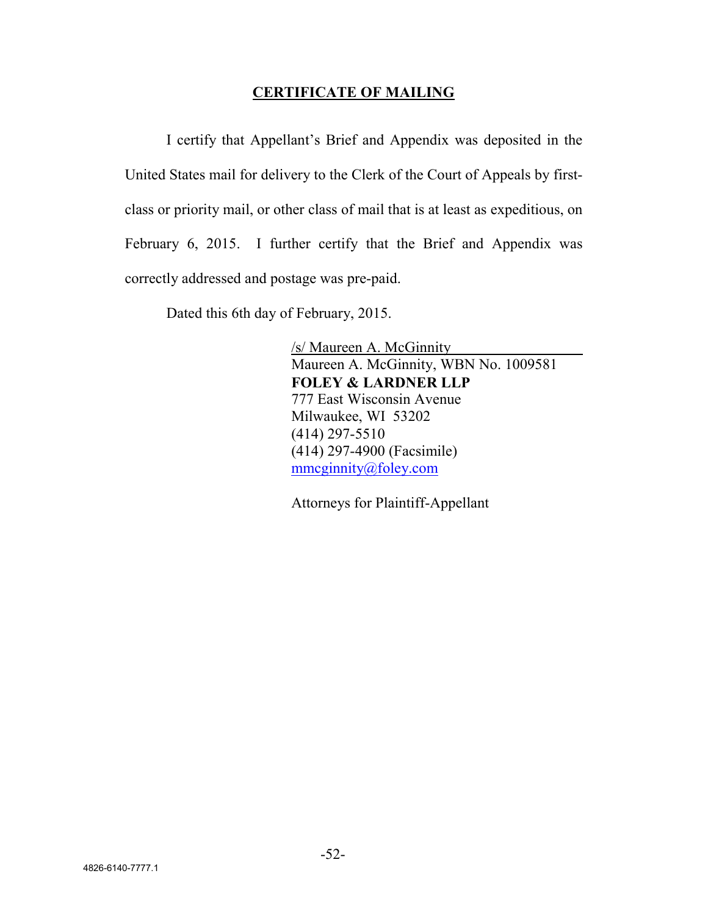## CERTIFICATE OF MAILING

I certify that Appellant's Brief and Appendix was deposited in the United States mail for delivery to the Clerk of the Court of Appeals by first-class or priority mail, or other class of mail that is at least as expeditious, on February 6, 2015. I further certify that the Brief and Appendix was correctly addressed and postage was pre-paid.

Dated this 6th day of February, 2015.

/s/ Maureen A. McGinnity
Maureen A. McGinnity, WBN No. 1009581
**FOLEY & LARDNER LLP**
777 East Wisconsin Avenue
Milwaukee, WI 53202
(414) 297-5510
(414) 297-4900 (Facsimile)
mmcginnity@foley.com

Attorneys for Plaintiff-Appellant

4826-6140-7777.1